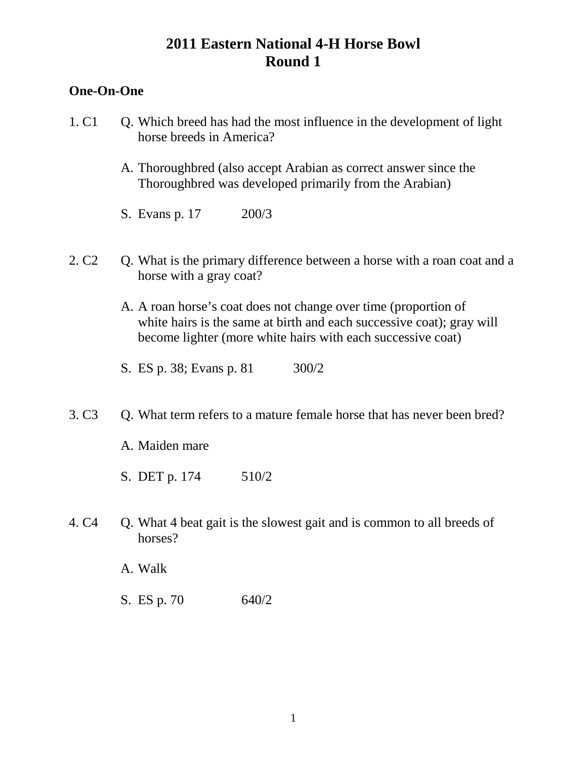# 2011 Eastern National 4-H Horse Bowl
# Round 1

## One-On-One

1. C1

Q. Which breed has had the most influence in the development of light horse breeds in America?

A. Thoroughbred (also accept Arabian as correct answer since the Thoroughbred was developed primarily from the Arabian)

S. Evans p. 17 200/3

2. C2

Q. What is the primary difference between a horse with a roan coat and a horse with a gray coat?

A. A roan horse's coat does not change over time (proportion of white hairs is the same at birth and each successive coat); gray will become lighter (more white hairs with each successive coat)

S. ES p. 38; Evans p. 81 300/2

3. C3

Q. What term refers to a mature female horse that has never been bred?

A. Maiden mare

S. DET p. 174 510/2

4. C4

Q. What 4 beat gait is the slowest gait and is common to all breeds of horses?

A. Walk

S. ES p. 70 640/2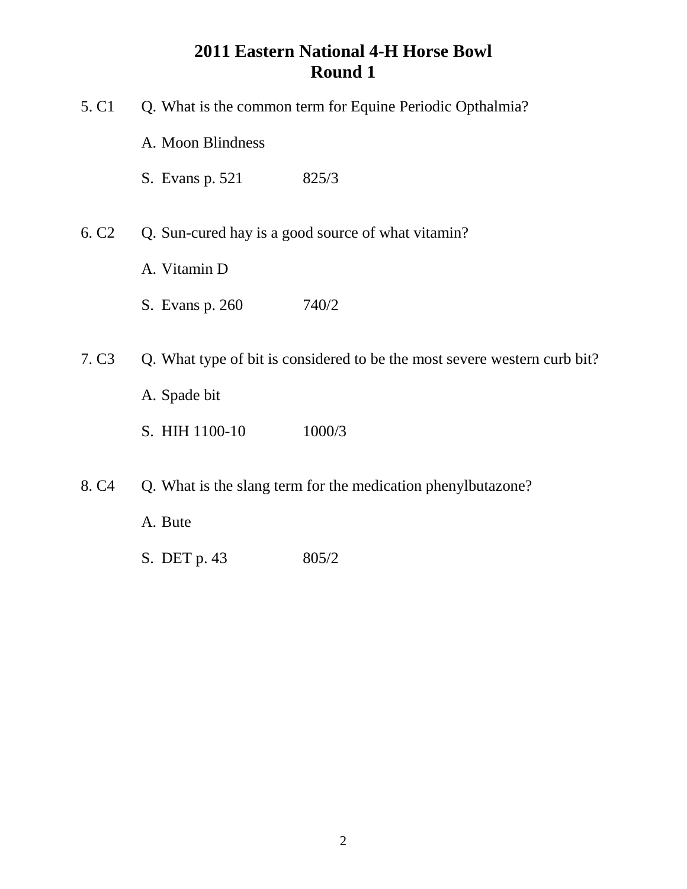# 2011 Eastern National 4-H Horse Bowl
## Round 1

5. C1 Q. What is the common term for Equine Periodic Opthalmia?

A. Moon Blindness

S. Evans p. 521 825/3

6. C2 Q. Sun-cured hay is a good source of what vitamin?

A. Vitamin D

S. Evans p. 260 740/2

7. C3 Q. What type of bit is considered to be the most severe western curb bit?

A. Spade bit

S. HIH 1100-10 1000/3

8. C4 Q. What is the slang term for the medication phenylbutazone?

A. Bute

S. DET p. 43 805/2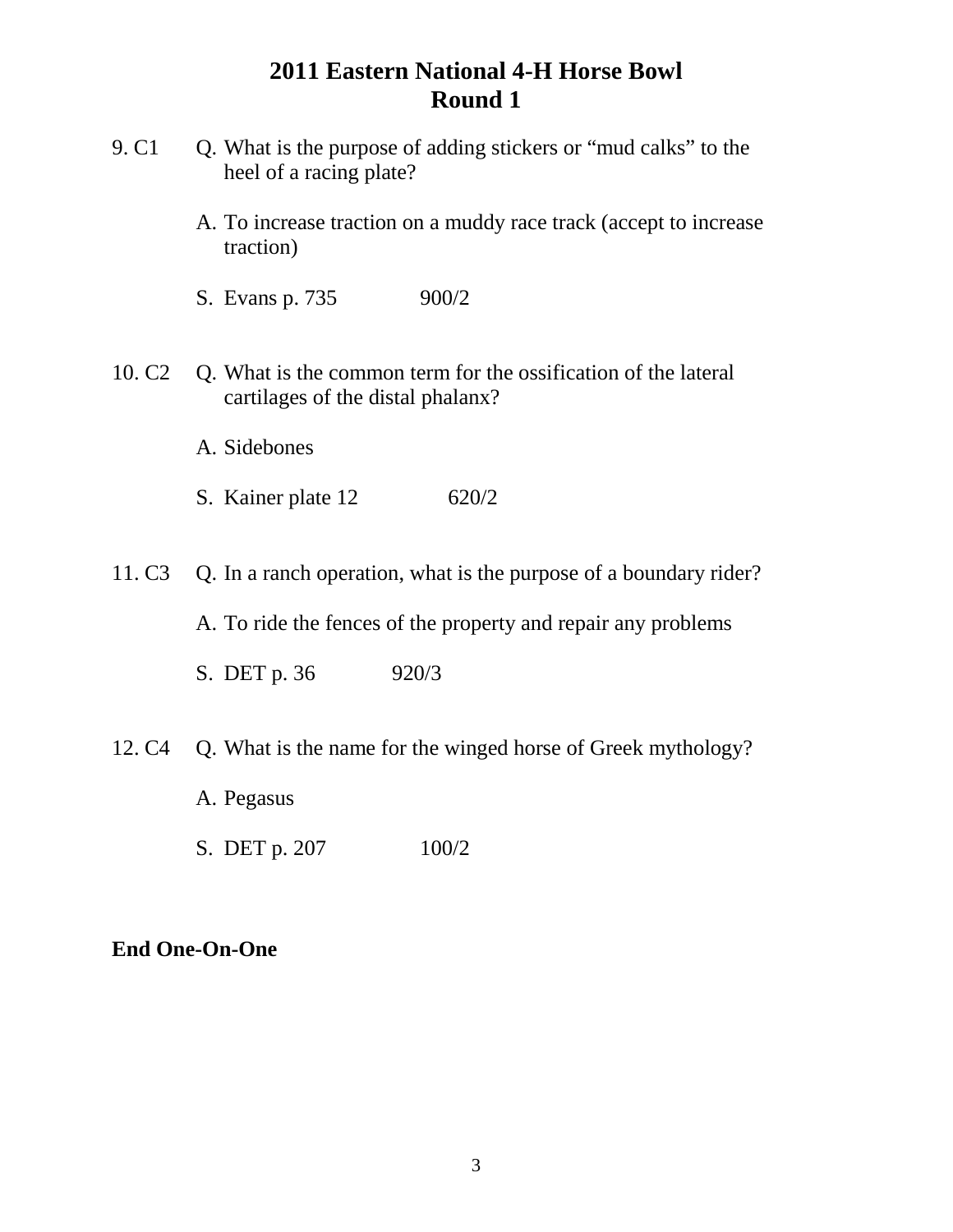# 2011 Eastern National 4-H Horse Bowl
## Round 1

9. C1 Q. What is the purpose of adding stickers or "mud calks" to the heel of a racing plate?

   A. To increase traction on a muddy race track (accept to increase traction)

   S. Evans p. 735 900/2

10. C2 Q. What is the common term for the ossification of the lateral cartilages of the distal phalanx?

   A. Sidebones

   S. Kainer plate 12 620/2

11. C3 Q. In a ranch operation, what is the purpose of a boundary rider?

   A. To ride the fences of the property and repair any problems

   S. DET p. 36 920/3

12. C4 Q. What is the name for the winged horse of Greek mythology?

   A. Pegasus

   S. DET p. 207 100/2

**End One-On-One**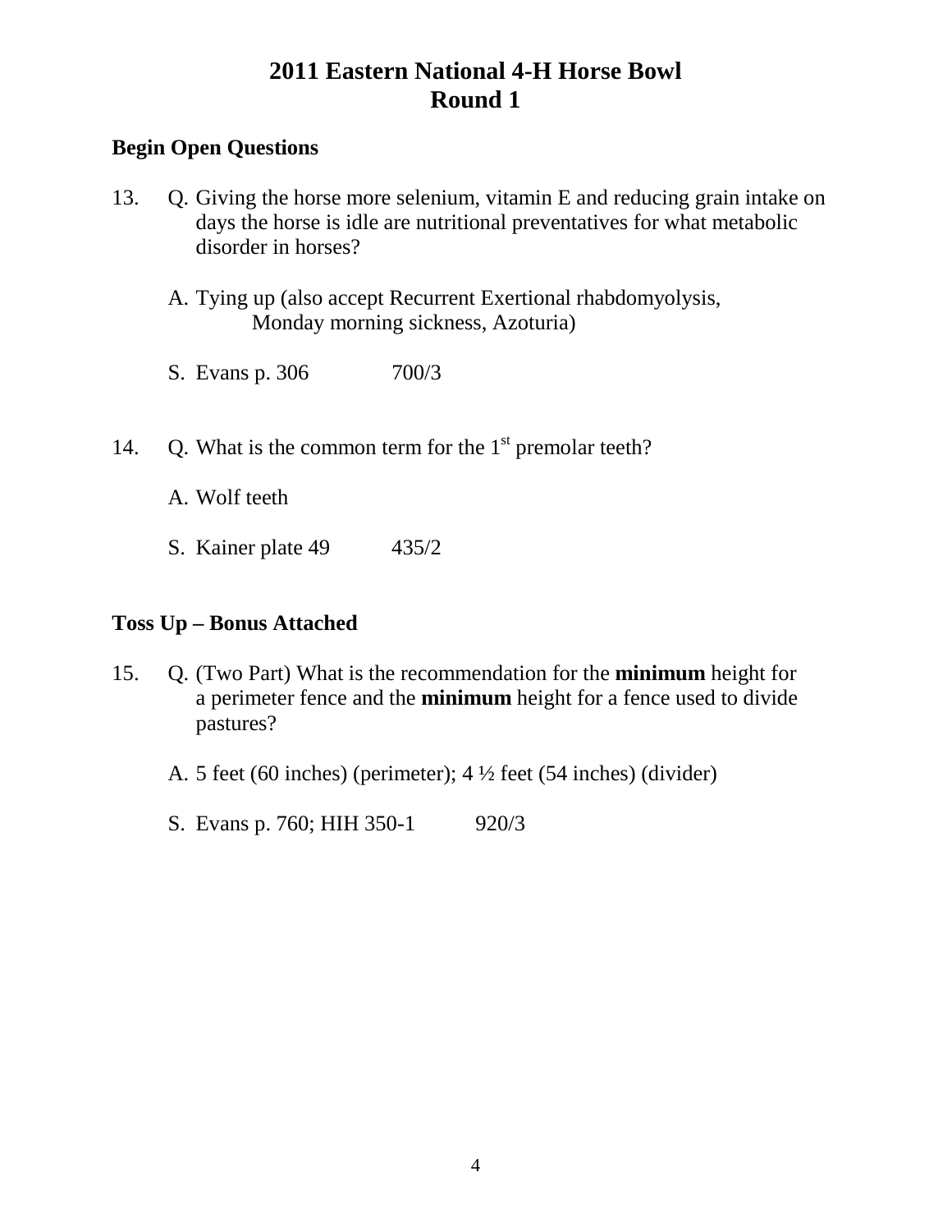# 2011 Eastern National 4-H Horse Bowl
# Round 1

**Begin Open Questions**

13. Q. Giving the horse more selenium, vitamin E and reducing grain intake on days the horse is idle are nutritional preventatives for what metabolic disorder in horses?

    A. Tying up (also accept Recurrent Exertional rhabdomyolysis, Monday morning sickness, Azoturia)

    S. Evans p. 306 700/3

14. Q. What is the common term for the 1st premolar teeth?

    A. Wolf teeth

    S. Kainer plate 49 435/2

**Toss Up – Bonus Attached**

15. Q. (Two Part) What is the recommendation for the **minimum** height for a perimeter fence and the **minimum** height for a fence used to divide pastures?

    A. 5 feet (60 inches) (perimeter); 4 ½ feet (54 inches) (divider)

    S. Evans p. 760; HIH 350-1 920/3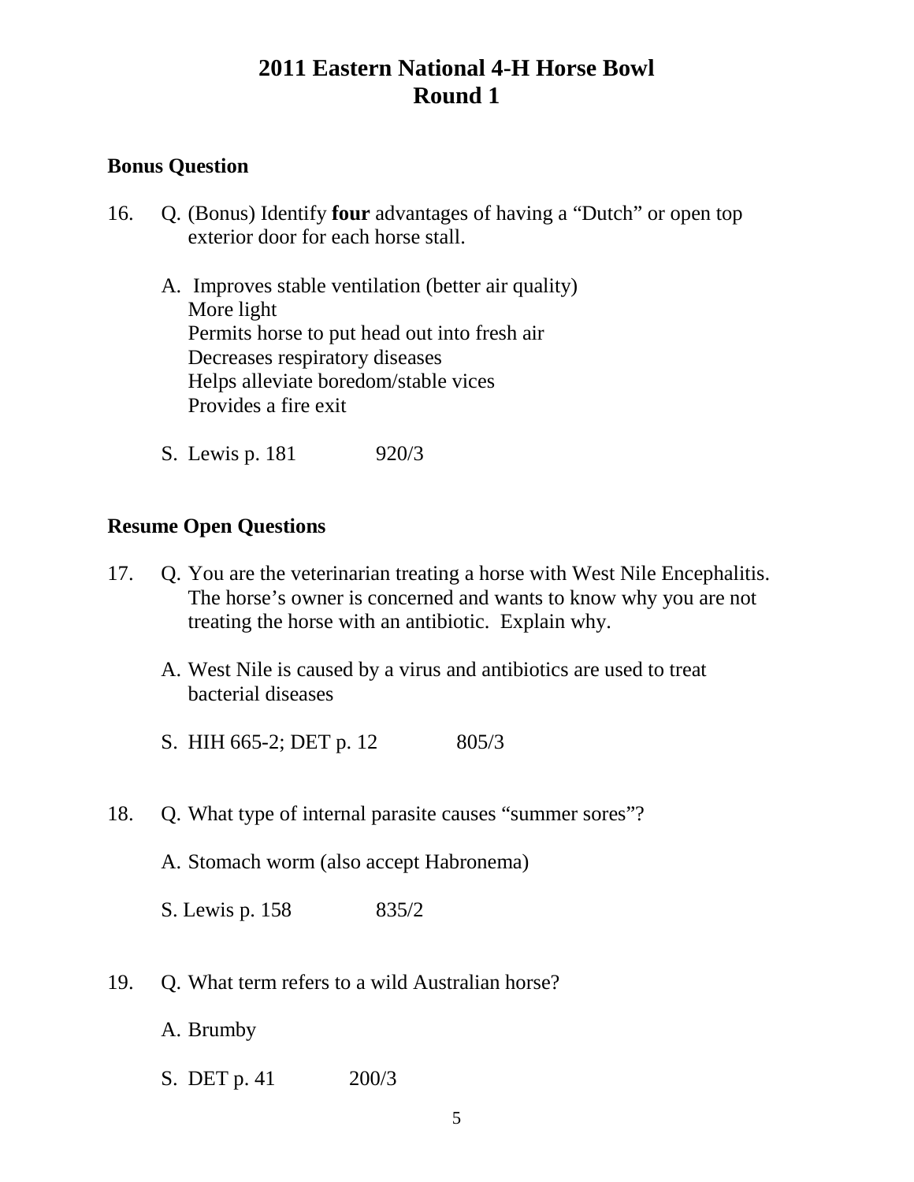# 2011 Eastern National 4-H Horse Bowl
# Round 1

**Bonus Question**

16. Q. (Bonus) Identify **four** advantages of having a "Dutch" or open top exterior door for each horse stall.

    A. Improves stable ventilation (better air quality)
    More light
    Permits horse to put head out into fresh air
    Decreases respiratory diseases
    Helps alleviate boredom/stable vices
    Provides a fire exit

    S. Lewis p. 181 920/3

**Resume Open Questions**

17. Q. You are the veterinarian treating a horse with West Nile Encephalitis. The horse's owner is concerned and wants to know why you are not treating the horse with an antibiotic. Explain why.

    A. West Nile is caused by a virus and antibiotics are used to treat bacterial diseases

    S. HIH 665-2; DET p. 12 805/3

18. Q. What type of internal parasite causes "summer sores"?

    A. Stomach worm (also accept Habronema)

    S. Lewis p. 158 835/2

19. Q. What term refers to a wild Australian horse?

    A. Brumby

    S. DET p. 41 200/3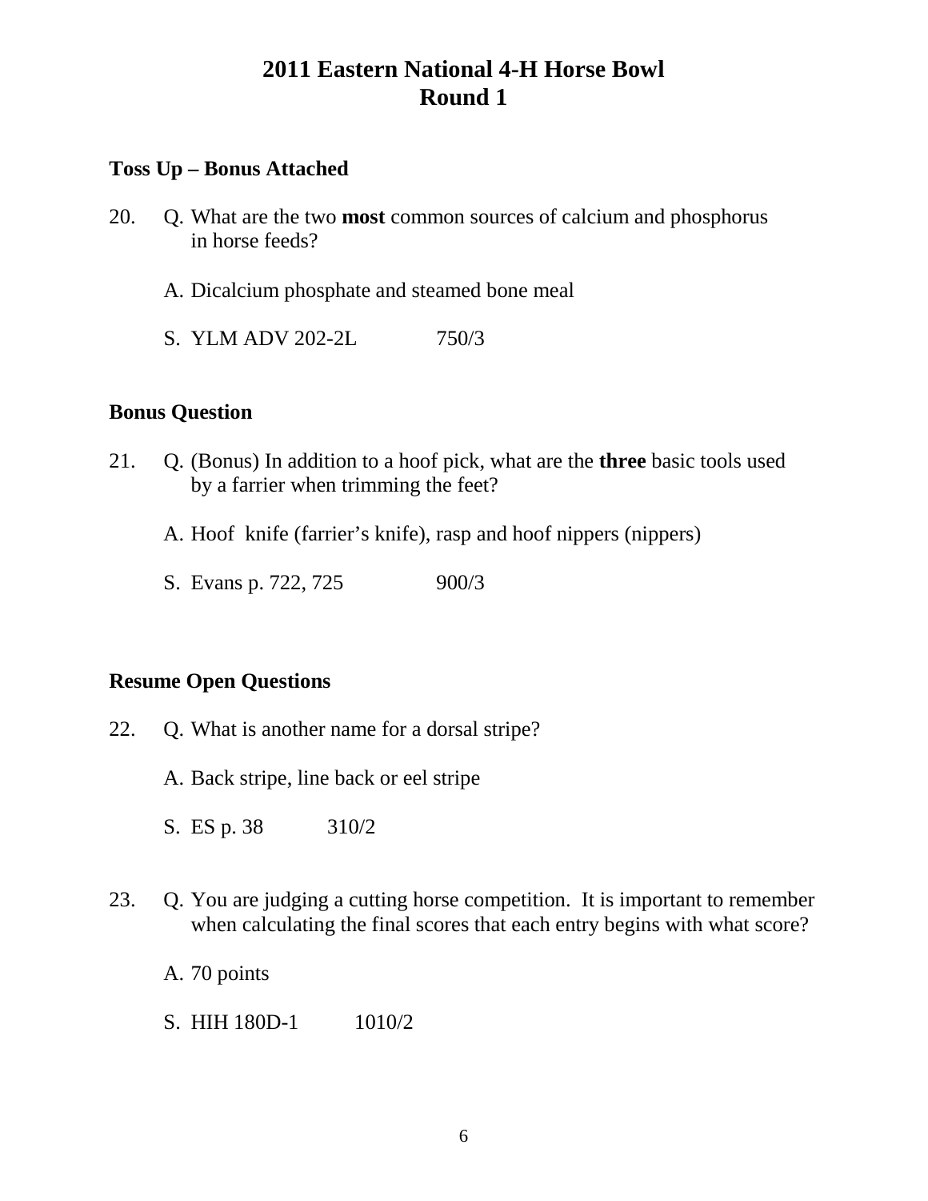# 2011 Eastern National 4-H Horse Bowl
# Round 1

### Toss Up – Bonus Attached

20. Q. What are the two **most** common sources of calcium and phosphorus in horse feeds?

    A. Dicalcium phosphate and steamed bone meal

    S. YLM ADV 202-2L 750/3

### Bonus Question

21. Q. (Bonus) In addition to a hoof pick, what are the **three** basic tools used by a farrier when trimming the feet?

    A. Hoof knife (farrier's knife), rasp and hoof nippers (nippers)

    S. Evans p. 722, 725 900/3

### Resume Open Questions

22. Q. What is another name for a dorsal stripe?

    A. Back stripe, line back or eel stripe

    S. ES p. 38 310/2

23. Q. You are judging a cutting horse competition. It is important to remember when calculating the final scores that each entry begins with what score?

    A. 70 points

    S. HIH 180D-1 1010/2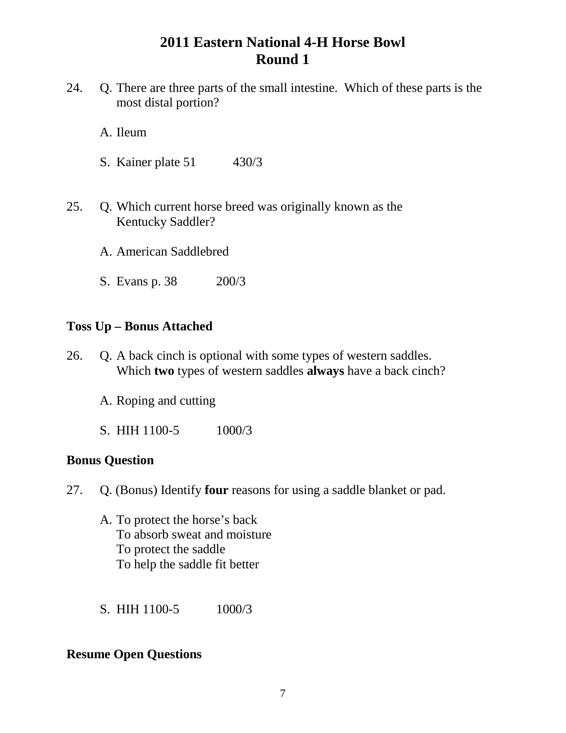# 2011 Eastern National 4-H Horse Bowl
# Round 1

24. Q. There are three parts of the small intestine. Which of these parts is the most distal portion?

    A. Ileum

    S. Kainer plate 51 430/3

25. Q. Which current horse breed was originally known as the Kentucky Saddler?

    A. American Saddlebred

    S. Evans p. 38 200/3

**Toss Up – Bonus Attached**

26. Q. A back cinch is optional with some types of western saddles. Which **two** types of western saddles **always** have a back cinch?

    A. Roping and cutting

    S. HIH 1100-5 1000/3

**Bonus Question**

27. Q. (Bonus) Identify **four** reasons for using a saddle blanket or pad.

    A. To protect the horse's back
    To absorb sweat and moisture
    To protect the saddle
    To help the saddle fit better

    S. HIH 1100-5 1000/3

**Resume Open Questions**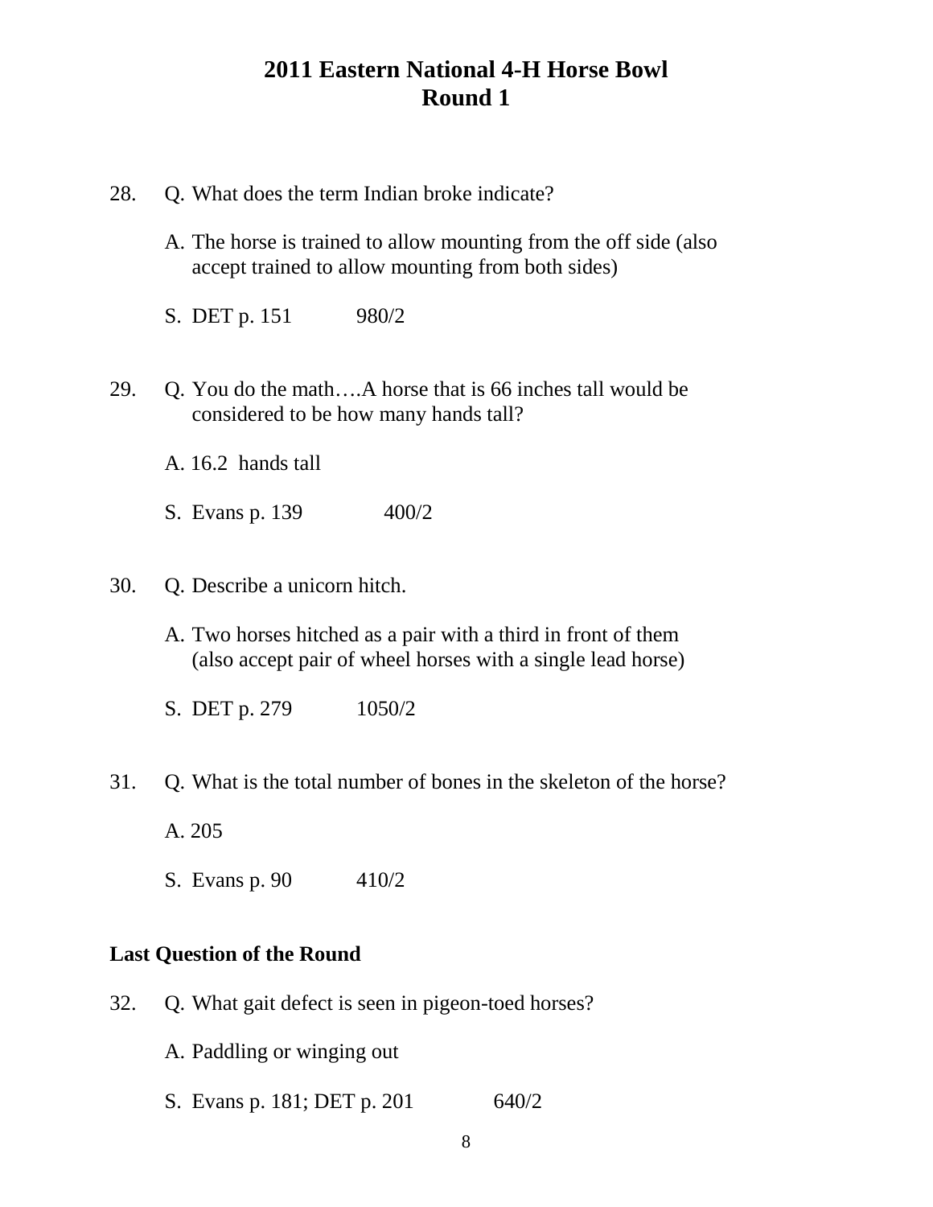# 2011 Eastern National 4-H Horse Bowl
# Round 1

28. Q. What does the term Indian broke indicate?

    A. The horse is trained to allow mounting from the off side (also accept trained to allow mounting from both sides)

    S. DET p. 151 980/2

29. Q. You do the math….A horse that is 66 inches tall would be considered to be how many hands tall?

    A. 16.2 hands tall

    S. Evans p. 139 400/2

30. Q. Describe a unicorn hitch.

    A. Two horses hitched as a pair with a third in front of them (also accept pair of wheel horses with a single lead horse)

    S. DET p. 279 1050/2

31. Q. What is the total number of bones in the skeleton of the horse?

    A. 205

    S. Evans p. 90 410/2

**Last Question of the Round**

32. Q. What gait defect is seen in pigeon-toed horses?

    A. Paddling or winging out

    S. Evans p. 181; DET p. 201 640/2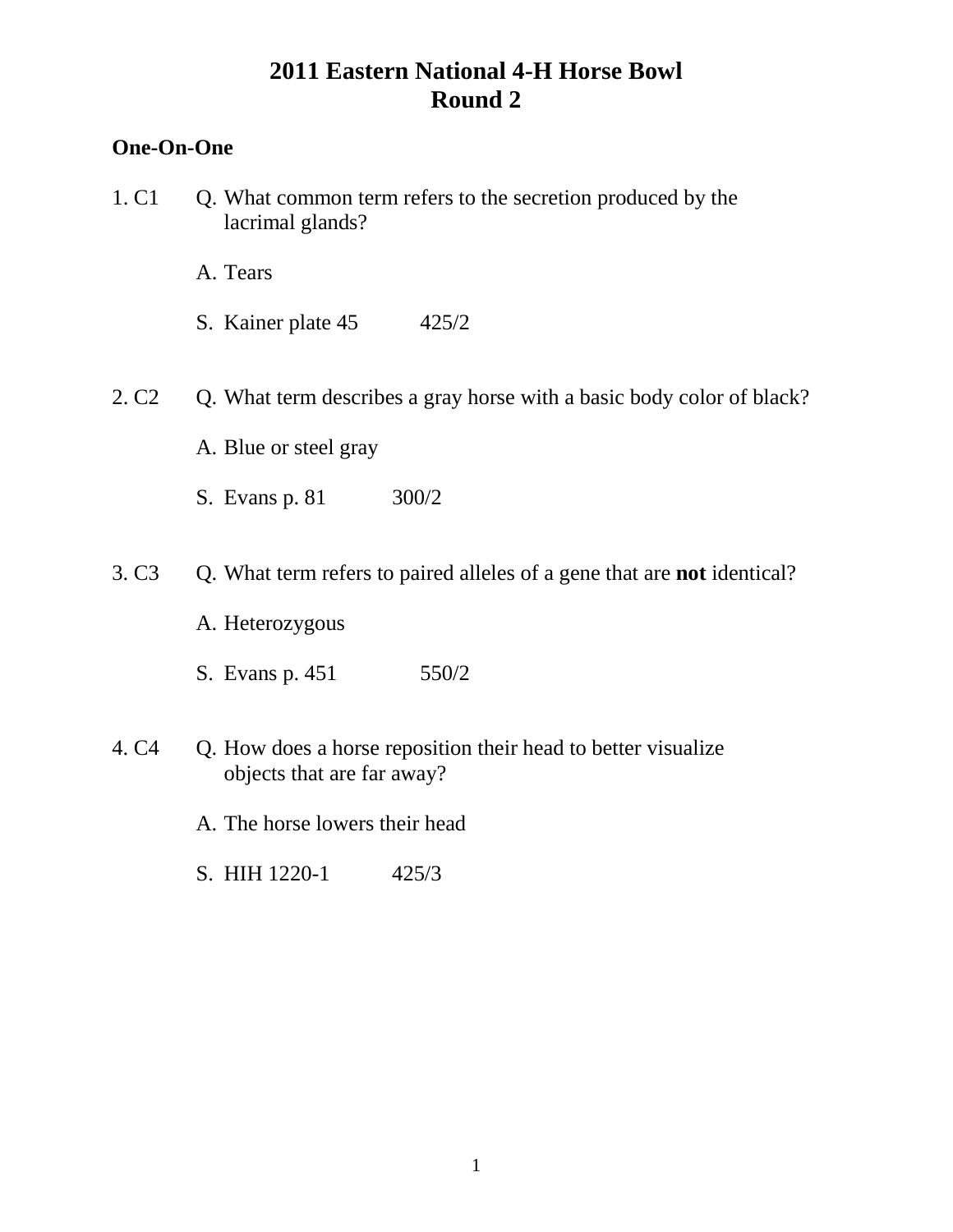# 2011 Eastern National 4-H Horse Bowl
# Round 2

## One-On-One

1. C1 Q. What common term refers to the secretion produced by the lacrimal glands?

   A. Tears

   S. Kainer plate 45 425/2

2. C2 Q. What term describes a gray horse with a basic body color of black?

   A. Blue or steel gray

   S. Evans p. 81 300/2

3. C3 Q. What term refers to paired alleles of a gene that are **not** identical?

   A. Heterozygous

   S. Evans p. 451 550/2

4. C4 Q. How does a horse reposition their head to better visualize objects that are far away?

   A. The horse lowers their head

   S. HIH 1220-1 425/3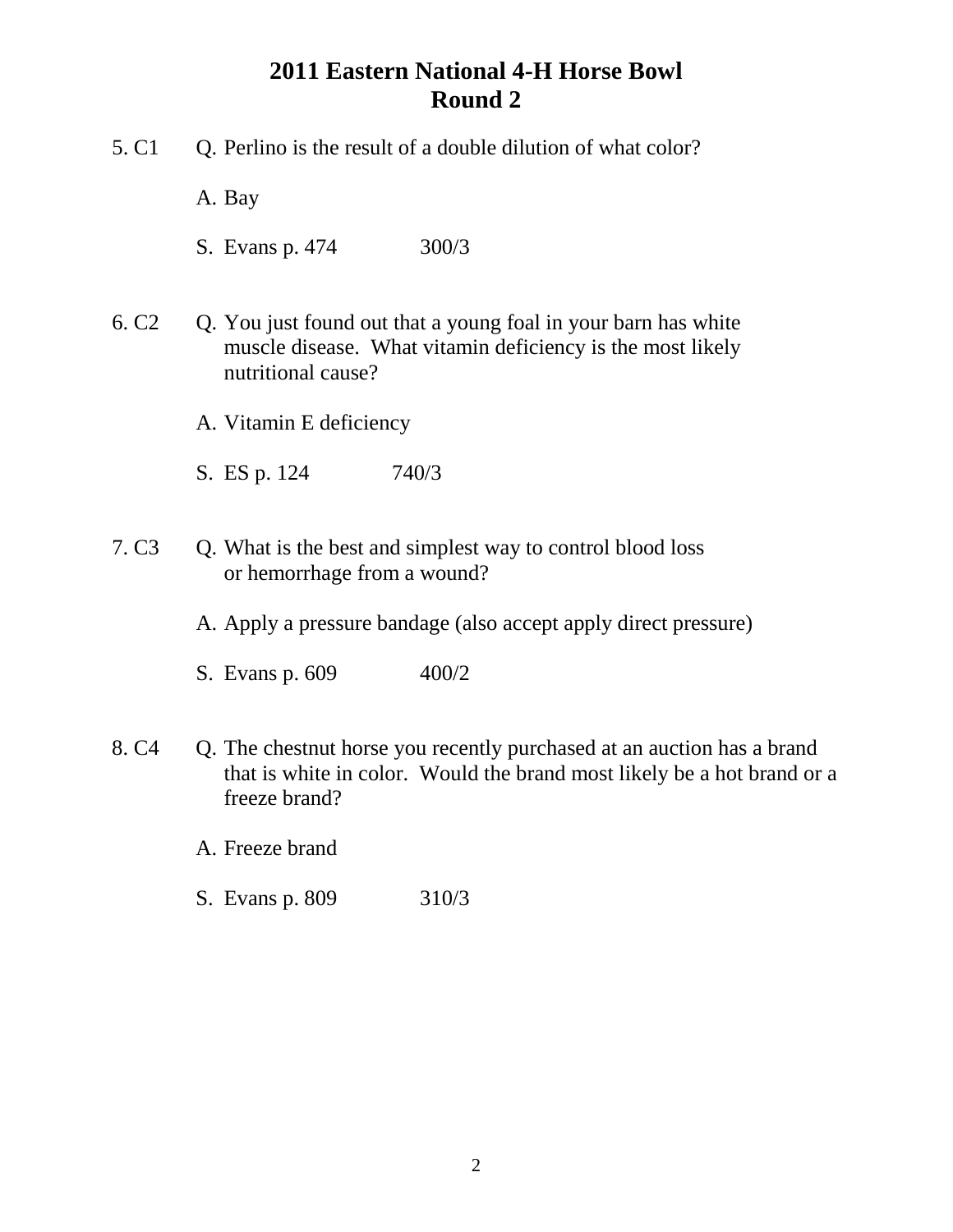# 2011 Eastern National 4-H Horse Bowl
# Round 2

5. C1 Q. Perlino is the result of a double dilution of what color?

   A. Bay

   S. Evans p. 474 300/3

6. C2 Q. You just found out that a young foal in your barn has white muscle disease. What vitamin deficiency is the most likely nutritional cause?

   A. Vitamin E deficiency

   S. ES p. 124 740/3

7. C3 Q. What is the best and simplest way to control blood loss or hemorrhage from a wound?

   A. Apply a pressure bandage (also accept apply direct pressure)

   S. Evans p. 609 400/2

8. C4 Q. The chestnut horse you recently purchased at an auction has a brand that is white in color. Would the brand most likely be a hot brand or a freeze brand?

   A. Freeze brand

   S. Evans p. 809 310/3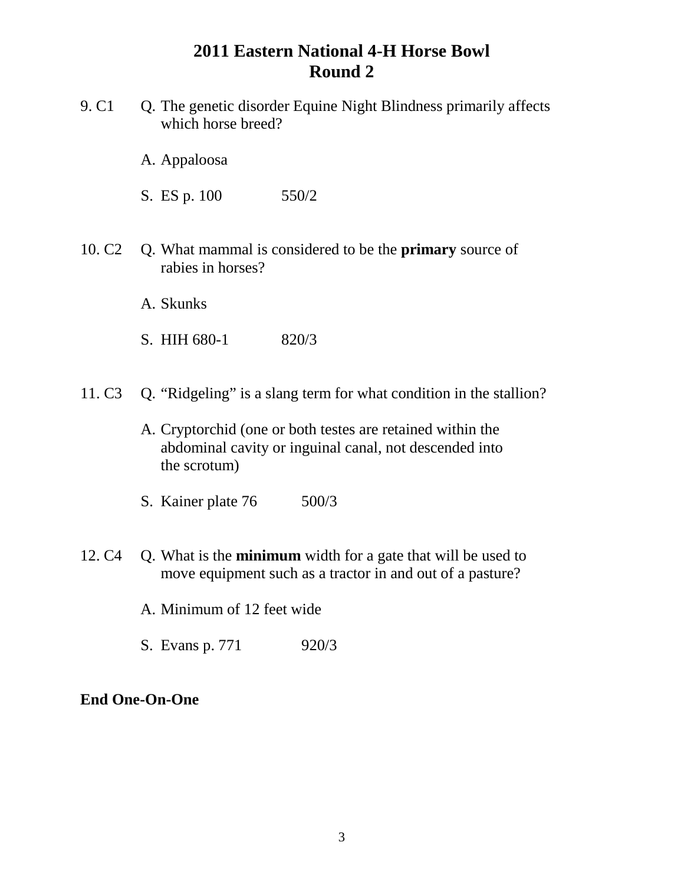# 2011 Eastern National 4-H Horse Bowl
## Round 2

9. C1 Q. The genetic disorder Equine Night Blindness primarily affects which horse breed?

   A. Appaloosa

   S. ES p. 100 550/2

10. C2 Q. What mammal is considered to be the **primary** source of rabies in horses?

   A. Skunks

   S. HIH 680-1 820/3

11. C3 Q. "Ridgeling" is a slang term for what condition in the stallion?

   A. Cryptorchid (one or both testes are retained within the abdominal cavity or inguinal canal, not descended into the scrotum)

   S. Kainer plate 76 500/3

12. C4 Q. What is the **minimum** width for a gate that will be used to move equipment such as a tractor in and out of a pasture?

   A. Minimum of 12 feet wide

   S. Evans p. 771 920/3

**End One-On-One**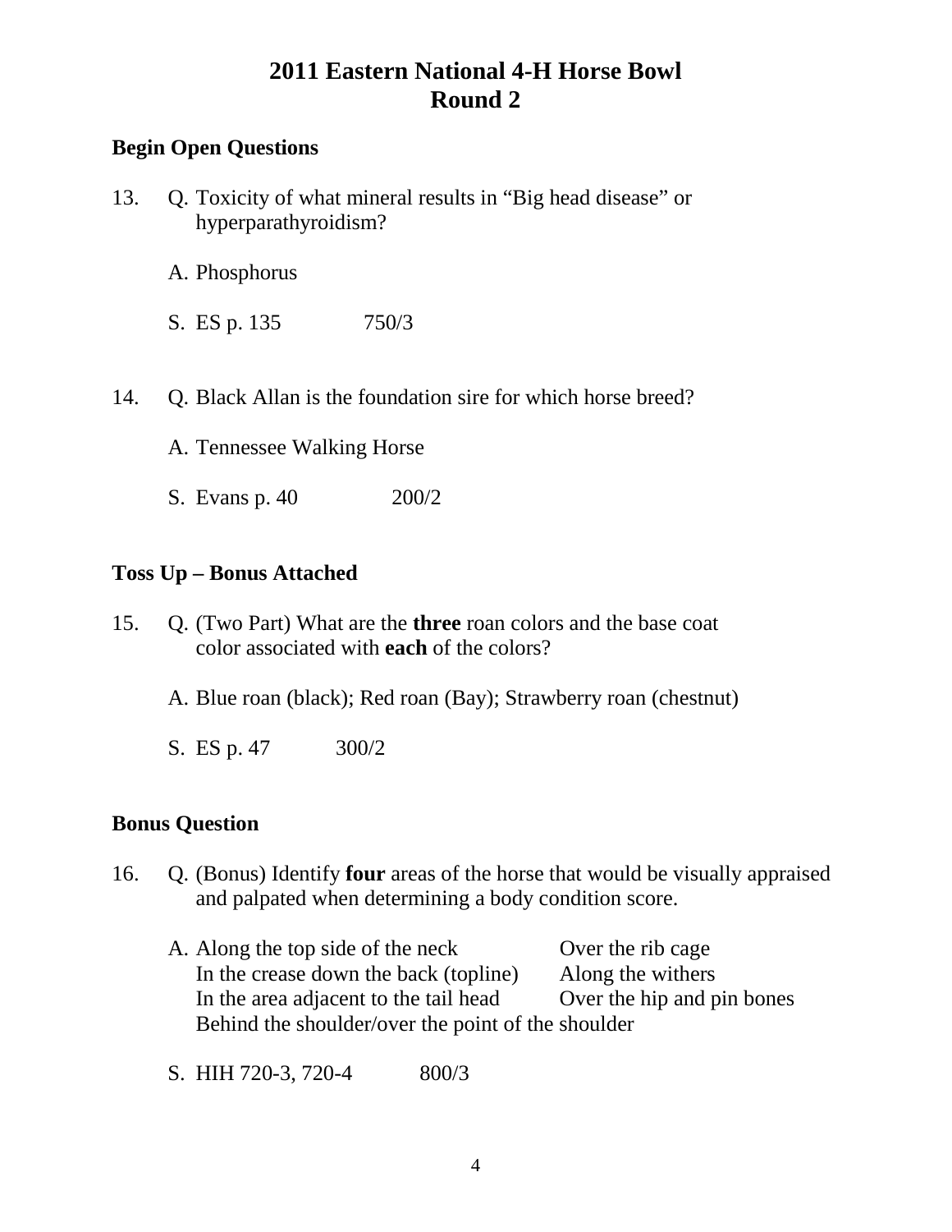# 2011 Eastern National 4-H Horse Bowl
## Round 2

### Begin Open Questions

13. Q. Toxicity of what mineral results in "Big head disease" or hyperparathyroidism?

    A. Phosphorus

    S. ES p. 135 750/3

14. Q. Black Allan is the foundation sire for which horse breed?

    A. Tennessee Walking Horse

    S. Evans p. 40 200/2

### Toss Up – Bonus Attached

15. Q. (Two Part) What are the **three** roan colors and the base coat color associated with **each** of the colors?

    A. Blue roan (black); Red roan (Bay); Strawberry roan (chestnut)

    S. ES p. 47 300/2

### Bonus Question

16. Q. (Bonus) Identify **four** areas of the horse that would be visually appraised and palpated when determining a body condition score.

    A. Along the top side of the neck
    Over the rib cage
    In the crease down the back (topline)
    Along the withers
    In the area adjacent to the tail head
    Over the hip and pin bones
    Behind the shoulder/over the point of the shoulder

    S. HIH 720-3, 720-4 800/3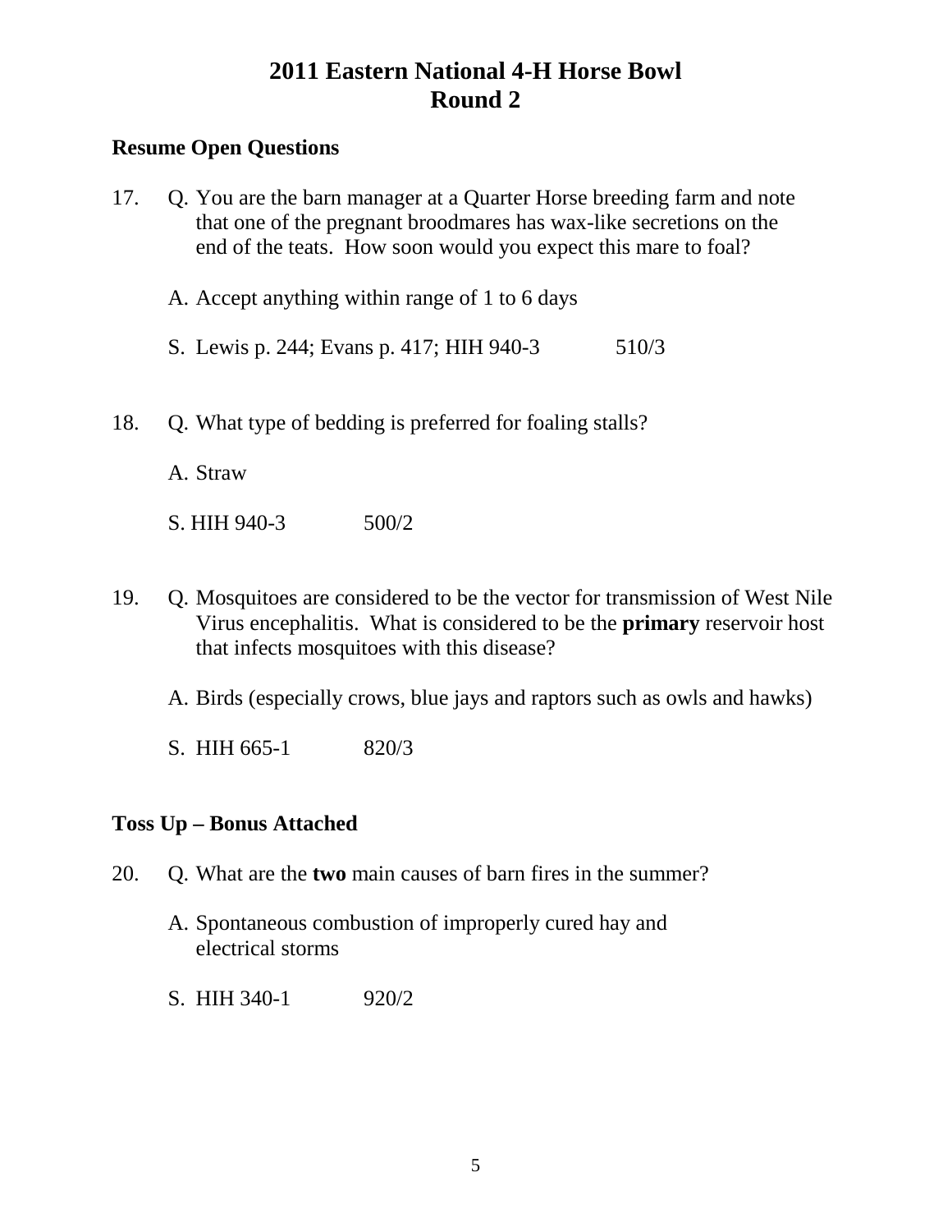# 2011 Eastern National 4-H Horse Bowl
# Round 2

## Resume Open Questions

17. Q. You are the barn manager at a Quarter Horse breeding farm and note that one of the pregnant broodmares has wax-like secretions on the end of the teats. How soon would you expect this mare to foal?

    A. Accept anything within range of 1 to 6 days

    S. Lewis p. 244; Evans p. 417; HIH 940-3 510/3

18. Q. What type of bedding is preferred for foaling stalls?

    A. Straw

    S. HIH 940-3 500/2

19. Q. Mosquitoes are considered to be the vector for transmission of West Nile Virus encephalitis. What is considered to be the **primary** reservoir host that infects mosquitoes with this disease?

    A. Birds (especially crows, blue jays and raptors such as owls and hawks)

    S. HIH 665-1 820/3

## Toss Up – Bonus Attached

20. Q. What are the **two** main causes of barn fires in the summer?

    A. Spontaneous combustion of improperly cured hay and electrical storms

    S. HIH 340-1 920/2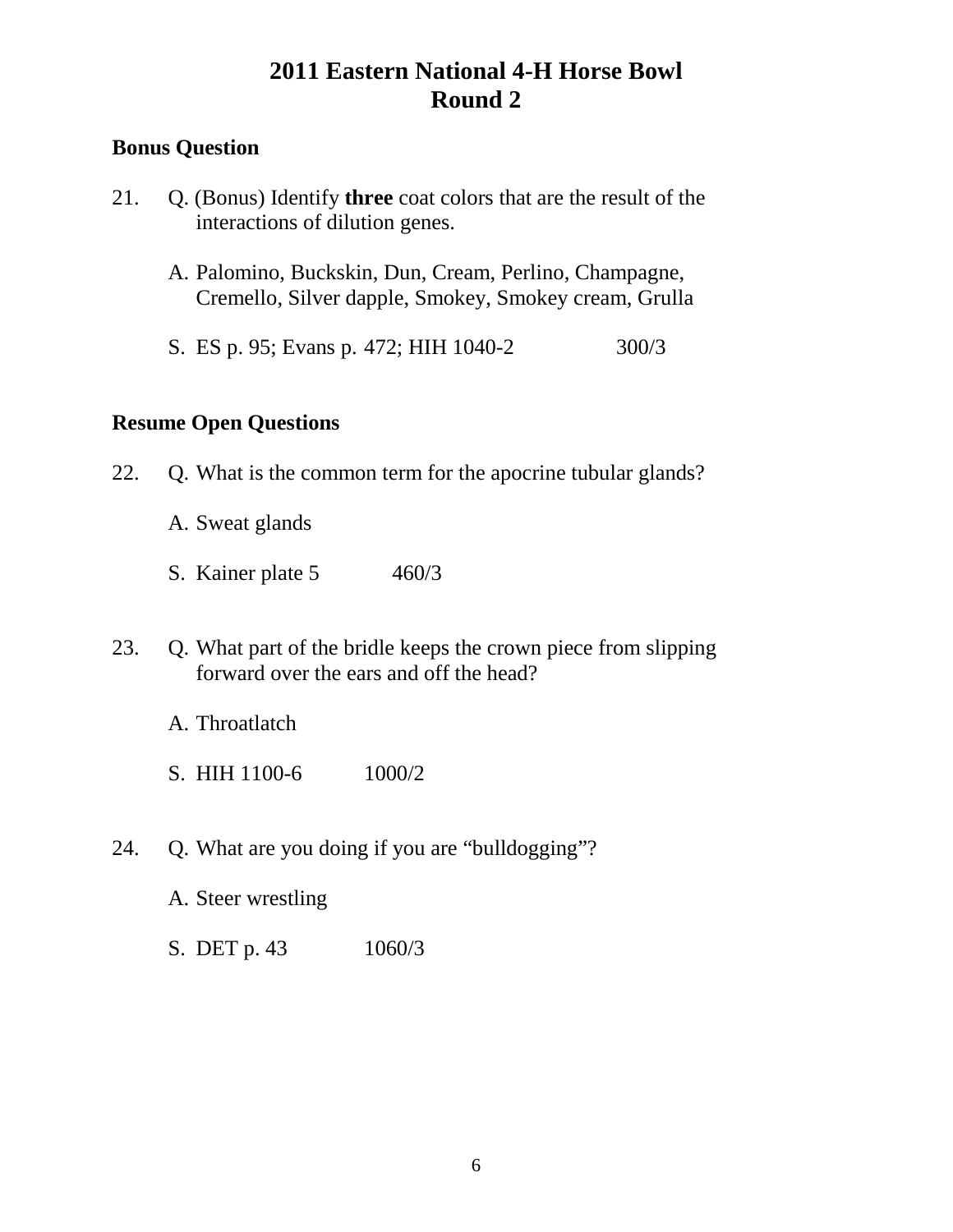# 2011 Eastern National 4-H Horse Bowl
# Round 2

**Bonus Question**

21. Q. (Bonus) Identify **three** coat colors that are the result of the interactions of dilution genes.

    A. Palomino, Buckskin, Dun, Cream, Perlino, Champagne, Cremello, Silver dapple, Smokey, Smokey cream, Grulla

    S. ES p. 95; Evans p. 472; HIH 1040-2 300/3

**Resume Open Questions**

22. Q. What is the common term for the apocrine tubular glands?

    A. Sweat glands

    S. Kainer plate 5 460/3

23. Q. What part of the bridle keeps the crown piece from slipping forward over the ears and off the head?

    A. Throatlatch

    S. HIH 1100-6 1000/2

24. Q. What are you doing if you are "bulldogging"?

    A. Steer wrestling

    S. DET p. 43 1060/3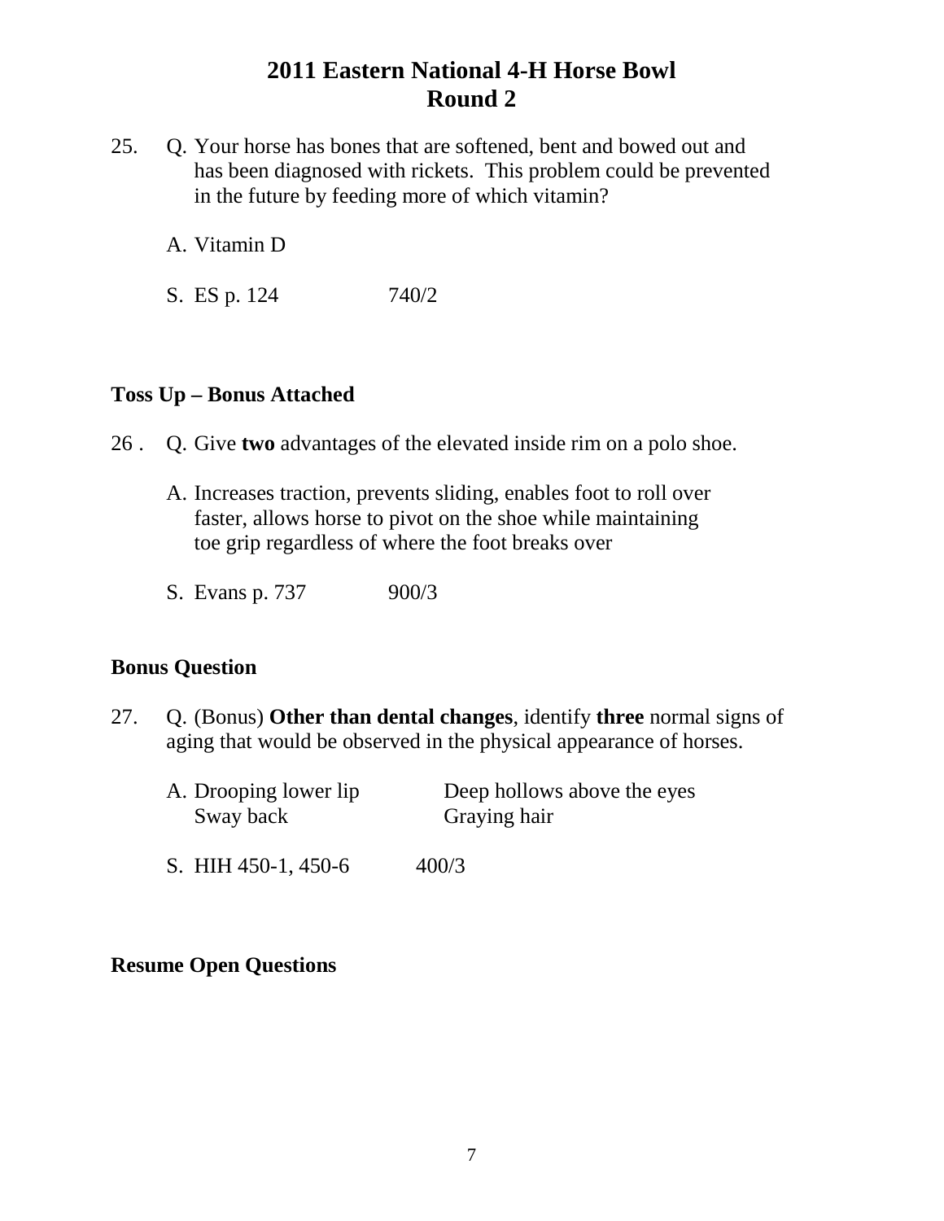# 2011 Eastern National 4-H Horse Bowl
# Round 2

25. Q. Your horse has bones that are softened, bent and bowed out and has been diagnosed with rickets. This problem could be prevented in the future by feeding more of which vitamin?

    A. Vitamin D

    S. ES p. 124 740/2

**Toss Up – Bonus Attached**

26 . Q. Give **two** advantages of the elevated inside rim on a polo shoe.

    A. Increases traction, prevents sliding, enables foot to roll over faster, allows horse to pivot on the shoe while maintaining toe grip regardless of where the foot breaks over

    S. Evans p. 737 900/3

**Bonus Question**

27. Q. (Bonus) **Other than dental changes**, identify **three** normal signs of aging that would be observed in the physical appearance of horses.

    A. Drooping lower lip
    Sway back
    Deep hollows above the eyes
    Graying hair

    S. HIH 450-1, 450-6 400/3

**Resume Open Questions**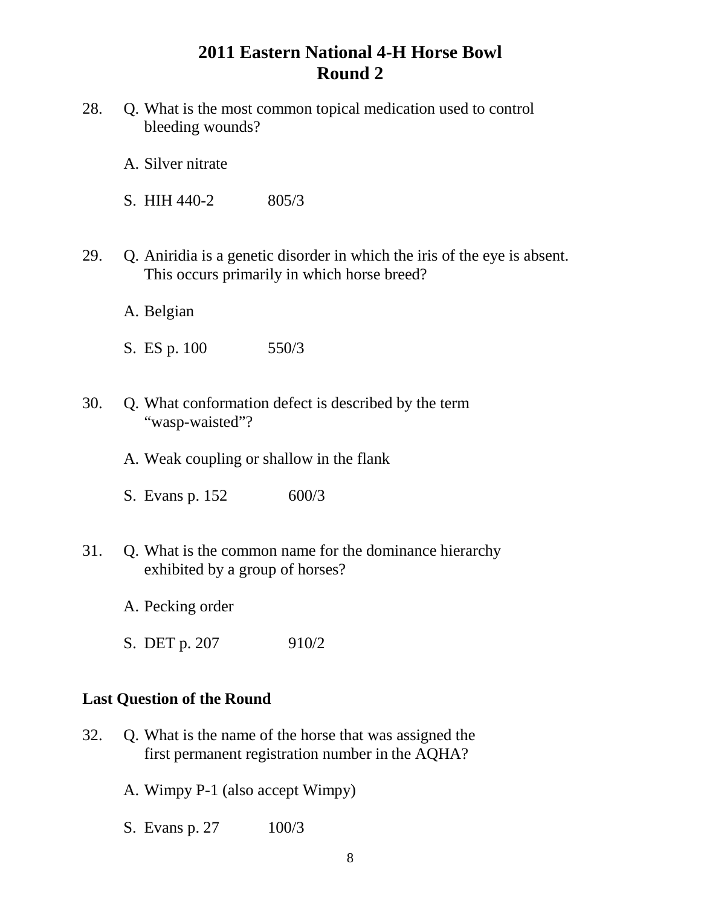# 2011 Eastern National 4-H Horse Bowl
## Round 2

28. Q. What is the most common topical medication used to control bleeding wounds?

    A. Silver nitrate

    S. HIH 440-2 805/3

29. Q. Aniridia is a genetic disorder in which the iris of the eye is absent. This occurs primarily in which horse breed?

    A. Belgian

    S. ES p. 100 550/3

30. Q. What conformation defect is described by the term "wasp-waisted"?

    A. Weak coupling or shallow in the flank

    S. Evans p. 152 600/3

31. Q. What is the common name for the dominance hierarchy exhibited by a group of horses?

    A. Pecking order

    S. DET p. 207 910/2

**Last Question of the Round**

32. Q. What is the name of the horse that was assigned the first permanent registration number in the AQHA?

    A. Wimpy P-1 (also accept Wimpy)

    S. Evans p. 27 100/3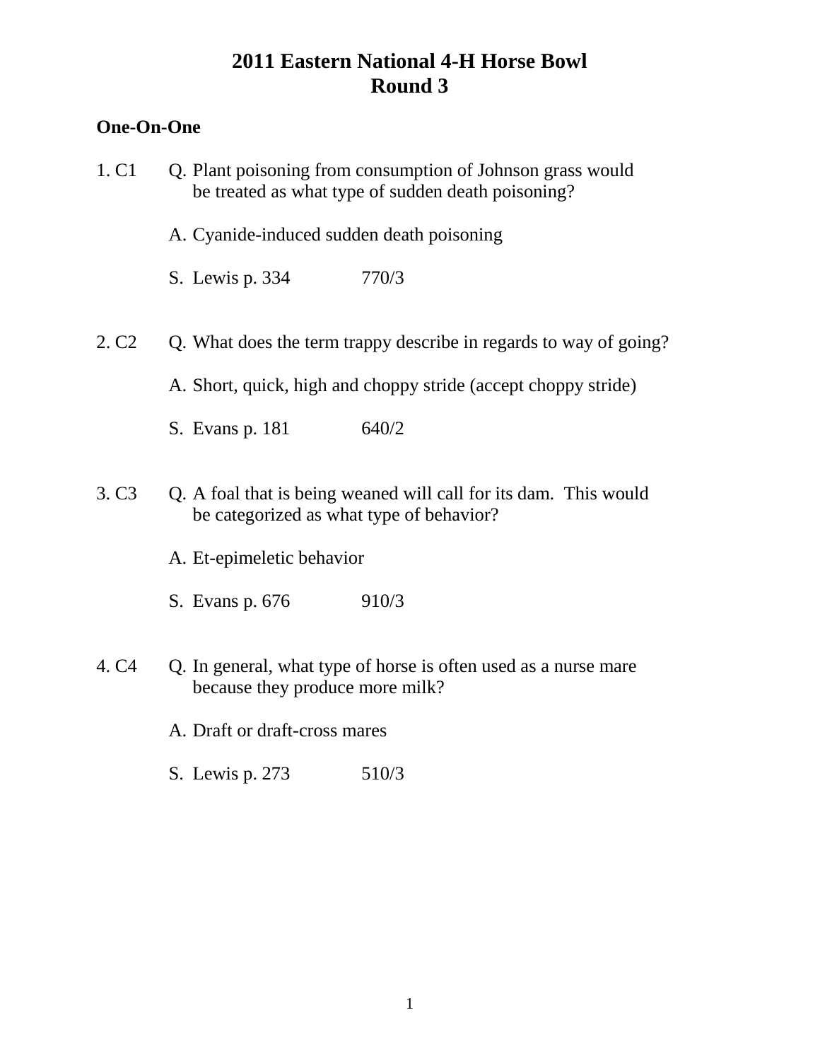# 2011 Eastern National 4-H Horse Bowl
# Round 3

**One-On-One**

1. C1 Q. Plant poisoning from consumption of Johnson grass would be treated as what type of sudden death poisoning?

   A. Cyanide-induced sudden death poisoning

   S. Lewis p. 334 770/3

2. C2 Q. What does the term trappy describe in regards to way of going?

   A. Short, quick, high and choppy stride (accept choppy stride)

   S. Evans p. 181 640/2

3. C3 Q. A foal that is being weaned will call for its dam. This would be categorized as what type of behavior?

   A. Et-epimeletic behavior

   S. Evans p. 676 910/3

4. C4 Q. In general, what type of horse is often used as a nurse mare because they produce more milk?

   A. Draft or draft-cross mares

   S. Lewis p. 273 510/3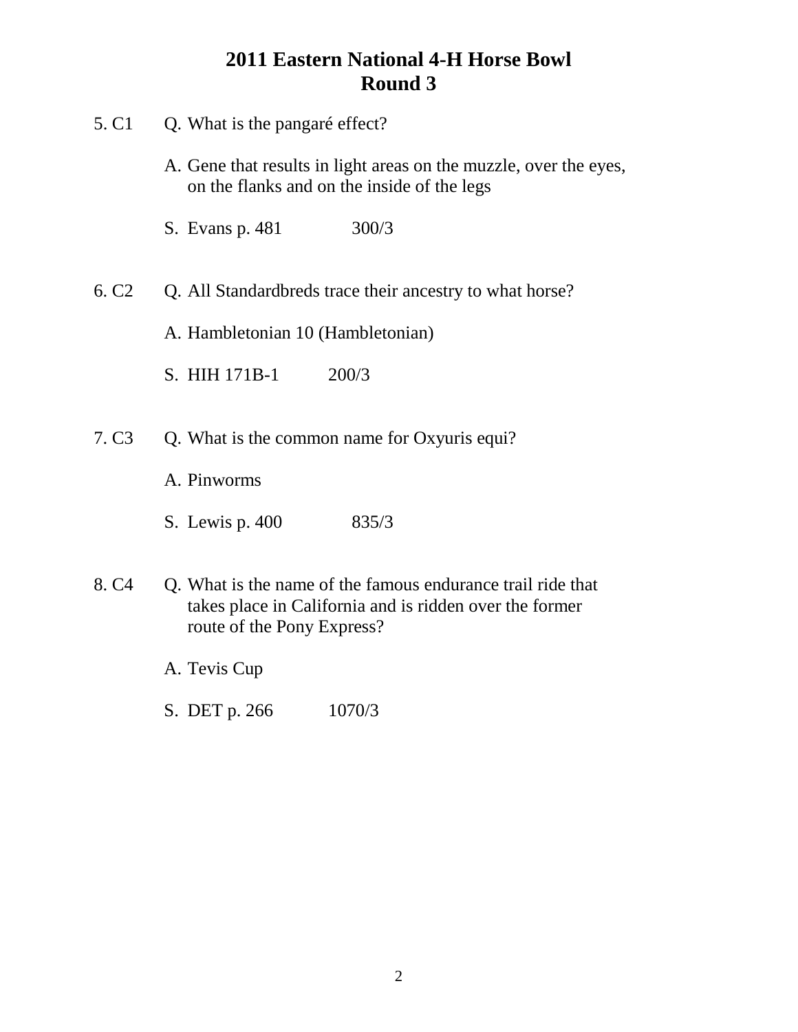# 2011 Eastern National 4-H Horse Bowl
## Round 3

5. C1 Q. What is the pangaré effect?

   A. Gene that results in light areas on the muzzle, over the eyes, on the flanks and on the inside of the legs

   S. Evans p. 481 300/3

6. C2 Q. All Standardbreds trace their ancestry to what horse?

   A. Hambletonian 10 (Hambletonian)

   S. HIH 171B-1 200/3

7. C3 Q. What is the common name for Oxyuris equi?

   A. Pinworms

   S. Lewis p. 400 835/3

8. C4 Q. What is the name of the famous endurance trail ride that takes place in California and is ridden over the former route of the Pony Express?

   A. Tevis Cup

   S. DET p. 266 1070/3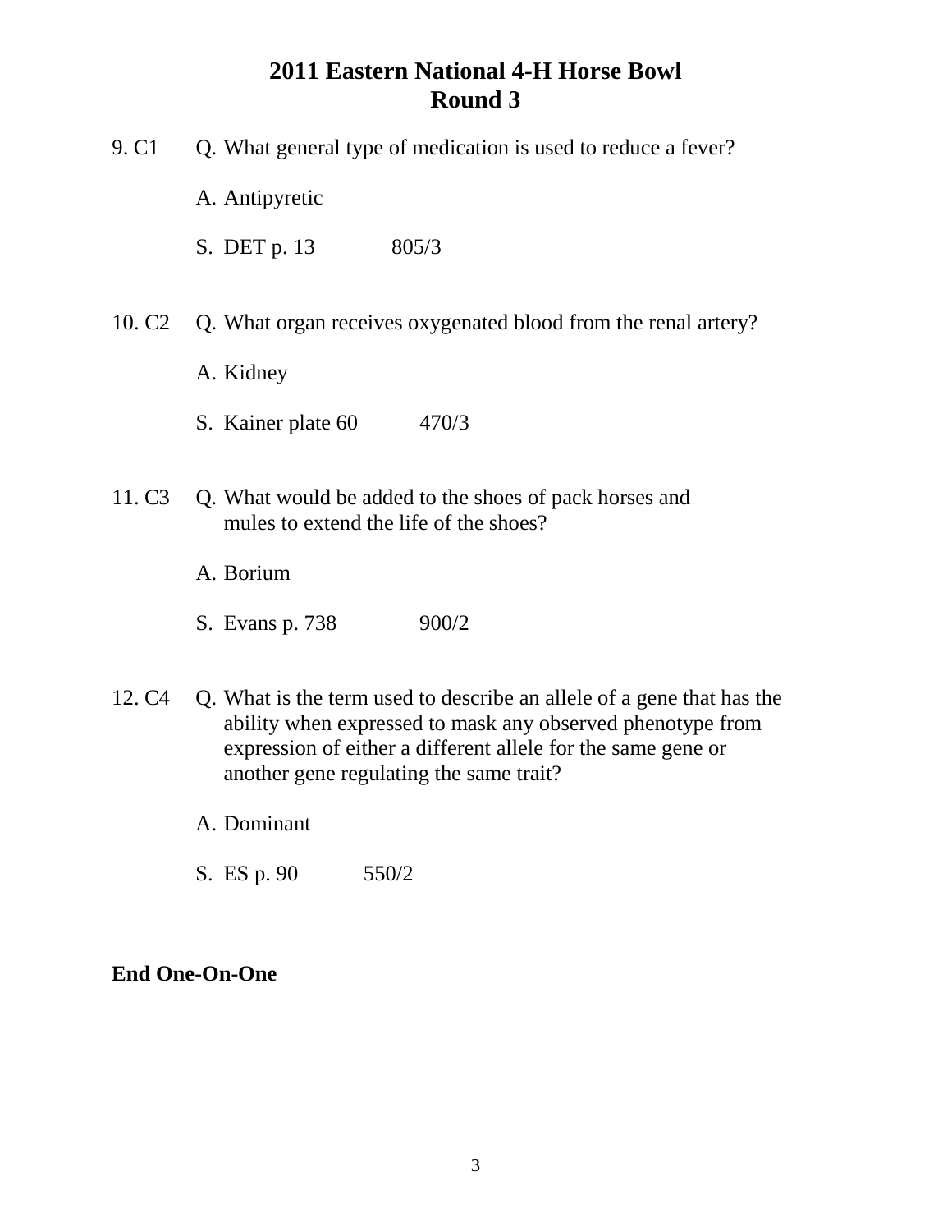# 2011 Eastern National 4-H Horse Bowl
## Round 3

9. C1 Q. What general type of medication is used to reduce a fever?

A. Antipyretic

S. DET p. 13 805/3

10. C2 Q. What organ receives oxygenated blood from the renal artery?

A. Kidney

S. Kainer plate 60 470/3

11. C3 Q. What would be added to the shoes of pack horses and mules to extend the life of the shoes?

A. Borium

S. Evans p. 738 900/2

12. C4 Q. What is the term used to describe an allele of a gene that has the ability when expressed to mask any observed phenotype from expression of either a different allele for the same gene or another gene regulating the same trait?

A. Dominant

S. ES p. 90 550/2

**End One-On-One**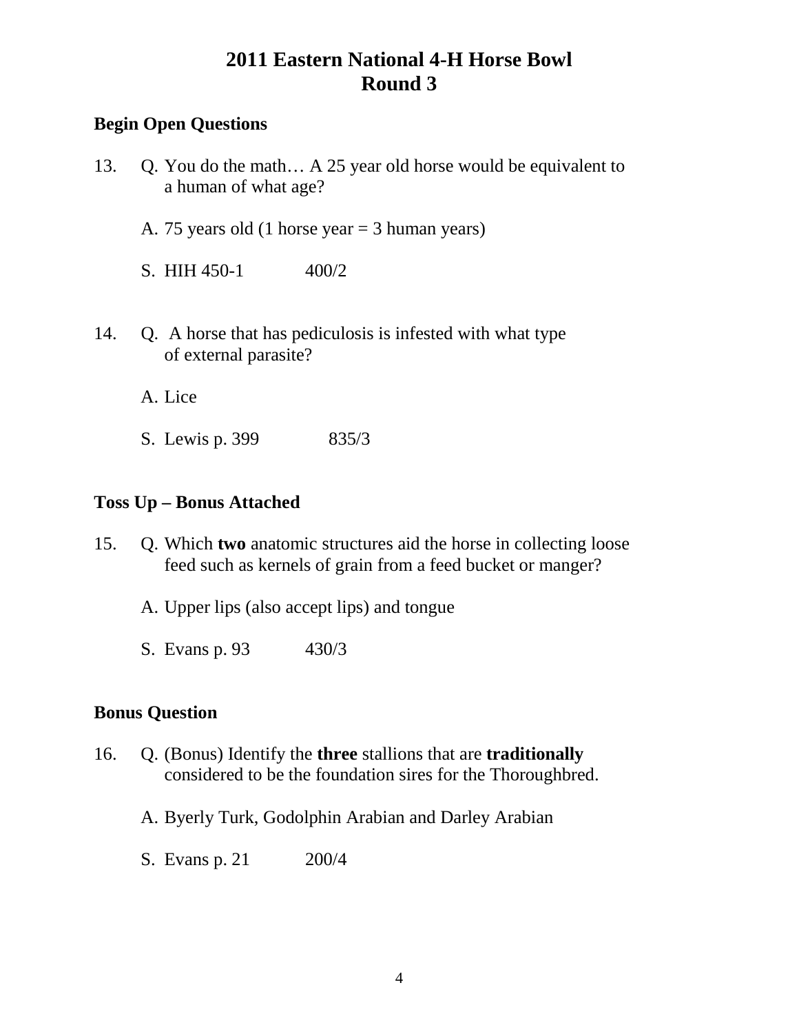# 2011 Eastern National 4-H Horse Bowl
# Round 3

**Begin Open Questions**

13. Q. You do the math… A 25 year old horse would be equivalent to a human of what age?

    A. 75 years old (1 horse year = 3 human years)

    S. HIH 450-1 400/2

14. Q. A horse that has pediculosis is infested with what type of external parasite?

    A. Lice

    S. Lewis p. 399 835/3

**Toss Up – Bonus Attached**

15. Q. Which **two** anatomic structures aid the horse in collecting loose feed such as kernels of grain from a feed bucket or manger?

    A. Upper lips (also accept lips) and tongue

    S. Evans p. 93 430/3

**Bonus Question**

16. Q. (Bonus) Identify the **three** stallions that are **traditionally** considered to be the foundation sires for the Thoroughbred.

    A. Byerly Turk, Godolphin Arabian and Darley Arabian

    S. Evans p. 21 200/4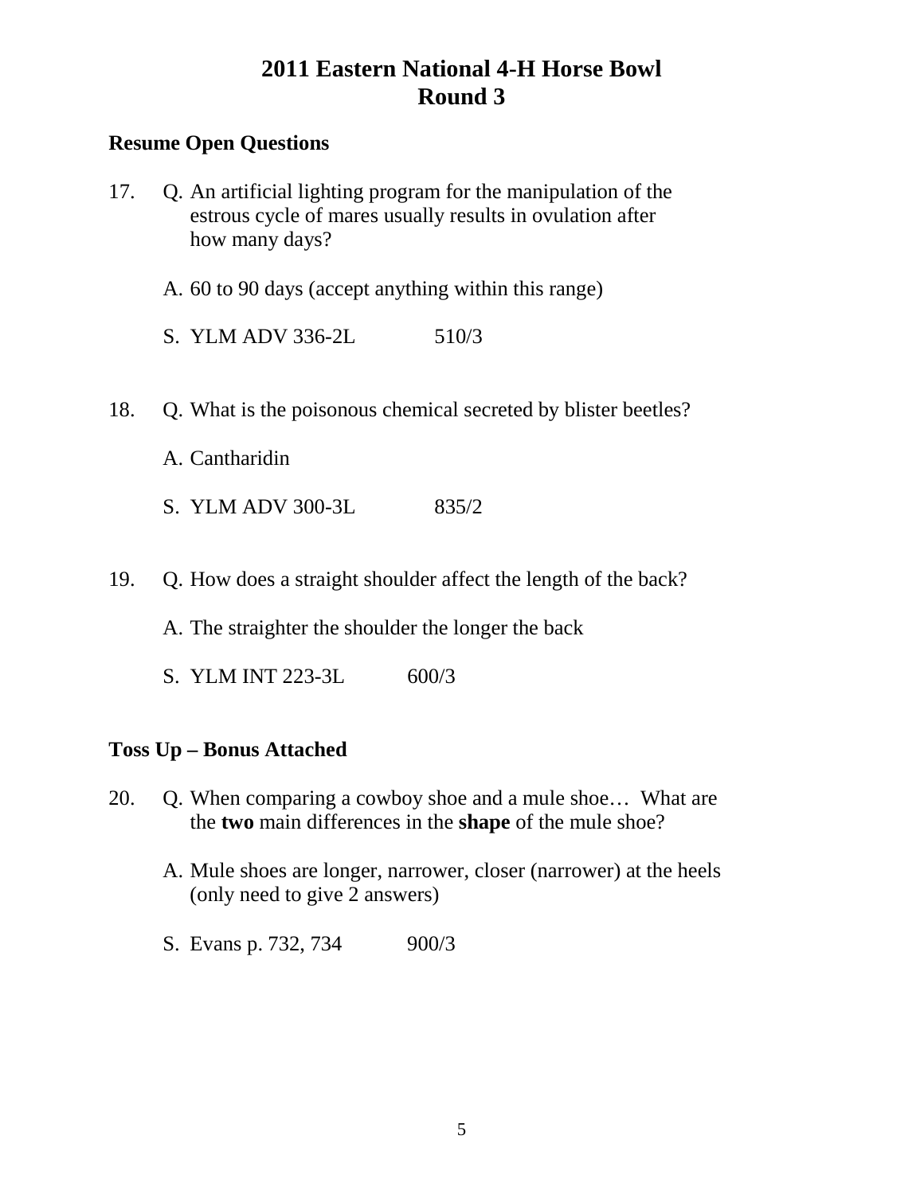# 2011 Eastern National 4-H Horse Bowl
# Round 3

**Resume Open Questions**

17. Q. An artificial lighting program for the manipulation of the estrous cycle of mares usually results in ovulation after how many days?

    A. 60 to 90 days (accept anything within this range)

    S. YLM ADV 336-2L 510/3

18. Q. What is the poisonous chemical secreted by blister beetles?

    A. Cantharidin

    S. YLM ADV 300-3L 835/2

19. Q. How does a straight shoulder affect the length of the back?

    A. The straighter the shoulder the longer the back

    S. YLM INT 223-3L 600/3

**Toss Up – Bonus Attached**

20. Q. When comparing a cowboy shoe and a mule shoe… What are the **two** main differences in the **shape** of the mule shoe?

    A. Mule shoes are longer, narrower, closer (narrower) at the heels (only need to give 2 answers)

    S. Evans p. 732, 734 900/3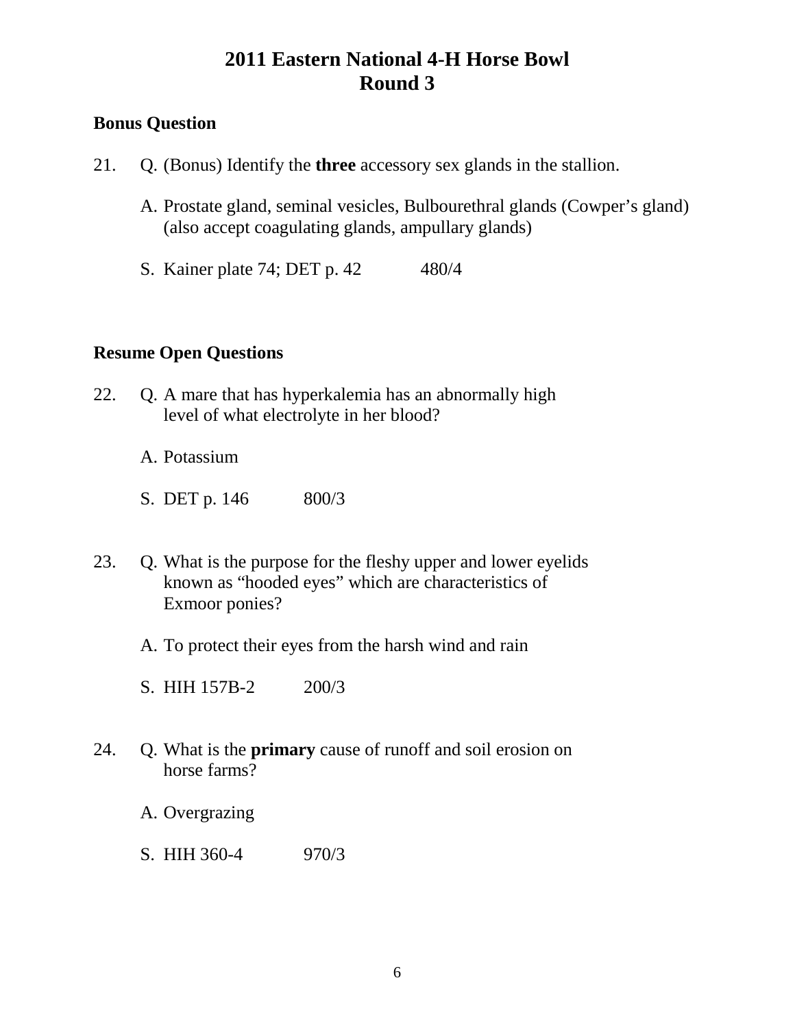# 2011 Eastern National 4-H Horse Bowl
# Round 3

**Bonus Question**

21. Q. (Bonus) Identify the **three** accessory sex glands in the stallion.

    A. Prostate gland, seminal vesicles, Bulbourethral glands (Cowper's gland) (also accept coagulating glands, ampullary glands)

    S. Kainer plate 74; DET p. 42 480/4

**Resume Open Questions**

22. Q. A mare that has hyperkalemia has an abnormally high level of what electrolyte in her blood?

    A. Potassium

    S. DET p. 146 800/3

23. Q. What is the purpose for the fleshy upper and lower eyelids known as "hooded eyes" which are characteristics of Exmoor ponies?

    A. To protect their eyes from the harsh wind and rain

    S. HIH 157B-2 200/3

24. Q. What is the **primary** cause of runoff and soil erosion on horse farms?

    A. Overgrazing

    S. HIH 360-4 970/3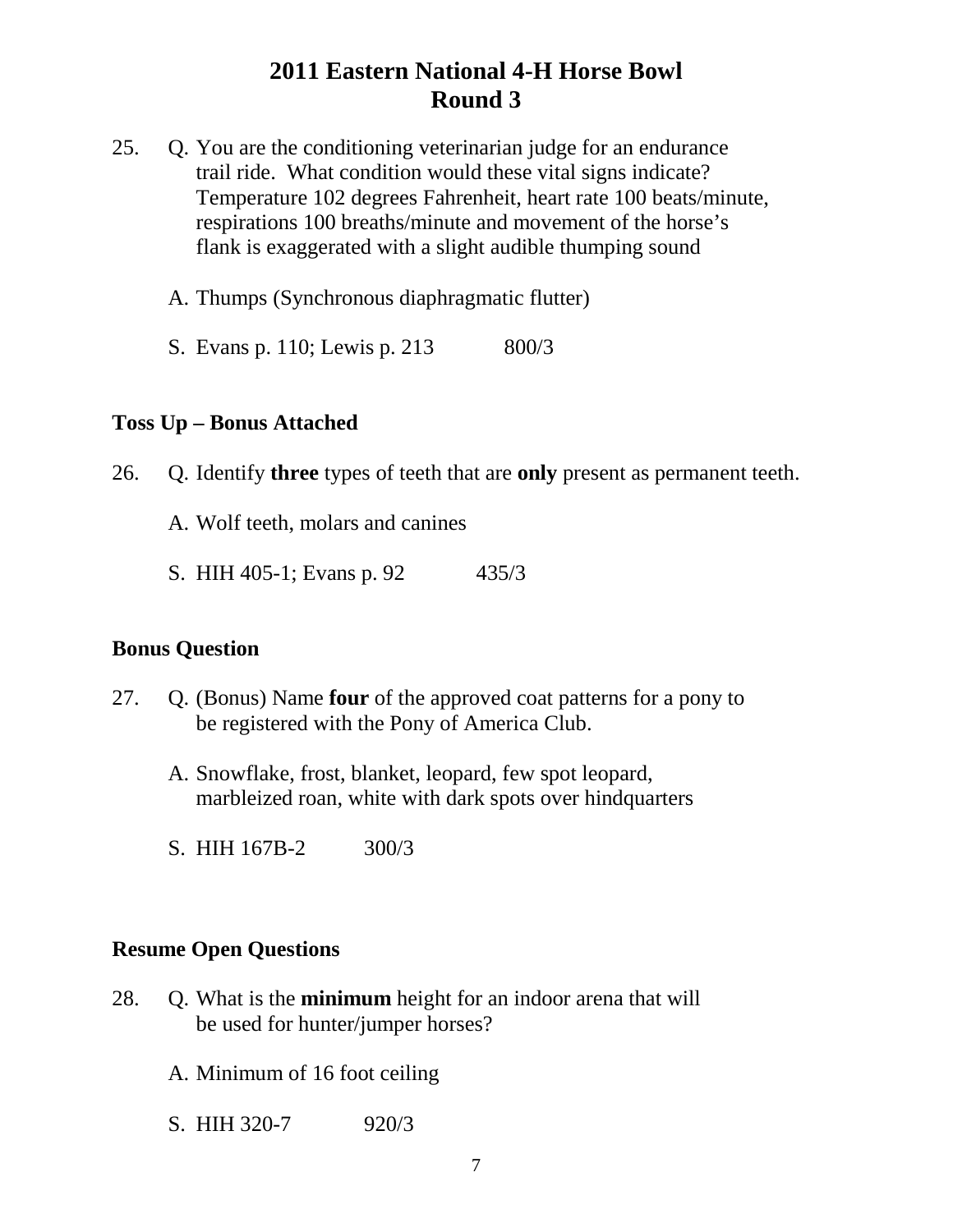# 2011 Eastern National 4-H Horse Bowl
## Round 3

25. Q. You are the conditioning veterinarian judge for an endurance trail ride. What condition would these vital signs indicate? Temperature 102 degrees Fahrenheit, heart rate 100 beats/minute, respirations 100 breaths/minute and movement of the horse's flank is exaggerated with a slight audible thumping sound

    A. Thumps (Synchronous diaphragmatic flutter)

    S. Evans p. 110; Lewis p. 213 800/3

**Toss Up – Bonus Attached**

26. Q. Identify **three** types of teeth that are **only** present as permanent teeth.

    A. Wolf teeth, molars and canines

    S. HIH 405-1; Evans p. 92 435/3

**Bonus Question**

27. Q. (Bonus) Name **four** of the approved coat patterns for a pony to be registered with the Pony of America Club.

    A. Snowflake, frost, blanket, leopard, few spot leopard, marbleized roan, white with dark spots over hindquarters

    S. HIH 167B-2 300/3

**Resume Open Questions**

28. Q. What is the **minimum** height for an indoor arena that will be used for hunter/jumper horses?

    A. Minimum of 16 foot ceiling

    S. HIH 320-7 920/3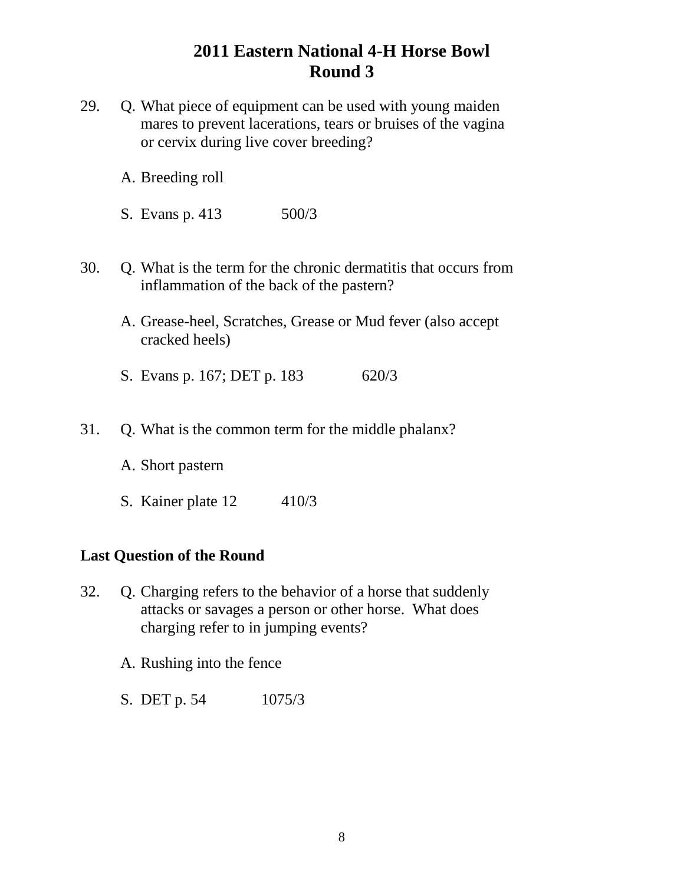# 2011 Eastern National 4-H Horse Bowl
# Round 3

29. Q. What piece of equipment can be used with young maiden mares to prevent lacerations, tears or bruises of the vagina or cervix during live cover breeding?

    A. Breeding roll

    S. Evans p. 413 500/3

30. Q. What is the term for the chronic dermatitis that occurs from inflammation of the back of the pastern?

    A. Grease-heel, Scratches, Grease or Mud fever (also accept cracked heels)

    S. Evans p. 167; DET p. 183 620/3

31. Q. What is the common term for the middle phalanx?

    A. Short pastern

    S. Kainer plate 12 410/3

**Last Question of the Round**

32. Q. Charging refers to the behavior of a horse that suddenly attacks or savages a person or other horse. What does charging refer to in jumping events?

    A. Rushing into the fence

    S. DET p. 54 1075/3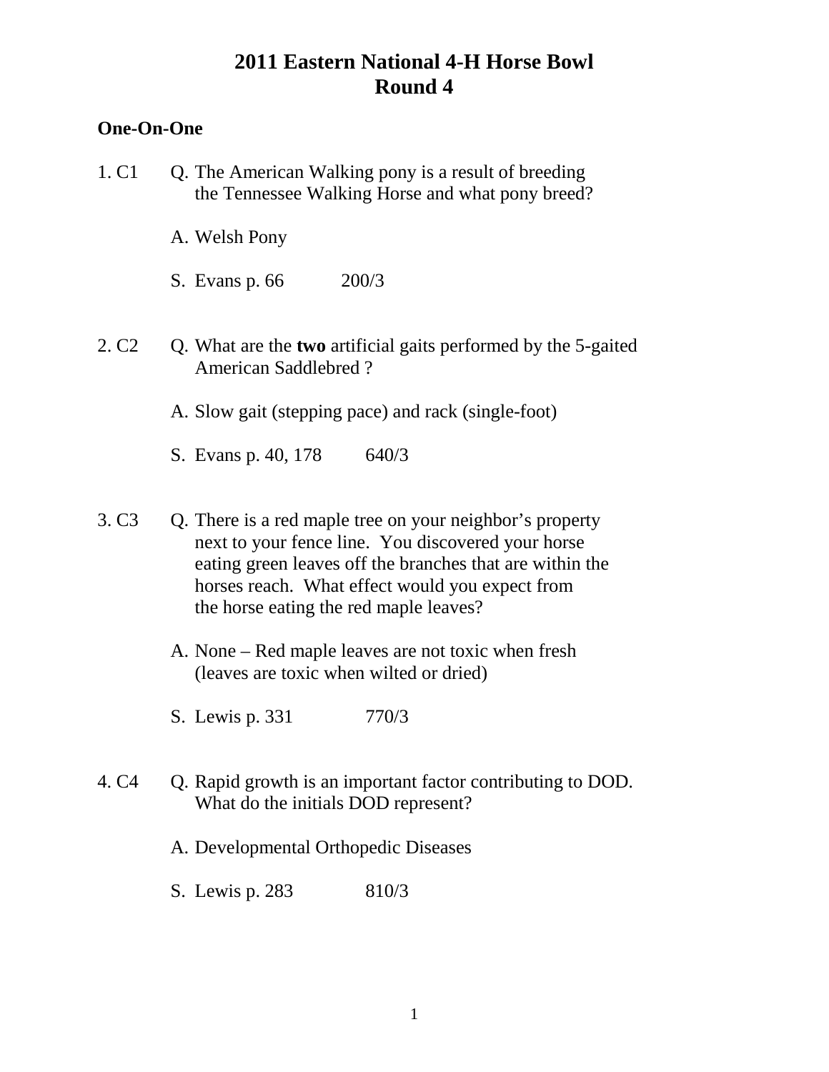# 2011 Eastern National 4-H Horse Bowl
# Round 4

**One-On-One**

1. C1 Q. The American Walking pony is a result of breeding the Tennessee Walking Horse and what pony breed?

   A. Welsh Pony

   S. Evans p. 66 200/3

2. C2 Q. What are the **two** artificial gaits performed by the 5-gaited American Saddlebred ?

   A. Slow gait (stepping pace) and rack (single-foot)

   S. Evans p. 40, 178 640/3

3. C3 Q. There is a red maple tree on your neighbor's property next to your fence line. You discovered your horse eating green leaves off the branches that are within the horses reach. What effect would you expect from the horse eating the red maple leaves?

   A. None – Red maple leaves are not toxic when fresh (leaves are toxic when wilted or dried)

   S. Lewis p. 331 770/3

4. C4 Q. Rapid growth is an important factor contributing to DOD. What do the initials DOD represent?

   A. Developmental Orthopedic Diseases

   S. Lewis p. 283 810/3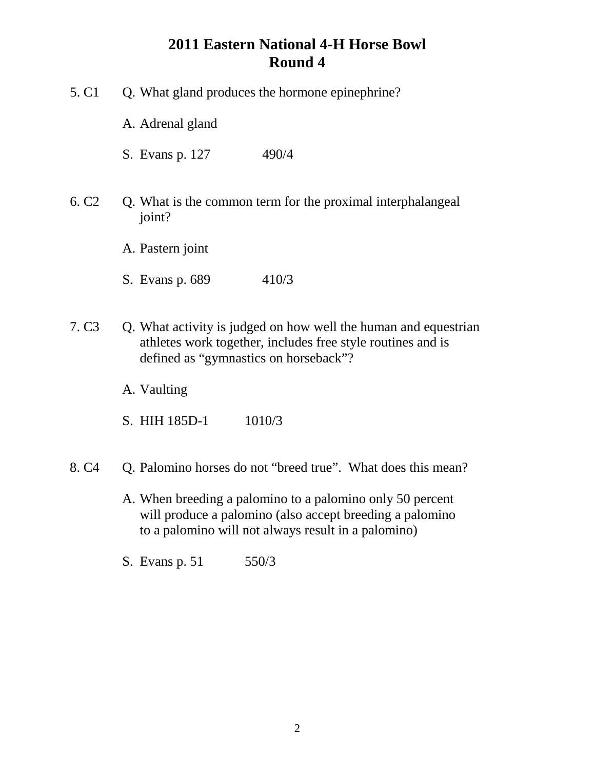# 2011 Eastern National 4-H Horse Bowl
## Round 4

5. C1 Q. What gland produces the hormone epinephrine?

   A. Adrenal gland

   S. Evans p. 127 490/4

6. C2 Q. What is the common term for the proximal interphalangeal joint?

   A. Pastern joint

   S. Evans p. 689 410/3

7. C3 Q. What activity is judged on how well the human and equestrian athletes work together, includes free style routines and is defined as "gymnastics on horseback"?

   A. Vaulting

   S. HIH 185D-1 1010/3

8. C4 Q. Palomino horses do not "breed true". What does this mean?

   A. When breeding a palomino to a palomino only 50 percent will produce a palomino (also accept breeding a palomino to a palomino will not always result in a palomino)

   S. Evans p. 51 550/3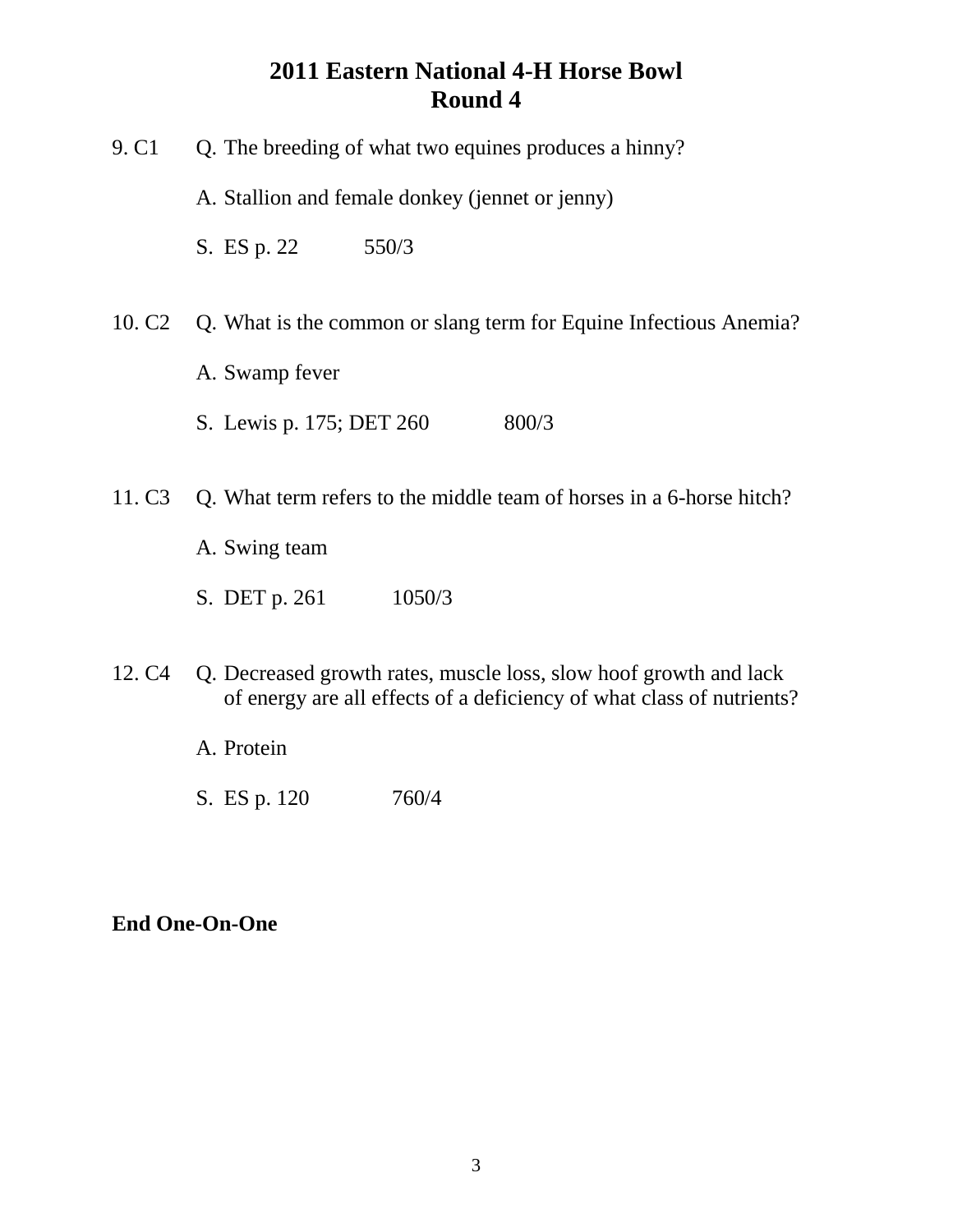# 2011 Eastern National 4-H Horse Bowl
## Round 4

9. C1 Q. The breeding of what two equines produces a hinny?

   A. Stallion and female donkey (jennet or jenny)

   S. ES p. 22 550/3

10. C2 Q. What is the common or slang term for Equine Infectious Anemia?

   A. Swamp fever

   S. Lewis p. 175; DET 260 800/3

11. C3 Q. What term refers to the middle team of horses in a 6-horse hitch?

   A. Swing team

   S. DET p. 261 1050/3

12. C4 Q. Decreased growth rates, muscle loss, slow hoof growth and lack of energy are all effects of a deficiency of what class of nutrients?

   A. Protein

   S. ES p. 120 760/4

**End One-On-One**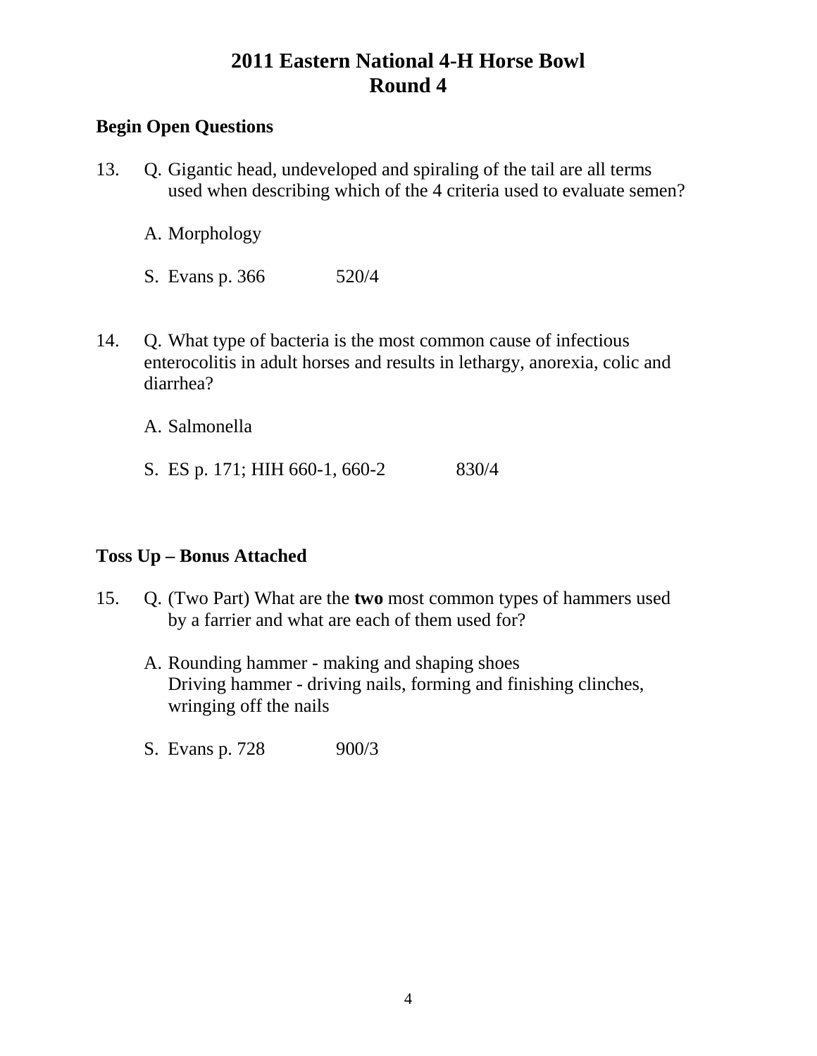# 2011 Eastern National 4-H Horse Bowl
# Round 4

**Begin Open Questions**

13. Q. Gigantic head, undeveloped and spiraling of the tail are all terms used when describing which of the 4 criteria used to evaluate semen?

    A. Morphology

    S. Evans p. 366 520/4

14. Q. What type of bacteria is the most common cause of infectious enterocolitis in adult horses and results in lethargy, anorexia, colic and diarrhea?

    A. Salmonella

    S. ES p. 171; HIH 660-1, 660-2 830/4

**Toss Up – Bonus Attached**

15. Q. (Two Part) What are the **two** most common types of hammers used by a farrier and what are each of them used for?

    A. Rounding hammer - making and shaping shoes
    Driving hammer - driving nails, forming and finishing clinches, wringing off the nails

    S. Evans p. 728 900/3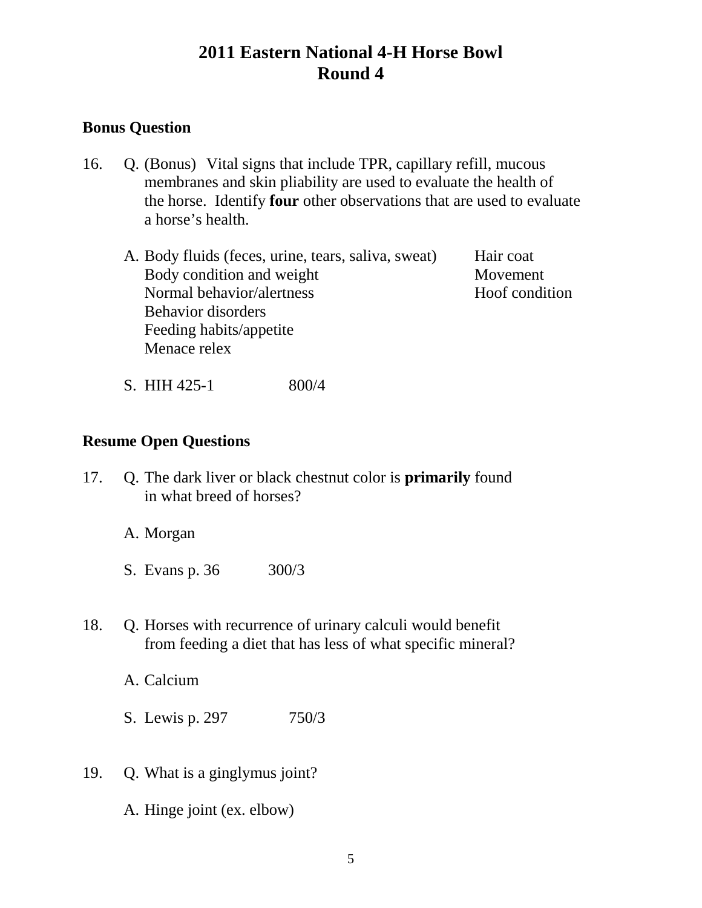# 2011 Eastern National 4-H Horse Bowl
# Round 4

**Bonus Question**

16. Q. (Bonus) Vital signs that include TPR, capillary refill, mucous membranes and skin pliability are used to evaluate the health of the horse. Identify **four** other observations that are used to evaluate a horse's health.

    A. Body fluids (feces, urine, tears, saliva, sweat)
    Body condition and weight
    Normal behavior/alertness
    Behavior disorders
    Feeding habits/appetite
    Menace relex
    Hair coat
    Movement
    Hoof condition

    S. HIH 425-1 800/4

**Resume Open Questions**

17. Q. The dark liver or black chestnut color is **primarily** found in what breed of horses?

    A. Morgan

    S. Evans p. 36 300/3

18. Q. Horses with recurrence of urinary calculi would benefit from feeding a diet that has less of what specific mineral?

    A. Calcium

    S. Lewis p. 297 750/3

19. Q. What is a ginglymus joint?

    A. Hinge joint (ex. elbow)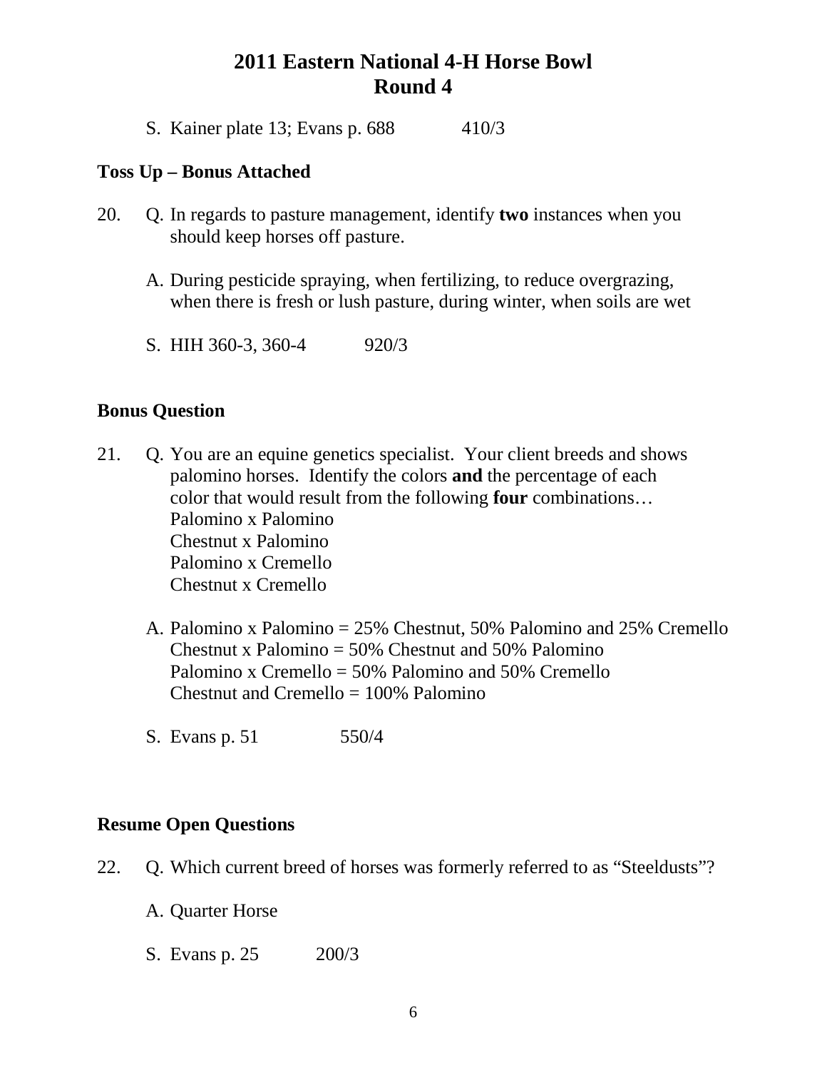# 2011 Eastern National 4-H Horse Bowl
# Round 4

S. Kainer plate 13; Evans p. 688 410/3

**Toss Up – Bonus Attached**

20. Q. In regards to pasture management, identify **two** instances when you should keep horses off pasture.

    A. During pesticide spraying, when fertilizing, to reduce overgrazing, when there is fresh or lush pasture, during winter, when soils are wet

    S. HIH 360-3, 360-4 920/3

**Bonus Question**

21. Q. You are an equine genetics specialist. Your client breeds and shows palomino horses. Identify the colors **and** the percentage of each color that would result from the following **four** combinations…
    Palomino x Palomino
    Chestnut x Palomino
    Palomino x Cremello
    Chestnut x Cremello

    A. Palomino x Palomino = 25% Chestnut, 50% Palomino and 25% Cremello
    Chestnut x Palomino = 50% Chestnut and 50% Palomino
    Palomino x Cremello = 50% Palomino and 50% Cremello
    Chestnut and Cremello = 100% Palomino

    S. Evans p. 51 550/4

**Resume Open Questions**

22. Q. Which current breed of horses was formerly referred to as "Steeldusts"?

    A. Quarter Horse

    S. Evans p. 25 200/3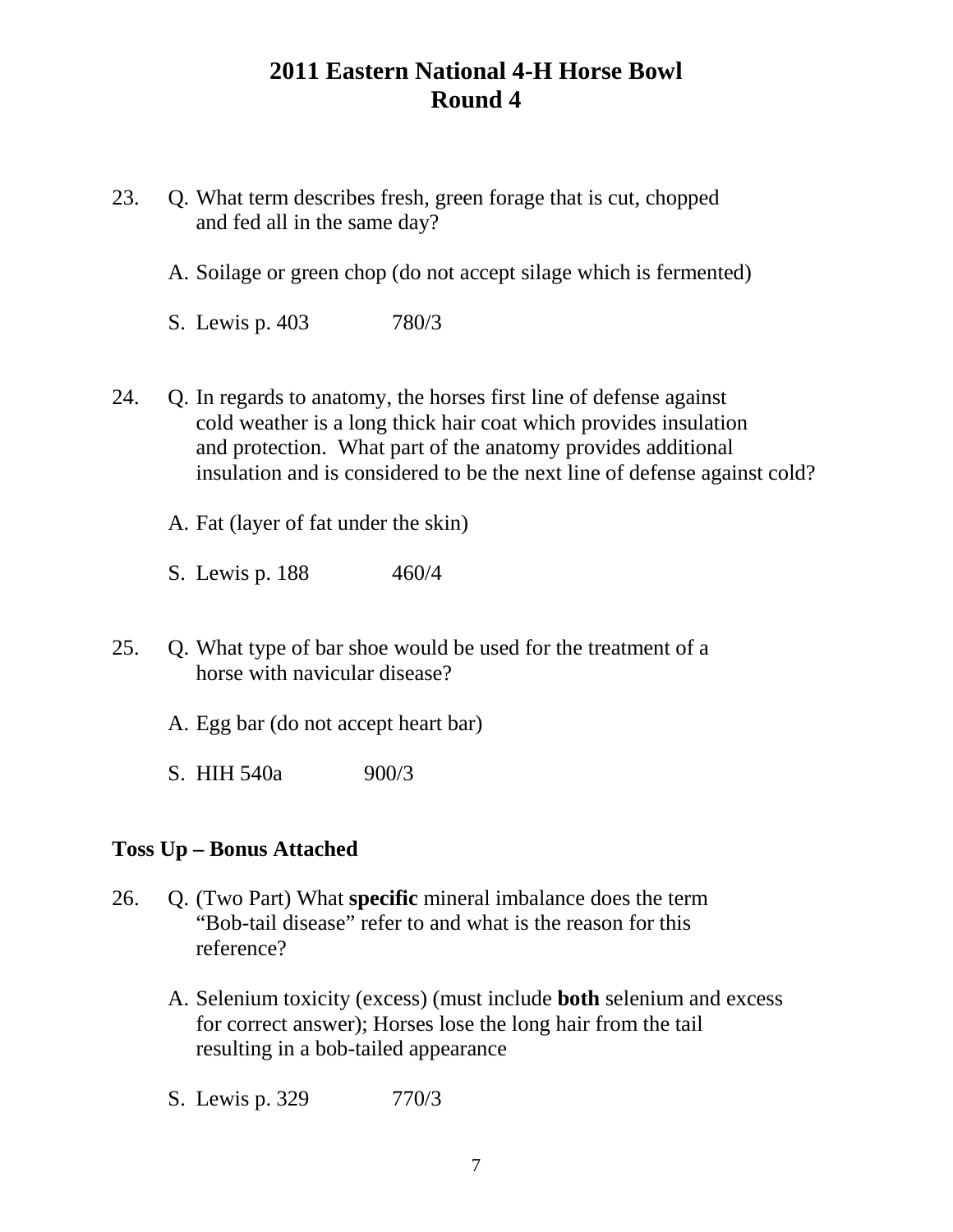# 2011 Eastern National 4-H Horse Bowl
# Round 4

23. Q. What term describes fresh, green forage that is cut, chopped and fed all in the same day?

    A. Soilage or green chop (do not accept silage which is fermented)

    S. Lewis p. 403 780/3

24. Q. In regards to anatomy, the horses first line of defense against cold weather is a long thick hair coat which provides insulation and protection. What part of the anatomy provides additional insulation and is considered to be the next line of defense against cold?

    A. Fat (layer of fat under the skin)

    S. Lewis p. 188 460/4

25. Q. What type of bar shoe would be used for the treatment of a horse with navicular disease?

    A. Egg bar (do not accept heart bar)

    S. HIH 540a 900/3

**Toss Up – Bonus Attached**

26. Q. (Two Part) What **specific** mineral imbalance does the term "Bob-tail disease" refer to and what is the reason for this reference?

    A. Selenium toxicity (excess) (must include **both** selenium and excess for correct answer); Horses lose the long hair from the tail resulting in a bob-tailed appearance

    S. Lewis p. 329 770/3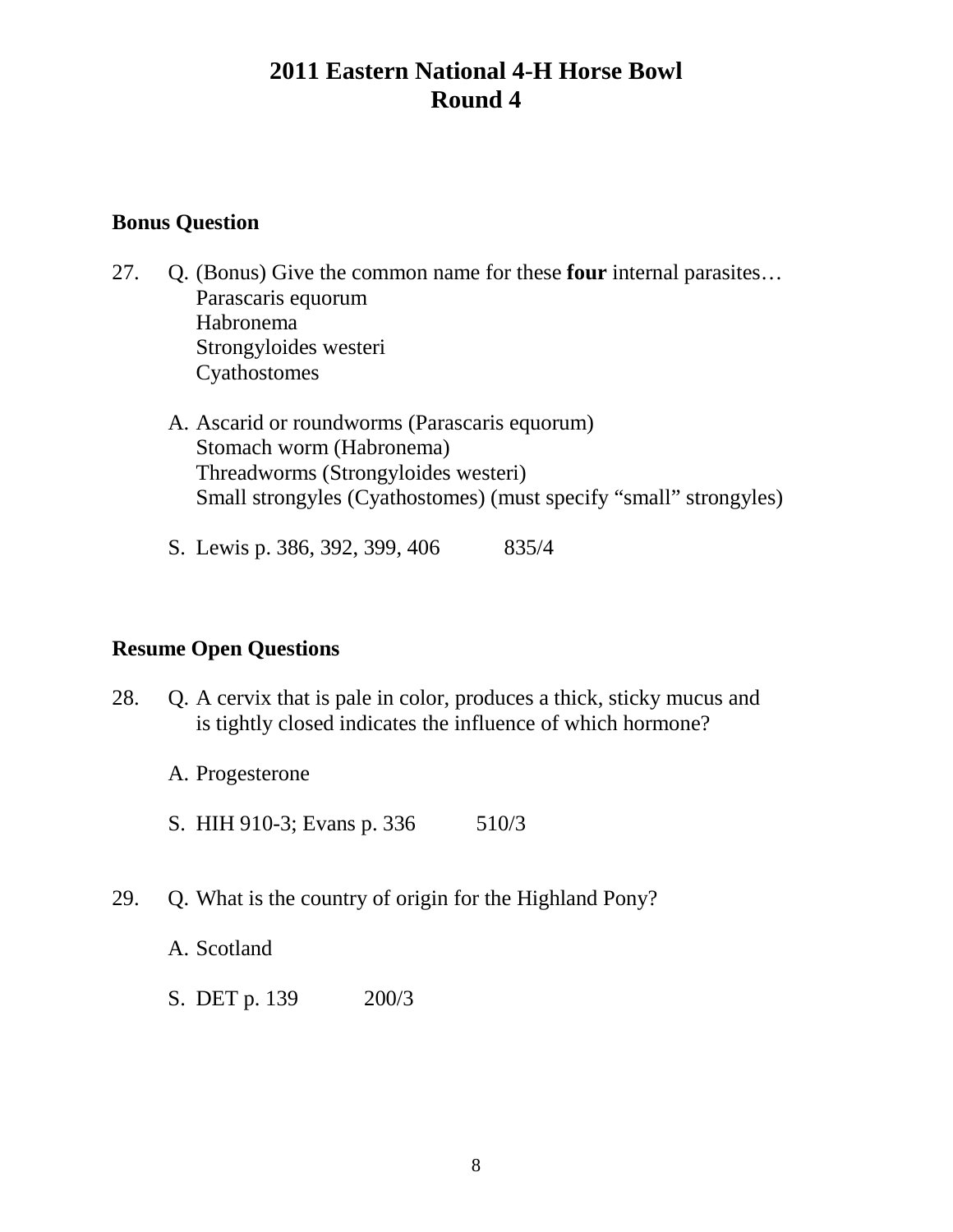# 2011 Eastern National 4-H Horse Bowl
# Round 4

## Bonus Question

27. Q. (Bonus) Give the common name for these **four** internal parasites…
    Parascaris equorum
    Habronema
    Strongyloides westeri
    Cyathostomes

    A. Ascarid or roundworms (Parascaris equorum)
    Stomach worm (Habronema)
    Threadworms (Strongyloides westeri)
    Small strongyles (Cyathostomes) (must specify "small" strongyles)

    S. Lewis p. 386, 392, 399, 406     835/4

## Resume Open Questions

28. Q. A cervix that is pale in color, produces a thick, sticky mucus and is tightly closed indicates the influence of which hormone?

    A. Progesterone

    S. HIH 910-3; Evans p. 336     510/3

29. Q. What is the country of origin for the Highland Pony?

    A. Scotland

    S. DET p. 139     200/3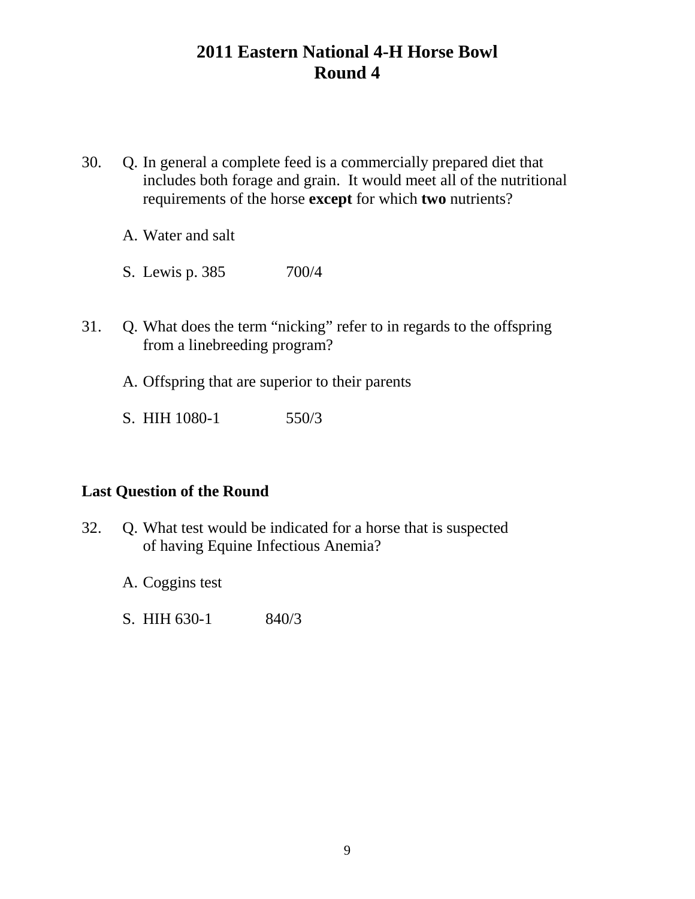# 2011 Eastern National 4-H Horse Bowl
# Round 4

30. Q. In general a complete feed is a commercially prepared diet that includes both forage and grain. It would meet all of the nutritional requirements of the horse **except** for which **two** nutrients?

    A. Water and salt

    S. Lewis p. 385 700/4

31. Q. What does the term "nicking" refer to in regards to the offspring from a linebreeding program?

    A. Offspring that are superior to their parents

    S. HIH 1080-1 550/3

**Last Question of the Round**

32. Q. What test would be indicated for a horse that is suspected of having Equine Infectious Anemia?

    A. Coggins test

    S. HIH 630-1 840/3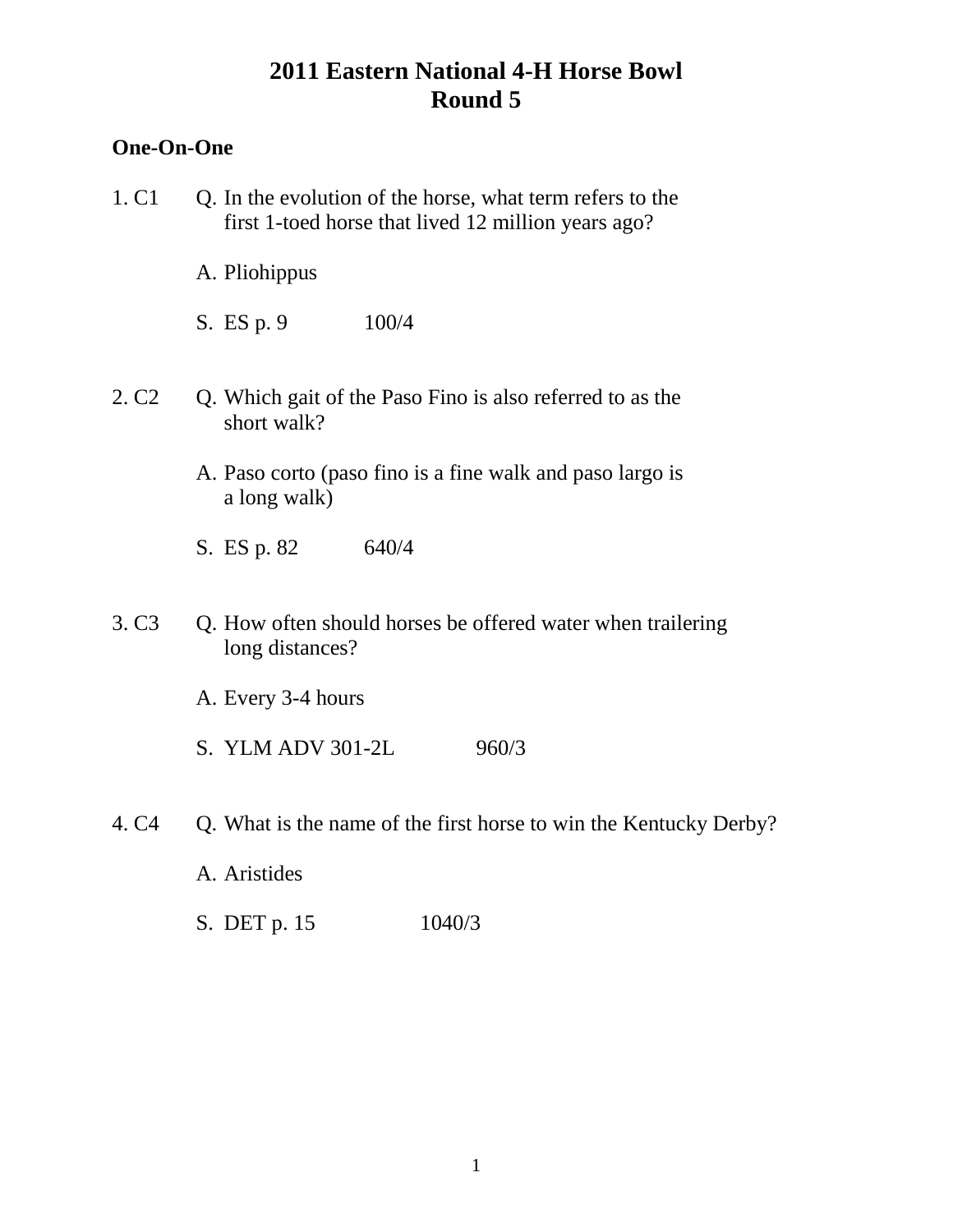# 2011 Eastern National 4-H Horse Bowl
# Round 5

**One-On-One**

1. C1 Q. In the evolution of the horse, what term refers to the first 1-toed horse that lived 12 million years ago?

   A. Pliohippus

   S. ES p. 9 100/4

2. C2 Q. Which gait of the Paso Fino is also referred to as the short walk?

   A. Paso corto (paso fino is a fine walk and paso largo is a long walk)

   S. ES p. 82 640/4

3. C3 Q. How often should horses be offered water when trailering long distances?

   A. Every 3-4 hours

   S. YLM ADV 301-2L 960/3

4. C4 Q. What is the name of the first horse to win the Kentucky Derby?

   A. Aristides

   S. DET p. 15 1040/3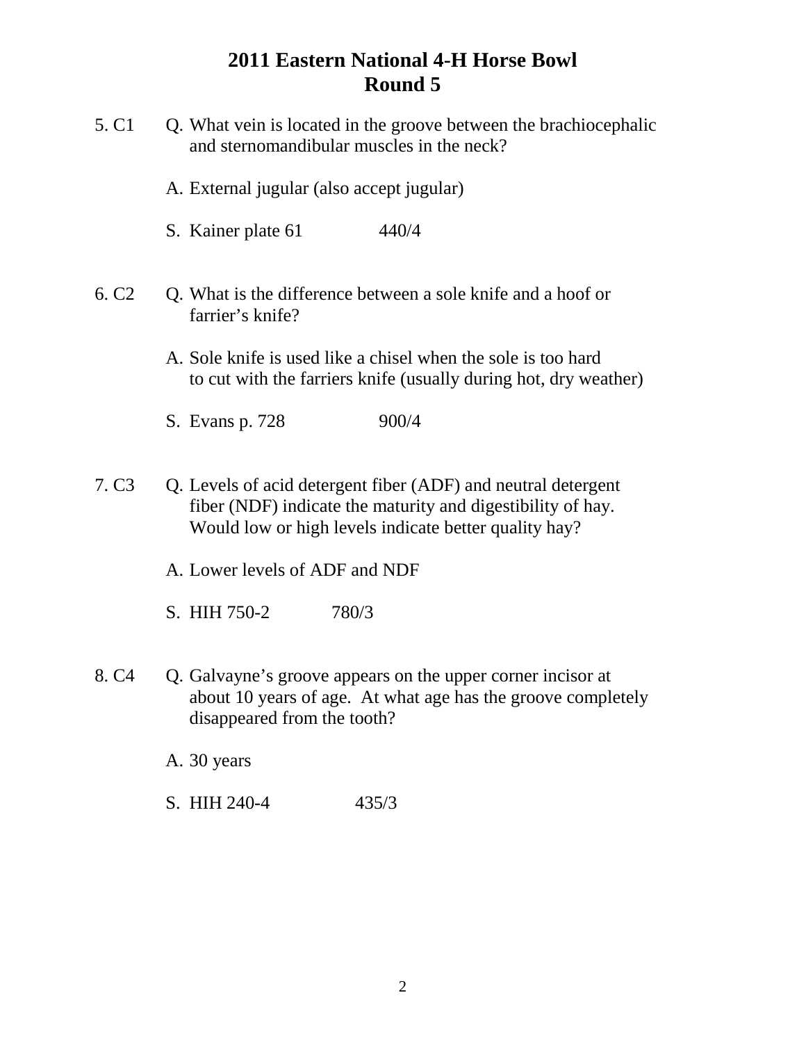# 2011 Eastern National 4-H Horse Bowl
## Round 5

5. C1 Q. What vein is located in the groove between the brachiocephalic and sternomandibular muscles in the neck?

   A. External jugular (also accept jugular)

   S. Kainer plate 61 440/4

6. C2 Q. What is the difference between a sole knife and a hoof or farrier's knife?

   A. Sole knife is used like a chisel when the sole is too hard to cut with the farriers knife (usually during hot, dry weather)

   S. Evans p. 728 900/4

7. C3 Q. Levels of acid detergent fiber (ADF) and neutral detergent fiber (NDF) indicate the maturity and digestibility of hay. Would low or high levels indicate better quality hay?

   A. Lower levels of ADF and NDF

   S. HIH 750-2 780/3

8. C4 Q. Galvayne's groove appears on the upper corner incisor at about 10 years of age. At what age has the groove completely disappeared from the tooth?

   A. 30 years

   S. HIH 240-4 435/3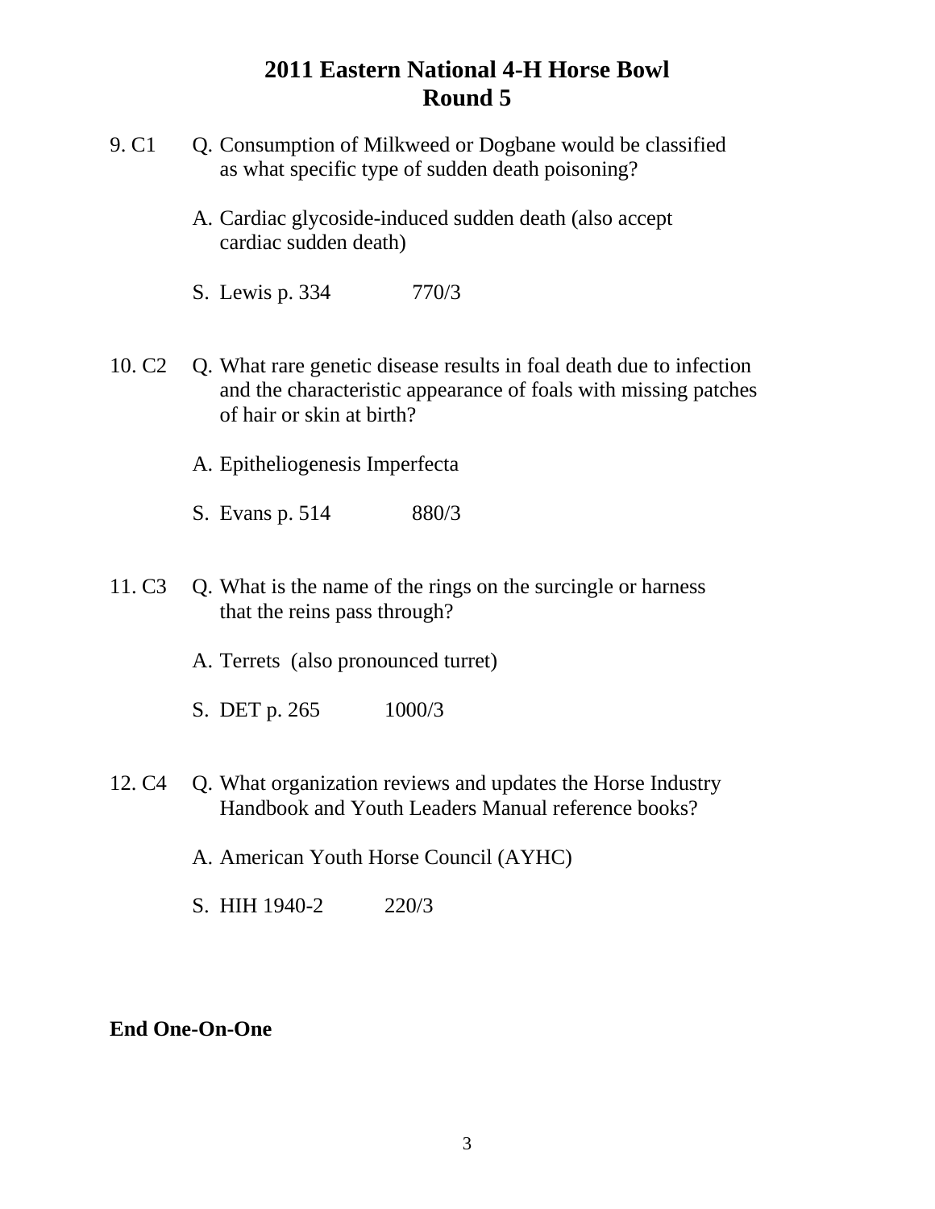# 2011 Eastern National 4-H Horse Bowl
## Round 5

9. C1 Q. Consumption of Milkweed or Dogbane would be classified as what specific type of sudden death poisoning?

A. Cardiac glycoside-induced sudden death (also accept cardiac sudden death)

S. Lewis p. 334 770/3

10. C2 Q. What rare genetic disease results in foal death due to infection and the characteristic appearance of foals with missing patches of hair or skin at birth?

A. Epitheliogenesis Imperfecta

S. Evans p. 514 880/3

11. C3 Q. What is the name of the rings on the surcingle or harness that the reins pass through?

A. Terrets (also pronounced turret)

S. DET p. 265 1000/3

12. C4 Q. What organization reviews and updates the Horse Industry Handbook and Youth Leaders Manual reference books?

A. American Youth Horse Council (AYHC)

S. HIH 1940-2 220/3

**End One-On-One**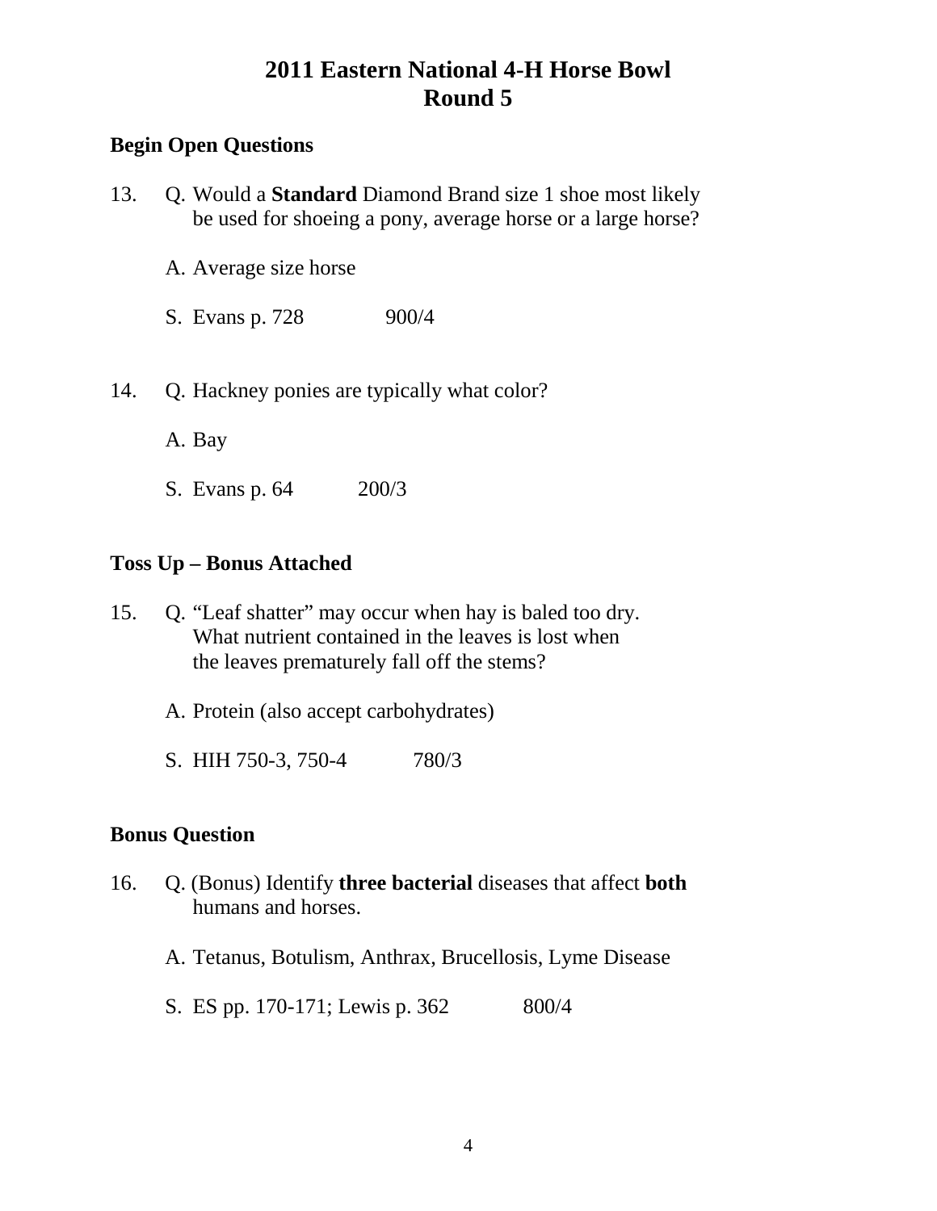# 2011 Eastern National 4-H Horse Bowl
# Round 5

**Begin Open Questions**

13. Q. Would a **Standard** Diamond Brand size 1 shoe most likely be used for shoeing a pony, average horse or a large horse?

    A. Average size horse

    S. Evans p. 728 900/4

14. Q. Hackney ponies are typically what color?

    A. Bay

    S. Evans p. 64 200/3

**Toss Up – Bonus Attached**

15. Q. "Leaf shatter" may occur when hay is baled too dry. What nutrient contained in the leaves is lost when the leaves prematurely fall off the stems?

    A. Protein (also accept carbohydrates)

    S. HIH 750-3, 750-4 780/3

**Bonus Question**

16. Q. (Bonus) Identify **three bacterial** diseases that affect **both** humans and horses.

    A. Tetanus, Botulism, Anthrax, Brucellosis, Lyme Disease

    S. ES pp. 170-171; Lewis p. 362 800/4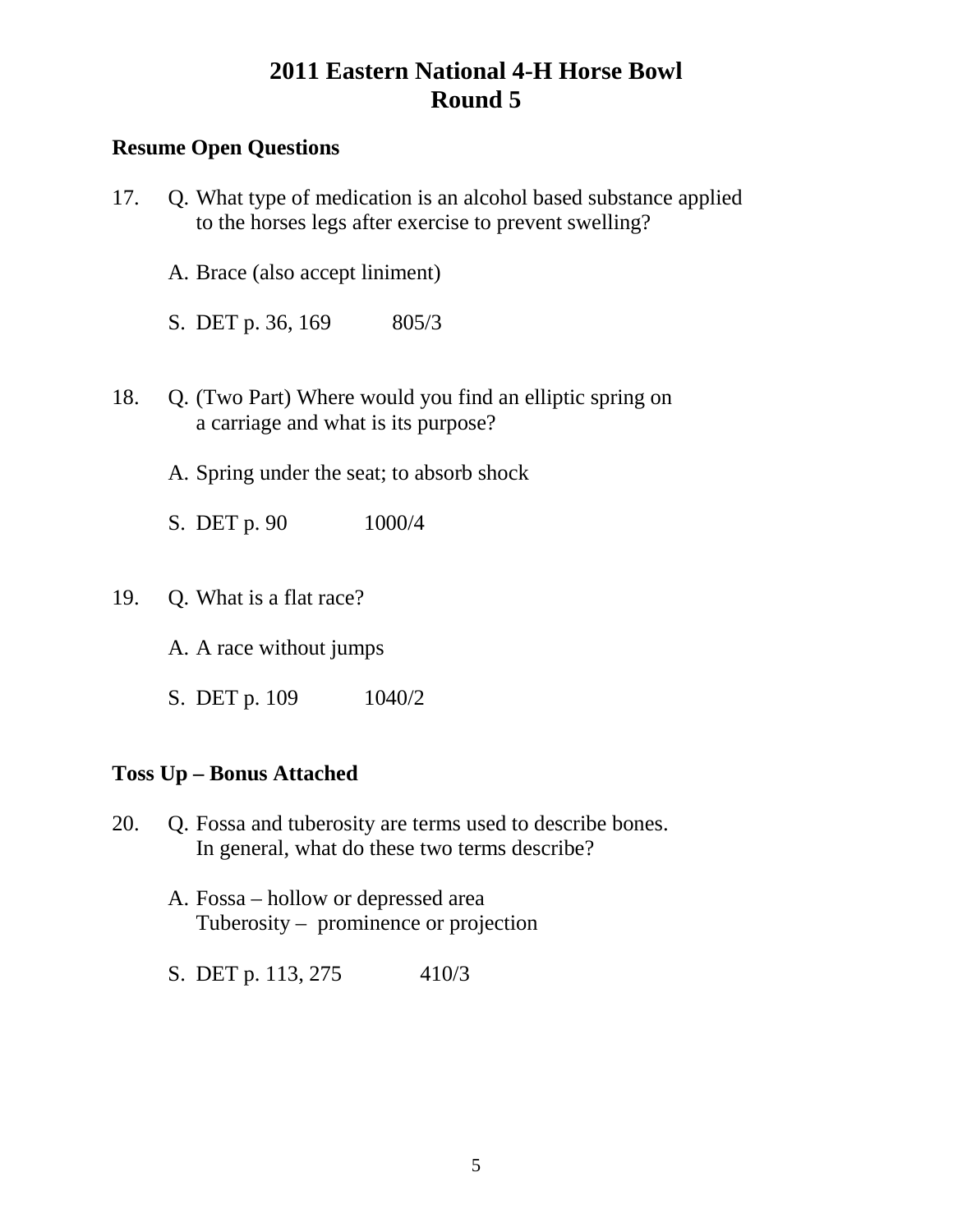# 2011 Eastern National 4-H Horse Bowl
# Round 5

**Resume Open Questions**

17. Q. What type of medication is an alcohol based substance applied to the horses legs after exercise to prevent swelling?

    A. Brace (also accept liniment)

    S. DET p. 36, 169 805/3

18. Q. (Two Part) Where would you find an elliptic spring on a carriage and what is its purpose?

    A. Spring under the seat; to absorb shock

    S. DET p. 90 1000/4

19. Q. What is a flat race?

    A. A race without jumps

    S. DET p. 109 1040/2

**Toss Up – Bonus Attached**

20. Q. Fossa and tuberosity are terms used to describe bones. In general, what do these two terms describe?

    A. Fossa – hollow or depressed area
    Tuberosity – prominence or projection

    S. DET p. 113, 275 410/3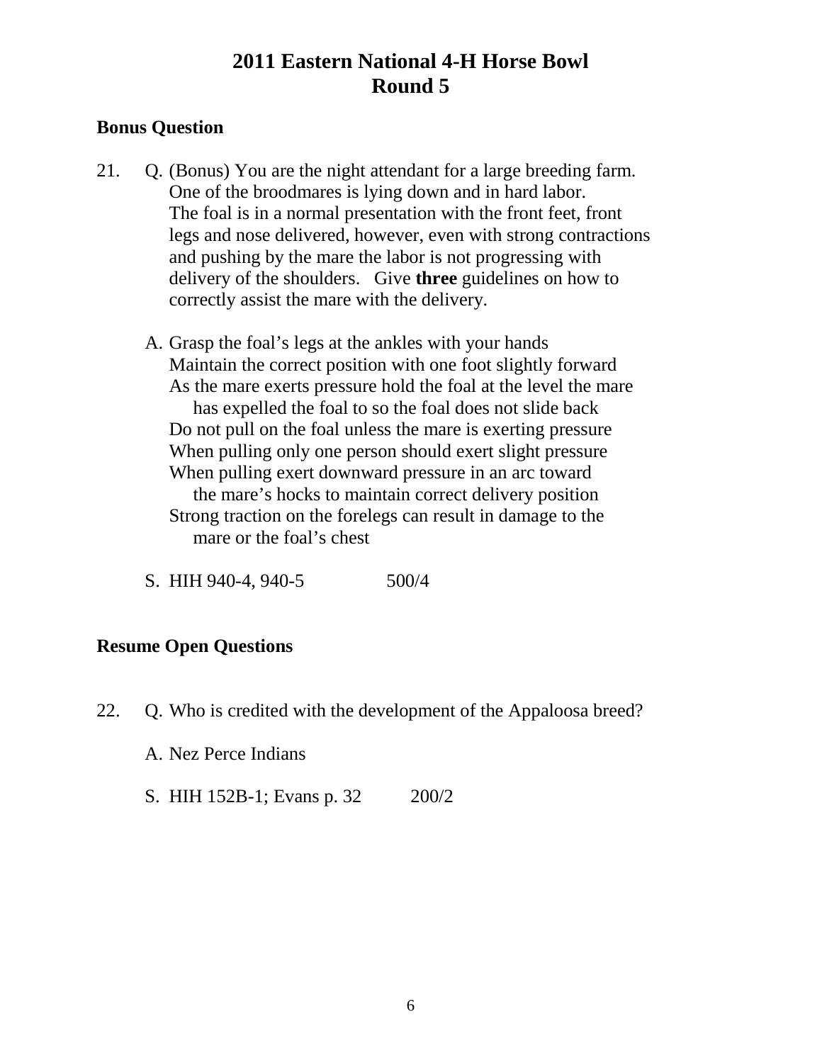# 2011 Eastern National 4-H Horse Bowl
# Round 5

## Bonus Question

21. Q. (Bonus) You are the night attendant for a large breeding farm. One of the broodmares is lying down and in hard labor. The foal is in a normal presentation with the front feet, front legs and nose delivered, however, even with strong contractions and pushing by the mare the labor is not progressing with delivery of the shoulders. Give **three** guidelines on how to correctly assist the mare with the delivery.

    A. Grasp the foal's legs at the ankles with your hands
    Maintain the correct position with one foot slightly forward
    As the mare exerts pressure hold the foal at the level the mare has expelled the foal to so the foal does not slide back
    Do not pull on the foal unless the mare is exerting pressure
    When pulling only one person should exert slight pressure
    When pulling exert downward pressure in an arc toward the mare's hocks to maintain correct delivery position
    Strong traction on the forelegs can result in damage to the mare or the foal's chest

    S. HIH 940-4, 940-5 500/4

## Resume Open Questions

22. Q. Who is credited with the development of the Appaloosa breed?

    A. Nez Perce Indians

    S. HIH 152B-1; Evans p. 32 200/2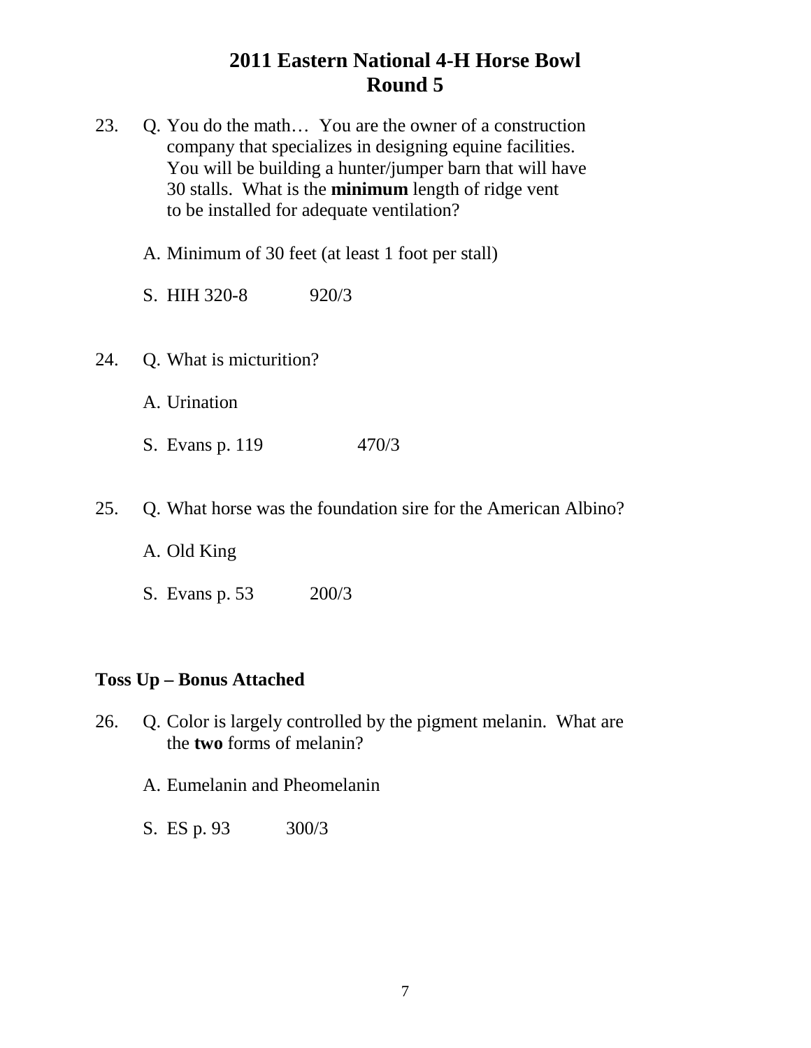# 2011 Eastern National 4-H Horse Bowl
## Round 5

23. Q. You do the math… You are the owner of a construction company that specializes in designing equine facilities. You will be building a hunter/jumper barn that will have 30 stalls. What is the **minimum** length of ridge vent to be installed for adequate ventilation?

    A. Minimum of 30 feet (at least 1 foot per stall)

    S. HIH 320-8 920/3

24. Q. What is micturition?

    A. Urination

    S. Evans p. 119 470/3

25. Q. What horse was the foundation sire for the American Albino?

    A. Old King

    S. Evans p. 53 200/3

**Toss Up – Bonus Attached**

26. Q. Color is largely controlled by the pigment melanin. What are the **two** forms of melanin?

    A. Eumelanin and Pheomelanin

    S. ES p. 93 300/3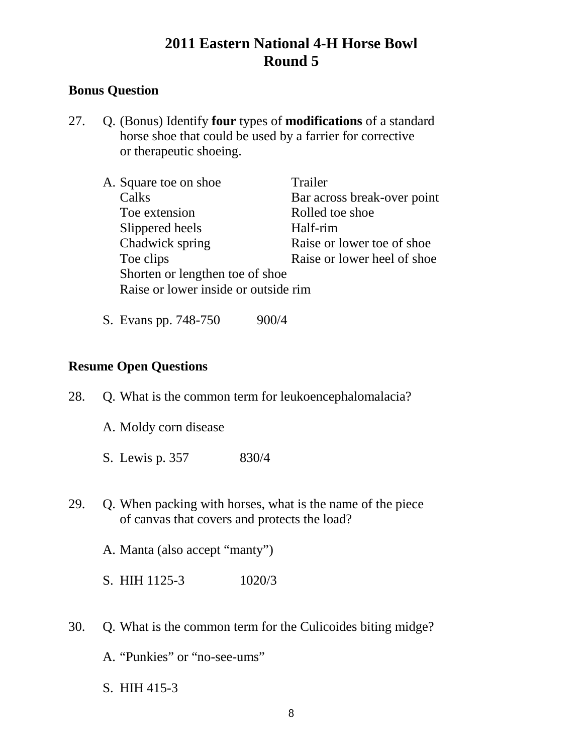# 2011 Eastern National 4-H Horse Bowl
# Round 5

**Bonus Question**

27. Q. (Bonus) Identify **four** types of **modifications** of a standard horse shoe that could be used by a farrier for corrective or therapeutic shoeing.

    A. Square toe on shoe
    Calks
    Toe extension
    Slippered heels
    Chadwick spring
    Toe clips
    Shorten or lengthen toe of shoe
    Raise or lower inside or outside rim
    Trailer
    Bar across break-over point
    Rolled toe shoe
    Half-rim
    Raise or lower toe of shoe
    Raise or lower heel of shoe

    S. Evans pp. 748-750 900/4

**Resume Open Questions**

28. Q. What is the common term for leukoencephalomalacia?

    A. Moldy corn disease

    S. Lewis p. 357 830/4

29. Q. When packing with horses, what is the name of the piece of canvas that covers and protects the load?

    A. Manta (also accept "manty")

    S. HIH 1125-3 1020/3

30. Q. What is the common term for the Culicoides biting midge?

    A. "Punkies" or "no-see-ums"

    S. HIH 415-3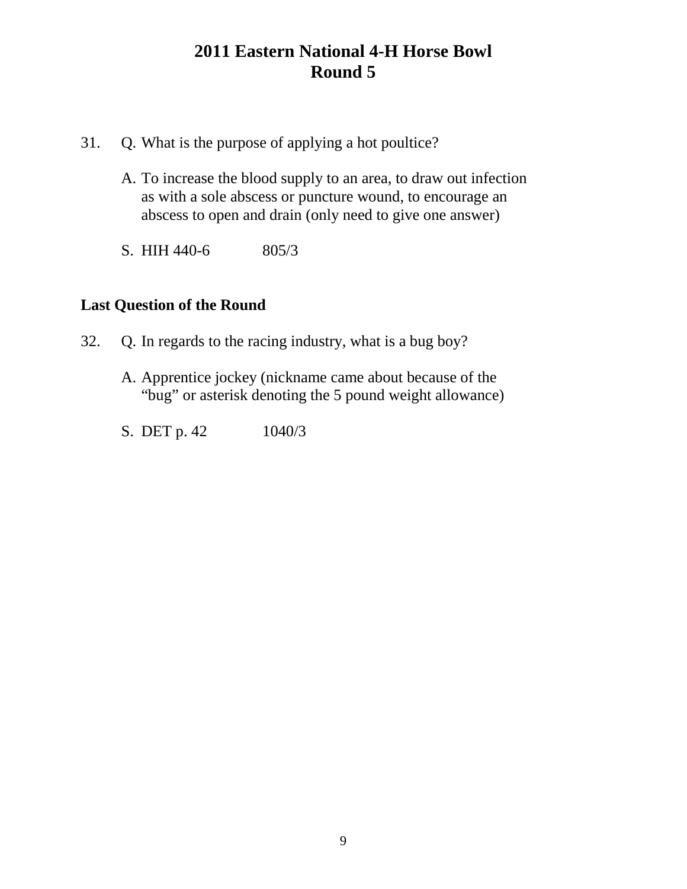# 2011 Eastern National 4-H Horse Bowl
# Round 5

31. Q. What is the purpose of applying a hot poultice?

    A. To increase the blood supply to an area, to draw out infection as with a sole abscess or puncture wound, to encourage an abscess to open and drain (only need to give one answer)

    S. HIH 440-6 805/3

**Last Question of the Round**

32. Q. In regards to the racing industry, what is a bug boy?

    A. Apprentice jockey (nickname came about because of the "bug" or asterisk denoting the 5 pound weight allowance)

    S. DET p. 42 1040/3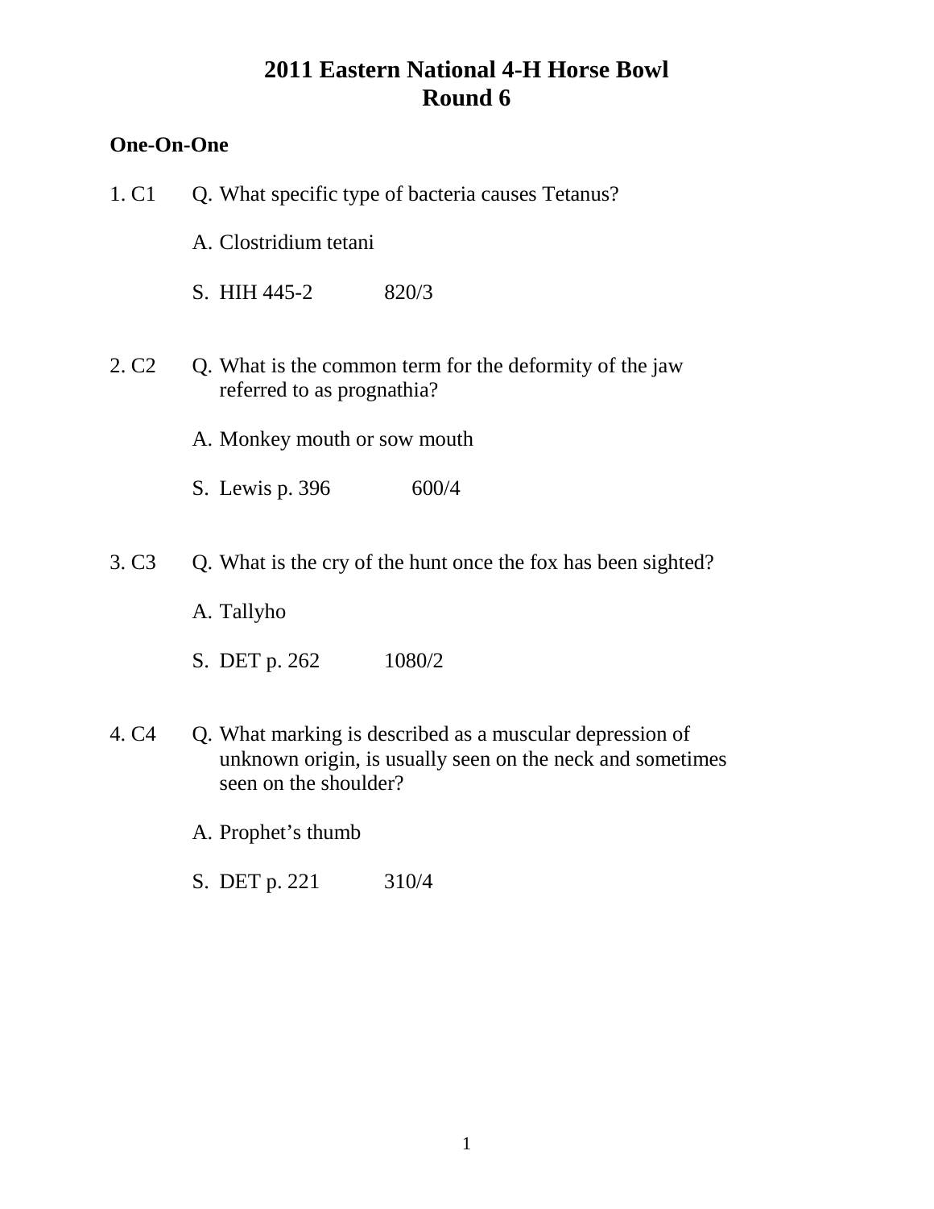# 2011 Eastern National 4-H Horse Bowl
# Round 6

## One-On-One

1. C1 Q. What specific type of bacteria causes Tetanus?

   A. Clostridium tetani

   S. HIH 445-2 820/3

2. C2 Q. What is the common term for the deformity of the jaw referred to as prognathia?

   A. Monkey mouth or sow mouth

   S. Lewis p. 396 600/4

3. C3 Q. What is the cry of the hunt once the fox has been sighted?

   A. Tallyho

   S. DET p. 262 1080/2

4. C4 Q. What marking is described as a muscular depression of unknown origin, is usually seen on the neck and sometimes seen on the shoulder?

   A. Prophet's thumb

   S. DET p. 221 310/4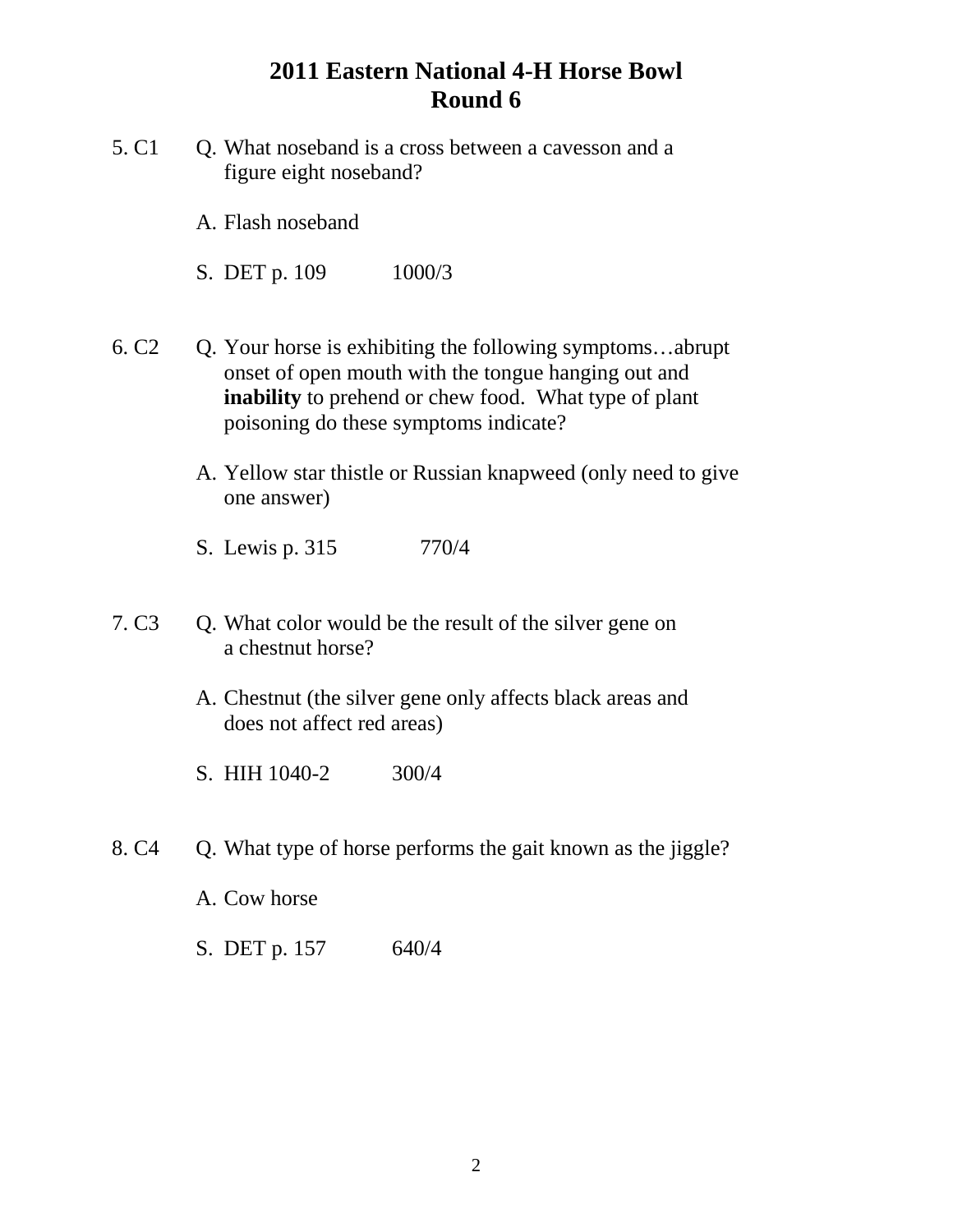# 2011 Eastern National 4-H Horse Bowl
# Round 6

5. C1 Q. What noseband is a cross between a cavesson and a figure eight noseband?

   A. Flash noseband

   S. DET p. 109 1000/3

6. C2 Q. Your horse is exhibiting the following symptoms…abrupt onset of open mouth with the tongue hanging out and **inability** to prehend or chew food. What type of plant poisoning do these symptoms indicate?

   A. Yellow star thistle or Russian knapweed (only need to give one answer)

   S. Lewis p. 315 770/4

7. C3 Q. What color would be the result of the silver gene on a chestnut horse?

   A. Chestnut (the silver gene only affects black areas and does not affect red areas)

   S. HIH 1040-2 300/4

8. C4 Q. What type of horse performs the gait known as the jiggle?

   A. Cow horse

   S. DET p. 157 640/4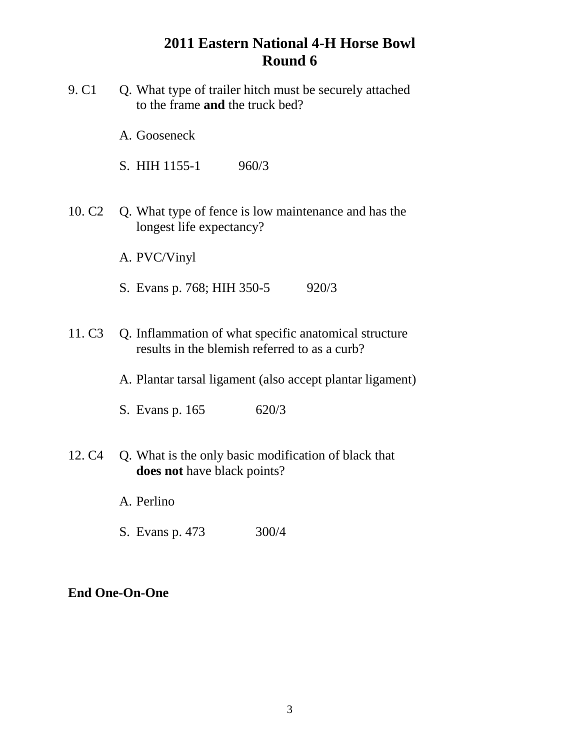# 2011 Eastern National 4-H Horse Bowl
## Round 6

9. C1 Q. What type of trailer hitch must be securely attached to the frame **and** the truck bed?

   A. Gooseneck

   S. HIH 1155-1 960/3

10. C2 Q. What type of fence is low maintenance and has the longest life expectancy?

   A. PVC/Vinyl

   S. Evans p. 768; HIH 350-5 920/3

11. C3 Q. Inflammation of what specific anatomical structure results in the blemish referred to as a curb?

   A. Plantar tarsal ligament (also accept plantar ligament)

   S. Evans p. 165 620/3

12. C4 Q. What is the only basic modification of black that **does not** have black points?

   A. Perlino

   S. Evans p. 473 300/4

**End One-On-One**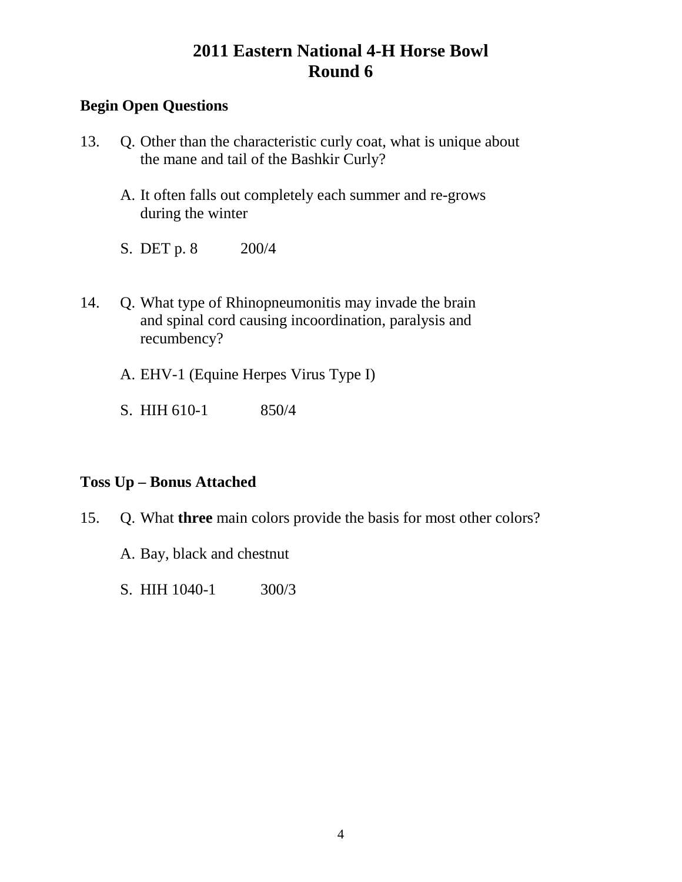# 2011 Eastern National 4-H Horse Bowl
# Round 6

**Begin Open Questions**

13. Q. Other than the characteristic curly coat, what is unique about the mane and tail of the Bashkir Curly?

    A. It often falls out completely each summer and re-grows during the winter

    S. DET p. 8 200/4

14. Q. What type of Rhinopneumonitis may invade the brain and spinal cord causing incoordination, paralysis and recumbency?

    A. EHV-1 (Equine Herpes Virus Type I)

    S. HIH 610-1 850/4

**Toss Up – Bonus Attached**

15. Q. What **three** main colors provide the basis for most other colors?

    A. Bay, black and chestnut

    S. HIH 1040-1 300/3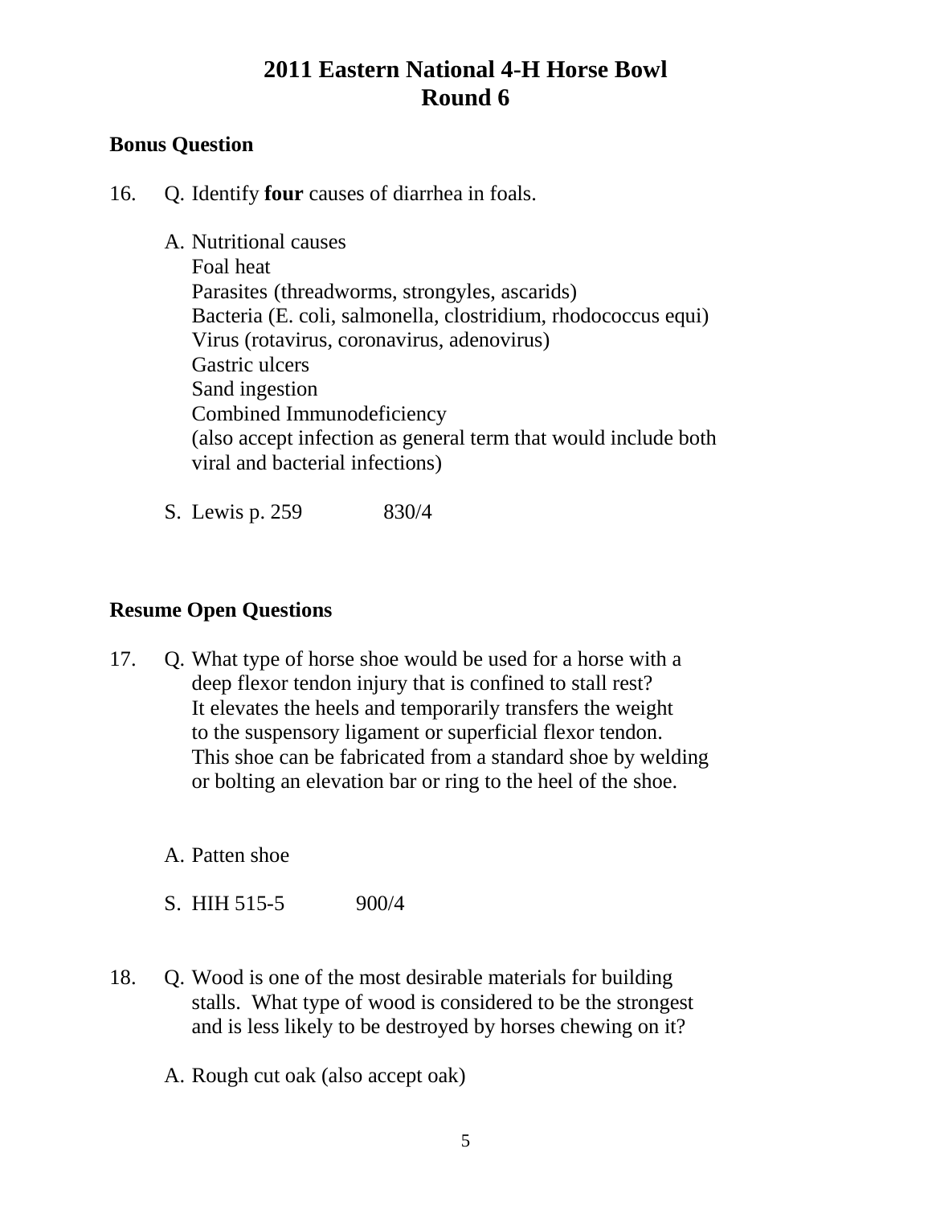# 2011 Eastern National 4-H Horse Bowl
# Round 6

**Bonus Question**

16. Q. Identify **four** causes of diarrhea in foals.

    A. Nutritional causes
    Foal heat
    Parasites (threadworms, strongyles, ascarids)
    Bacteria (E. coli, salmonella, clostridium, rhodococcus equi)
    Virus (rotavirus, coronavirus, adenovirus)
    Gastric ulcers
    Sand ingestion
    Combined Immunodeficiency
    (also accept infection as general term that would include both viral and bacterial infections)

    S. Lewis p. 259 830/4

**Resume Open Questions**

17. Q. What type of horse shoe would be used for a horse with a deep flexor tendon injury that is confined to stall rest? It elevates the heels and temporarily transfers the weight to the suspensory ligament or superficial flexor tendon. This shoe can be fabricated from a standard shoe by welding or bolting an elevation bar or ring to the heel of the shoe.

    A. Patten shoe

    S. HIH 515-5 900/4

18. Q. Wood is one of the most desirable materials for building stalls. What type of wood is considered to be the strongest and is less likely to be destroyed by horses chewing on it?

    A. Rough cut oak (also accept oak)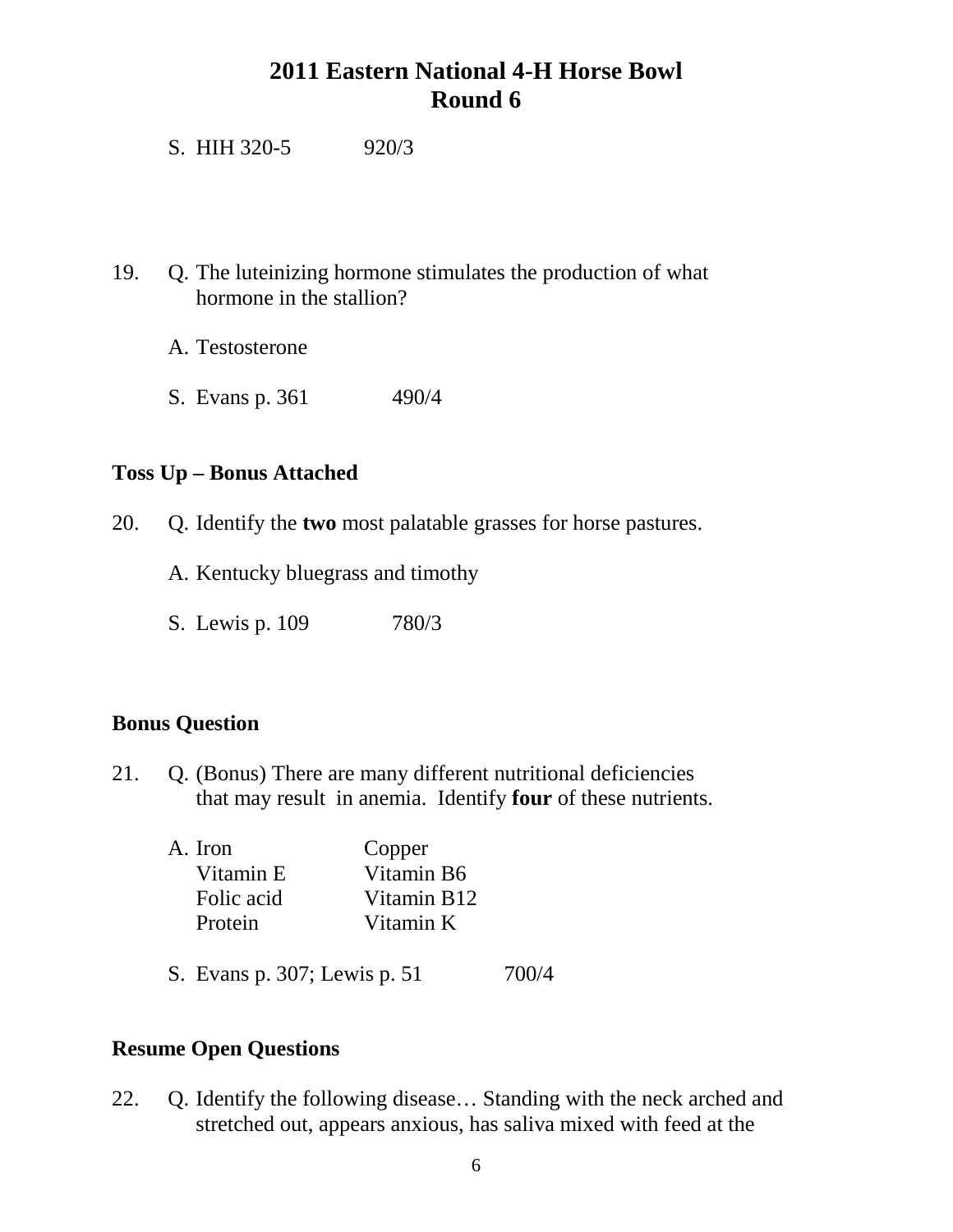# 2011 Eastern National 4-H Horse Bowl
# Round 6

S. HIH 320-5 920/3

19. Q. The luteinizing hormone stimulates the production of what hormone in the stallion?

    A. Testosterone

    S. Evans p. 361 490/4

**Toss Up – Bonus Attached**

20. Q. Identify the **two** most palatable grasses for horse pastures.

    A. Kentucky bluegrass and timothy

    S. Lewis p. 109 780/3

**Bonus Question**

21. Q. (Bonus) There are many different nutritional deficiencies that may result in anemia. Identify **four** of these nutrients.

    A. Iron, Copper, Vitamin E, Vitamin B6, Folic acid, Vitamin B12, Protein, Vitamin K

    S. Evans p. 307; Lewis p. 51 700/4

**Resume Open Questions**

22. Q. Identify the following disease… Standing with the neck arched and stretched out, appears anxious, has saliva mixed with feed at the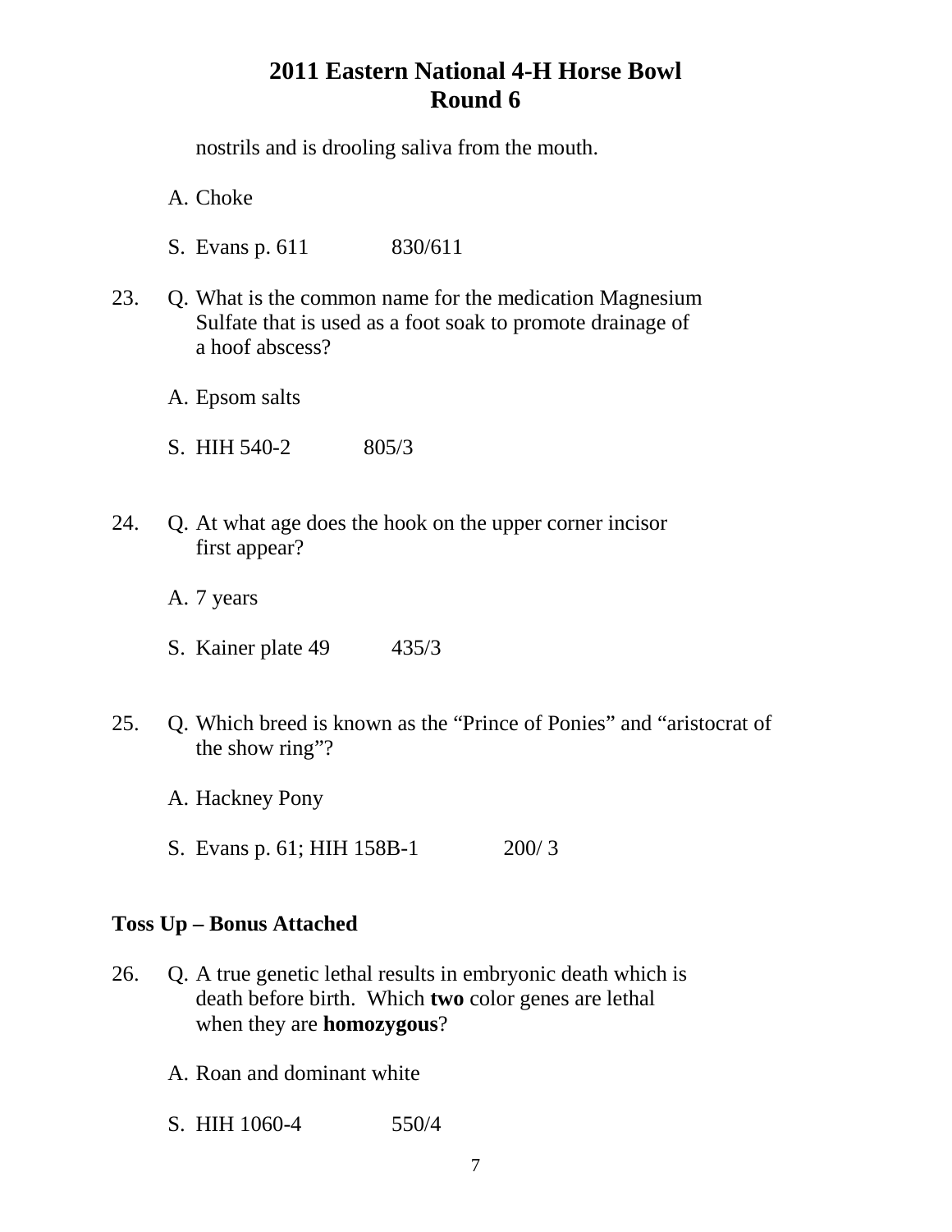nostrils and is drooling saliva from the mouth.

A. Choke

S. Evans p. 611 830/611

23. Q. What is the common name for the medication Magnesium Sulfate that is used as a foot soak to promote drainage of a hoof abscess?

A. Epsom salts

S. HIH 540-2 805/3

24. Q. At what age does the hook on the upper corner incisor first appear?

A. 7 years

S. Kainer plate 49 435/3

25. Q. Which breed is known as the "Prince of Ponies" and "aristocrat of the show ring"?

A. Hackney Pony

S. Evans p. 61; HIH 158B-1 200/ 3

**Toss Up – Bonus Attached**

26. Q. A true genetic lethal results in embryonic death which is death before birth. Which **two** color genes are lethal when they are **homozygous**?

A. Roan and dominant white

S. HIH 1060-4 550/4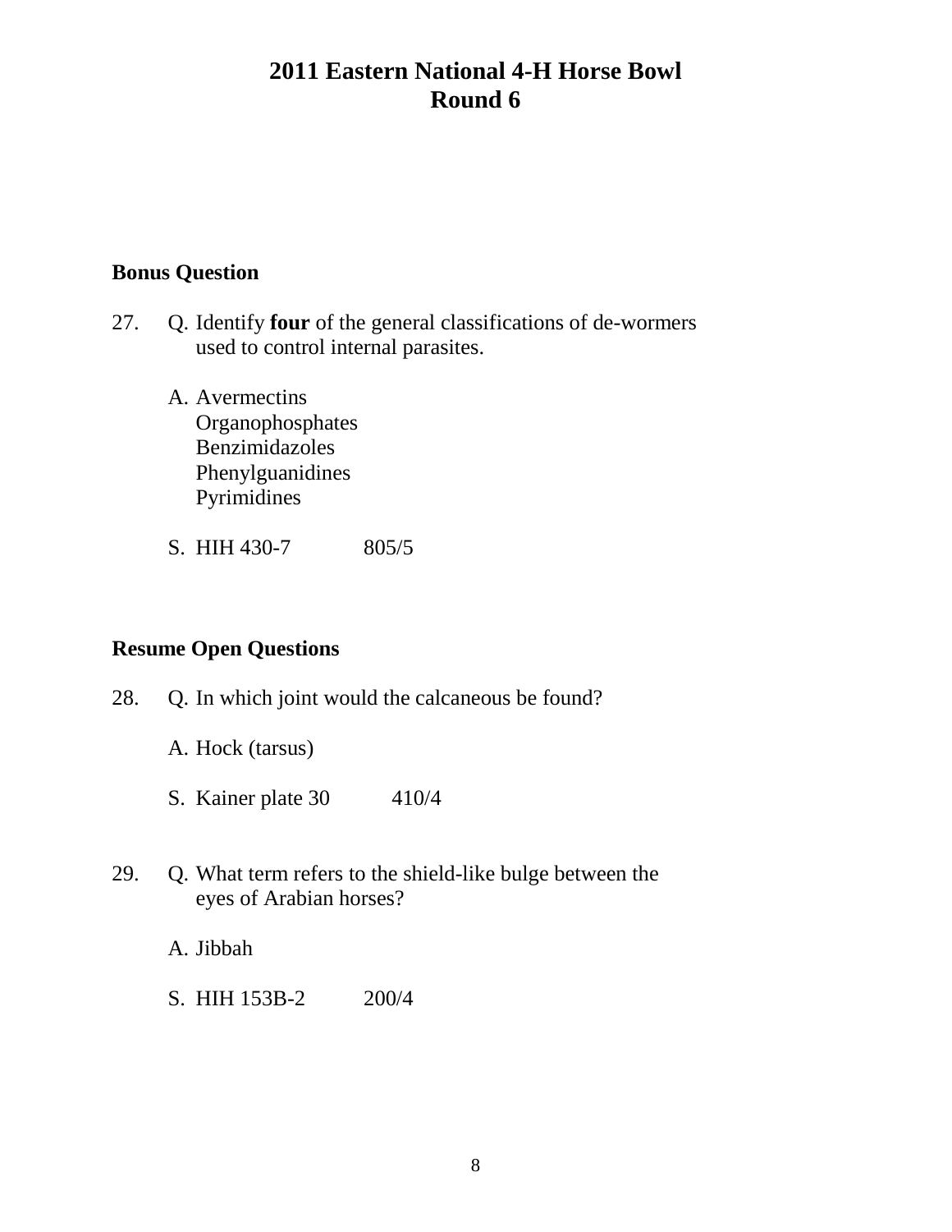# 2011 Eastern National 4-H Horse Bowl
# Round 6

**Bonus Question**

27. Q. Identify **four** of the general classifications of de-wormers used to control internal parasites.

    A. Avermectins
    Organophosphates
    Benzimidazoles
    Phenylguanidines
    Pyrimidines

    S. HIH 430-7 805/5

**Resume Open Questions**

28. Q. In which joint would the calcaneous be found?

    A. Hock (tarsus)

    S. Kainer plate 30 410/4

29. Q. What term refers to the shield-like bulge between the eyes of Arabian horses?

    A. Jibbah

    S. HIH 153B-2 200/4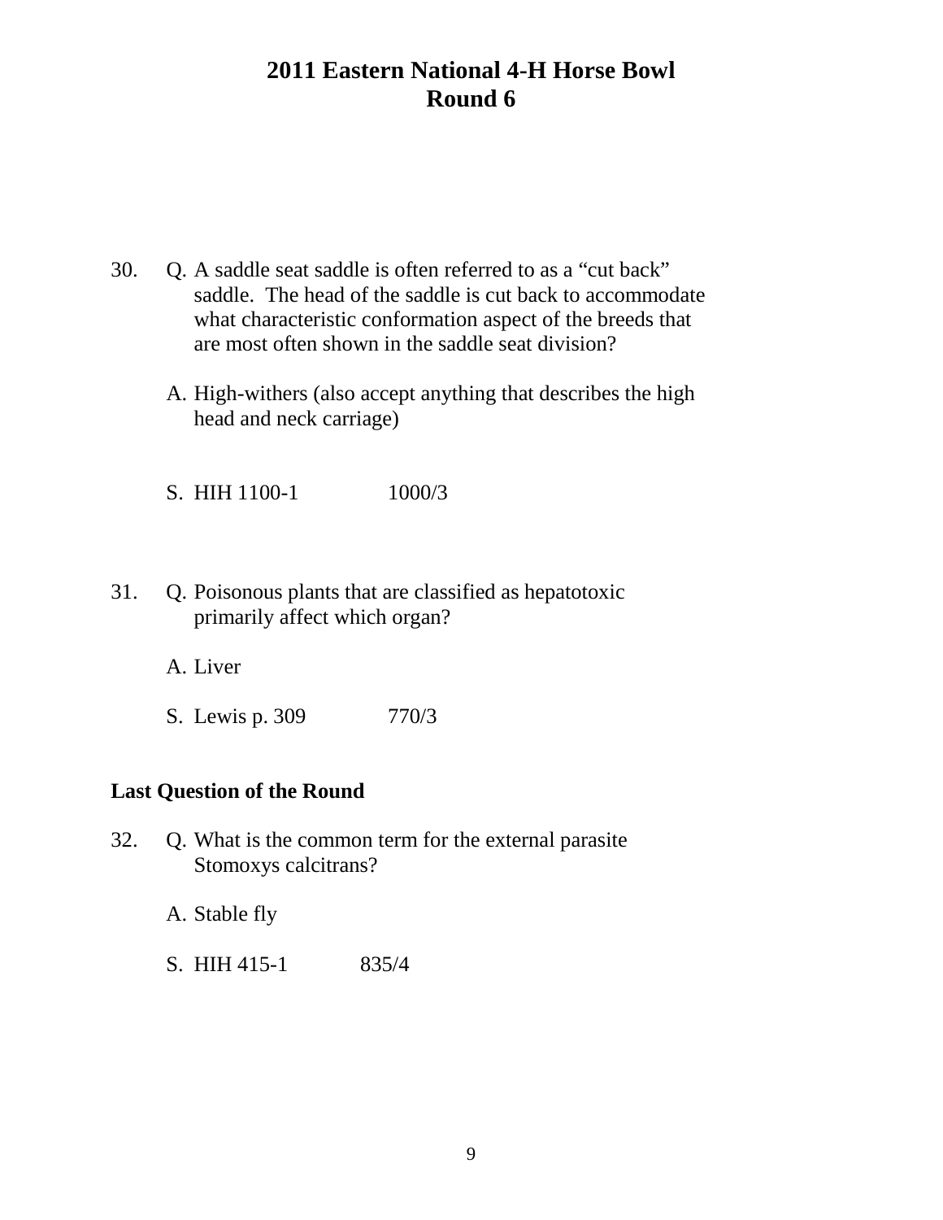# 2011 Eastern National 4-H Horse Bowl
## Round 6

30. Q. A saddle seat saddle is often referred to as a "cut back" saddle. The head of the saddle is cut back to accommodate what characteristic conformation aspect of the breeds that are most often shown in the saddle seat division?

    A. High-withers (also accept anything that describes the high head and neck carriage)

    S. HIH 1100-1 1000/3

31. Q. Poisonous plants that are classified as hepatotoxic primarily affect which organ?

    A. Liver

    S. Lewis p. 309 770/3

**Last Question of the Round**

32. Q. What is the common term for the external parasite Stomoxys calcitrans?

    A. Stable fly

    S. HIH 415-1 835/4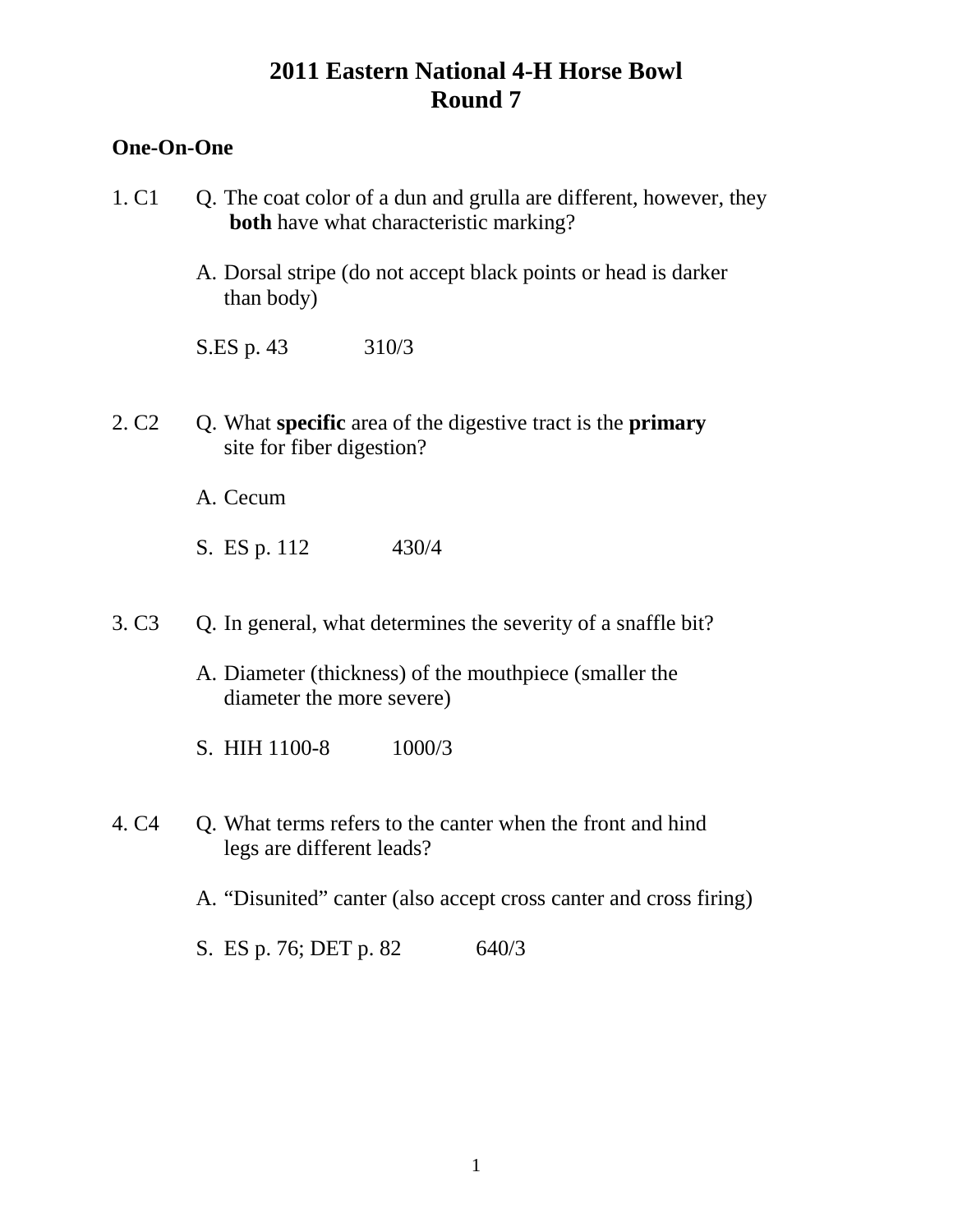# 2011 Eastern National 4-H Horse Bowl
# Round 7

**One-On-One**

1. C1 Q. The coat color of a dun and grulla are different, however, they **both** have what characteristic marking?

   A. Dorsal stripe (do not accept black points or head is darker than body)

   S.ES p. 43 310/3

2. C2 Q. What **specific** area of the digestive tract is the **primary** site for fiber digestion?

   A. Cecum

   S. ES p. 112 430/4

3. C3 Q. In general, what determines the severity of a snaffle bit?

   A. Diameter (thickness) of the mouthpiece (smaller the diameter the more severe)

   S. HIH 1100-8 1000/3

4. C4 Q. What terms refers to the canter when the front and hind legs are different leads?

   A. "Disunited" canter (also accept cross canter and cross firing)

   S. ES p. 76; DET p. 82 640/3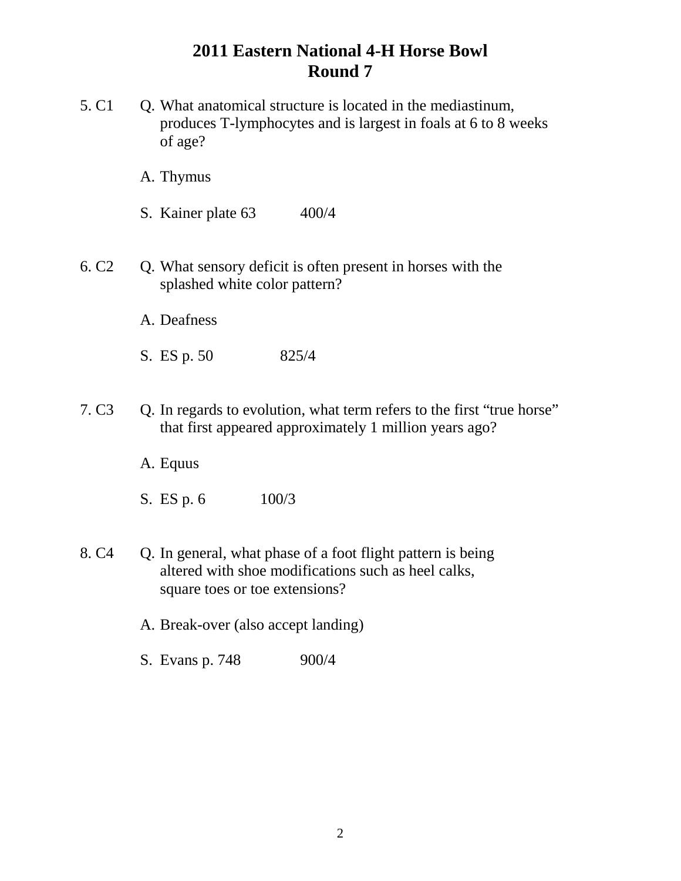# 2011 Eastern National 4-H Horse Bowl
## Round 7

5. C1 Q. What anatomical structure is located in the mediastinum, produces T-lymphocytes and is largest in foals at 6 to 8 weeks of age?

A. Thymus

S. Kainer plate 63 400/4

6. C2 Q. What sensory deficit is often present in horses with the splashed white color pattern?

A. Deafness

S. ES p. 50 825/4

7. C3 Q. In regards to evolution, what term refers to the first “true horse” that first appeared approximately 1 million years ago?

A. Equus

S. ES p. 6 100/3

8. C4 Q. In general, what phase of a foot flight pattern is being altered with shoe modifications such as heel calks, square toes or toe extensions?

A. Break-over (also accept landing)

S. Evans p. 748 900/4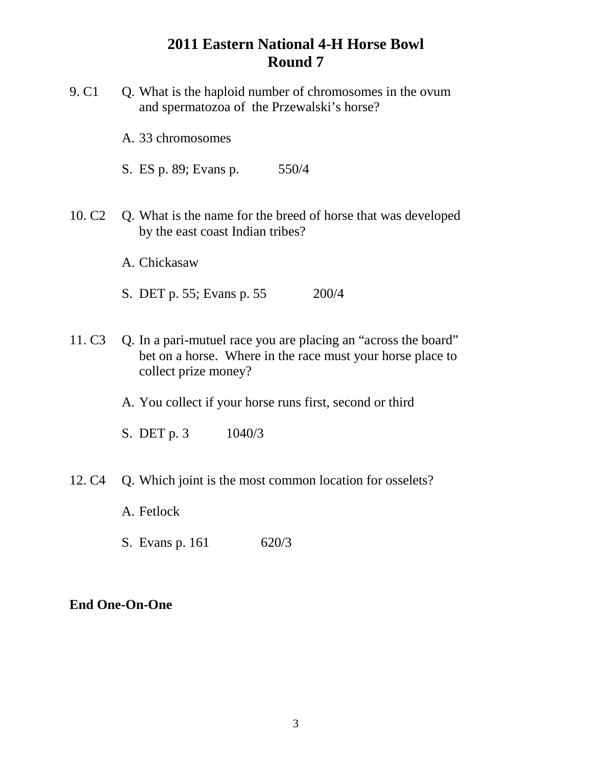# 2011 Eastern National 4-H Horse Bowl
## Round 7

9. C1 Q. What is the haploid number of chromosomes in the ovum and spermatozoa of the Przewalski's horse?

   A. 33 chromosomes

   S. ES p. 89; Evans p. 550/4

10. C2 Q. What is the name for the breed of horse that was developed by the east coast Indian tribes?

   A. Chickasaw

   S. DET p. 55; Evans p. 55 200/4

11. C3 Q. In a pari-mutuel race you are placing an "across the board" bet on a horse. Where in the race must your horse place to collect prize money?

   A. You collect if your horse runs first, second or third

   S. DET p. 3 1040/3

12. C4 Q. Which joint is the most common location for osselets?

   A. Fetlock

   S. Evans p. 161 620/3

**End One-On-One**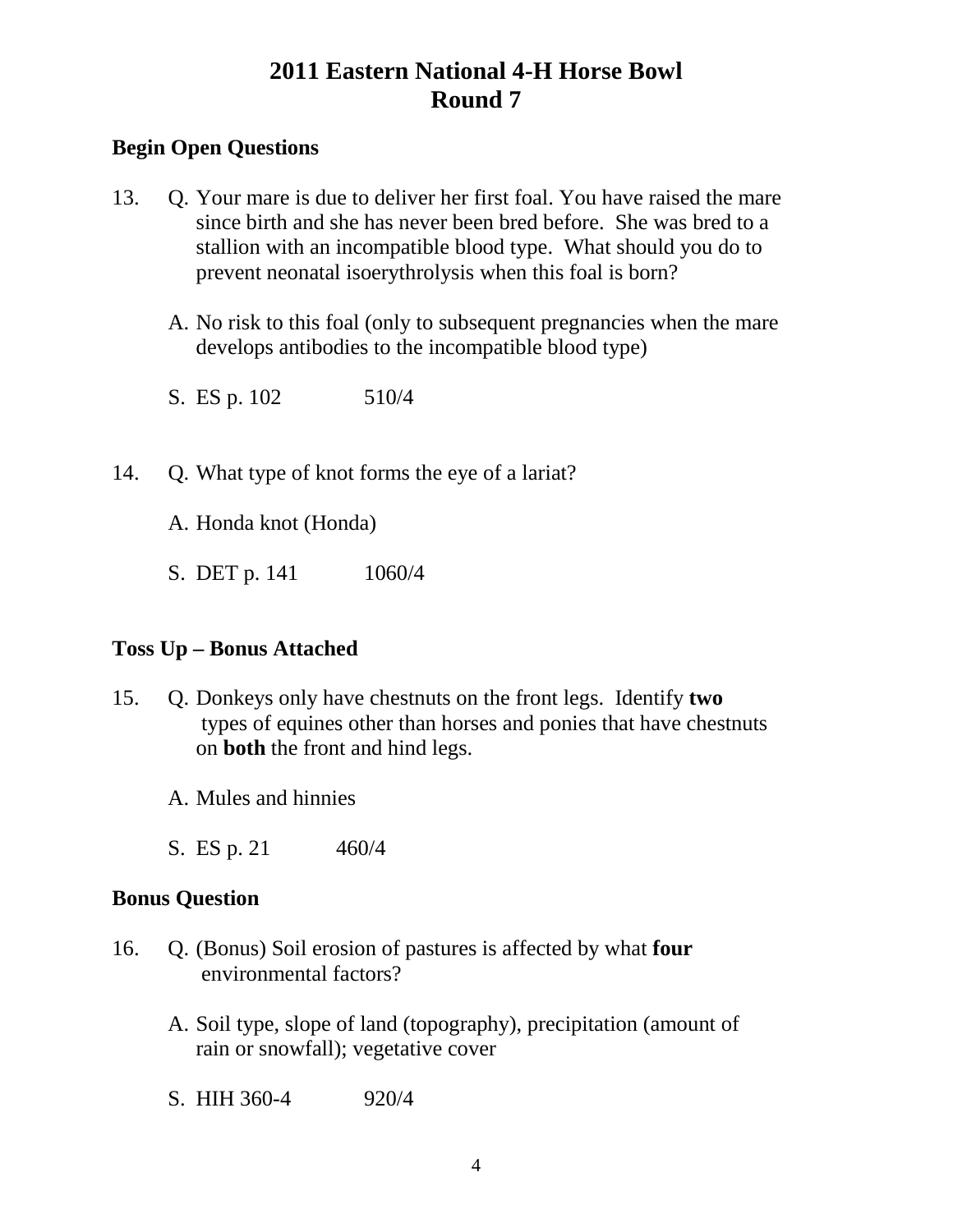# 2011 Eastern National 4-H Horse Bowl
# Round 7

**Begin Open Questions**

13. Q. Your mare is due to deliver her first foal. You have raised the mare since birth and she has never been bred before. She was bred to a stallion with an incompatible blood type. What should you do to prevent neonatal isoerythrolysis when this foal is born?

    A. No risk to this foal (only to subsequent pregnancies when the mare develops antibodies to the incompatible blood type)

    S. ES p. 102 510/4

14. Q. What type of knot forms the eye of a lariat?

    A. Honda knot (Honda)

    S. DET p. 141 1060/4

**Toss Up – Bonus Attached**

15. Q. Donkeys only have chestnuts on the front legs. Identify **two** types of equines other than horses and ponies that have chestnuts on **both** the front and hind legs.

    A. Mules and hinnies

    S. ES p. 21 460/4

**Bonus Question**

16. Q. (Bonus) Soil erosion of pastures is affected by what **four** environmental factors?

    A. Soil type, slope of land (topography), precipitation (amount of rain or snowfall); vegetative cover

    S. HIH 360-4 920/4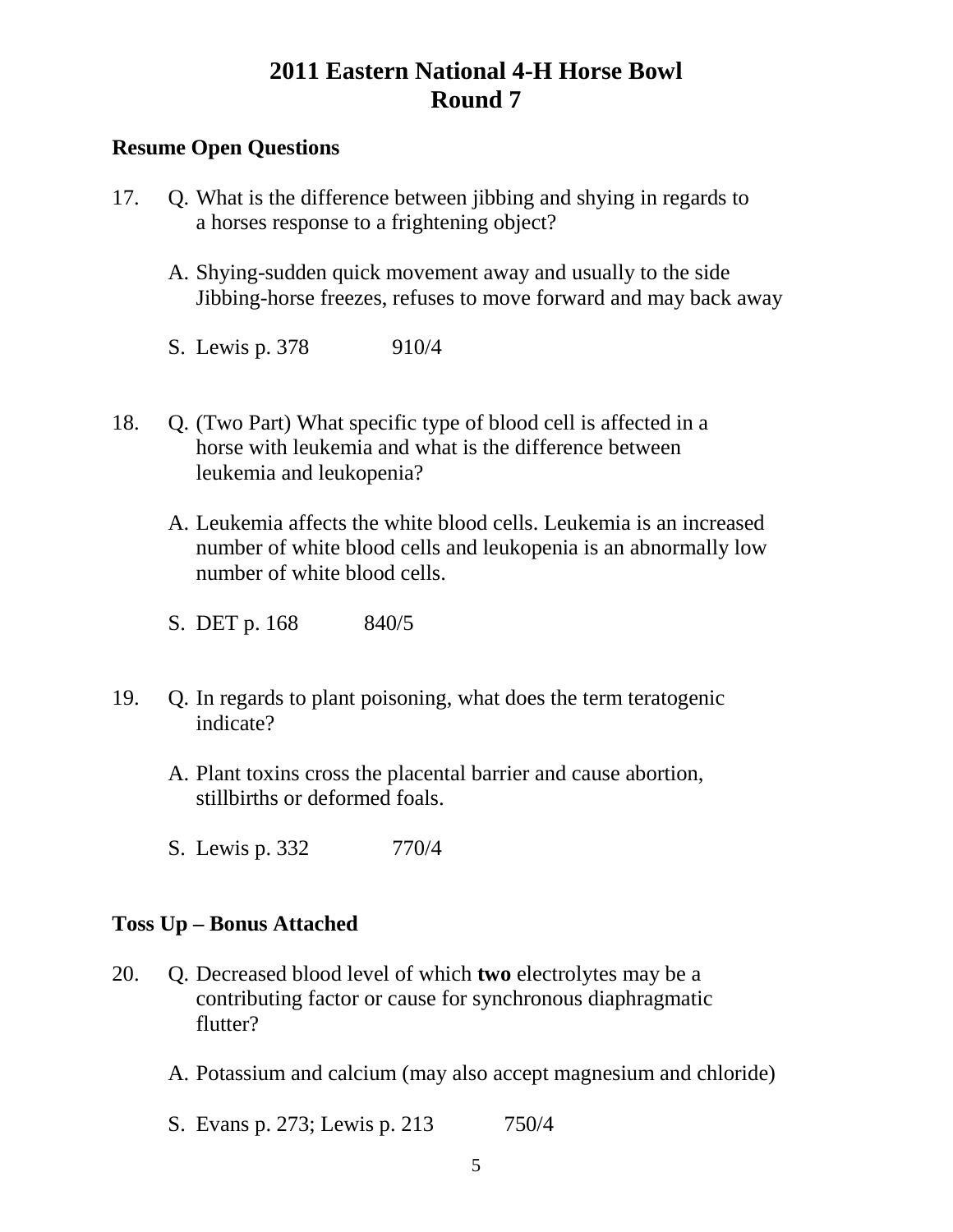# 2011 Eastern National 4-H Horse Bowl
# Round 7

**Resume Open Questions**

17. Q. What is the difference between jibbing and shying in regards to a horses response to a frightening object?

    A. Shying-sudden quick movement away and usually to the side
    Jibbing-horse freezes, refuses to move forward and may back away

    S. Lewis p. 378 910/4

18. Q. (Two Part) What specific type of blood cell is affected in a horse with leukemia and what is the difference between leukemia and leukopenia?

    A. Leukemia affects the white blood cells. Leukemia is an increased number of white blood cells and leukopenia is an abnormally low number of white blood cells.

    S. DET p. 168 840/5

19. Q. In regards to plant poisoning, what does the term teratogenic indicate?

    A. Plant toxins cross the placental barrier and cause abortion, stillbirths or deformed foals.

    S. Lewis p. 332 770/4

**Toss Up – Bonus Attached**

20. Q. Decreased blood level of which **two** electrolytes may be a contributing factor or cause for synchronous diaphragmatic flutter?

    A. Potassium and calcium (may also accept magnesium and chloride)

    S. Evans p. 273; Lewis p. 213 750/4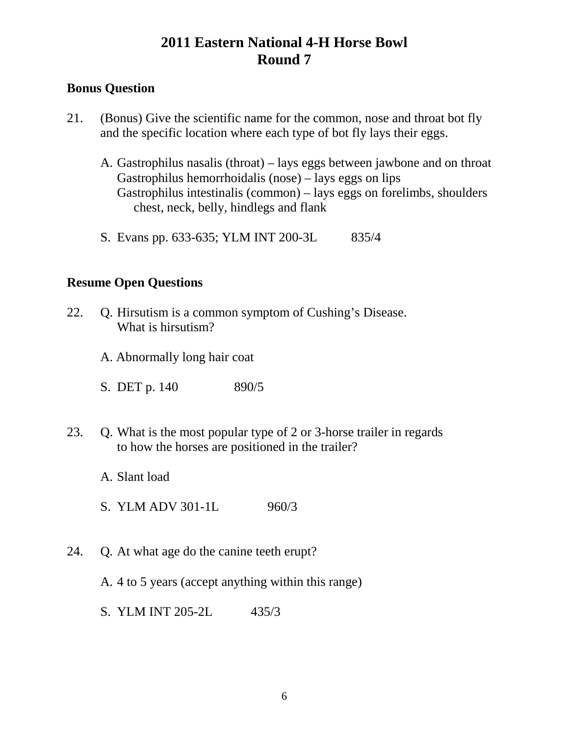# 2011 Eastern National 4-H Horse Bowl
# Round 7

## Bonus Question

21. (Bonus) Give the scientific name for the common, nose and throat bot fly and the specific location where each type of bot fly lays their eggs.

    A. Gastrophilus nasalis (throat) – lays eggs between jawbone and on throat
       Gastrophilus hemorrhoidalis (nose) – lays eggs on lips
       Gastrophilus intestinalis (common) – lays eggs on forelimbs, shoulders chest, neck, belly, hindlegs and flank

    S. Evans pp. 633-635; YLM INT 200-3L 835/4

## Resume Open Questions

22. Q. Hirsutism is a common symptom of Cushing's Disease. What is hirsutism?

    A. Abnormally long hair coat

    S. DET p. 140 890/5

23. Q. What is the most popular type of 2 or 3-horse trailer in regards to how the horses are positioned in the trailer?

    A. Slant load

    S. YLM ADV 301-1L 960/3

24. Q. At what age do the canine teeth erupt?

    A. 4 to 5 years (accept anything within this range)

    S. YLM INT 205-2L 435/3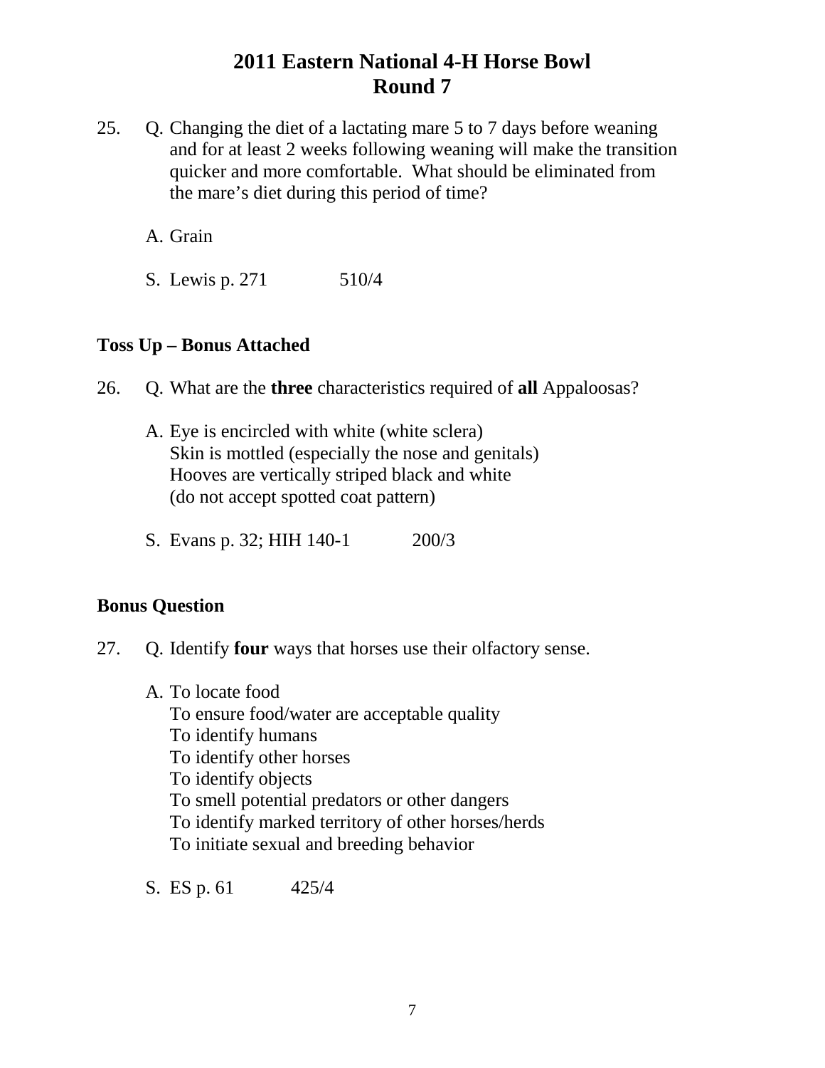# 2011 Eastern National 4-H Horse Bowl
# Round 7

25. Q. Changing the diet of a lactating mare 5 to 7 days before weaning and for at least 2 weeks following weaning will make the transition quicker and more comfortable. What should be eliminated from the mare's diet during this period of time?

    A. Grain

    S. Lewis p. 271 510/4

**Toss Up – Bonus Attached**

26. Q. What are the **three** characteristics required of **all** Appaloosas?

    A. Eye is encircled with white (white sclera)
    Skin is mottled (especially the nose and genitals)
    Hooves are vertically striped black and white
    (do not accept spotted coat pattern)

    S. Evans p. 32; HIH 140-1 200/3

**Bonus Question**

27. Q. Identify **four** ways that horses use their olfactory sense.

    A. To locate food
    To ensure food/water are acceptable quality
    To identify humans
    To identify other horses
    To identify objects
    To smell potential predators or other dangers
    To identify marked territory of other horses/herds
    To initiate sexual and breeding behavior

    S. ES p. 61 425/4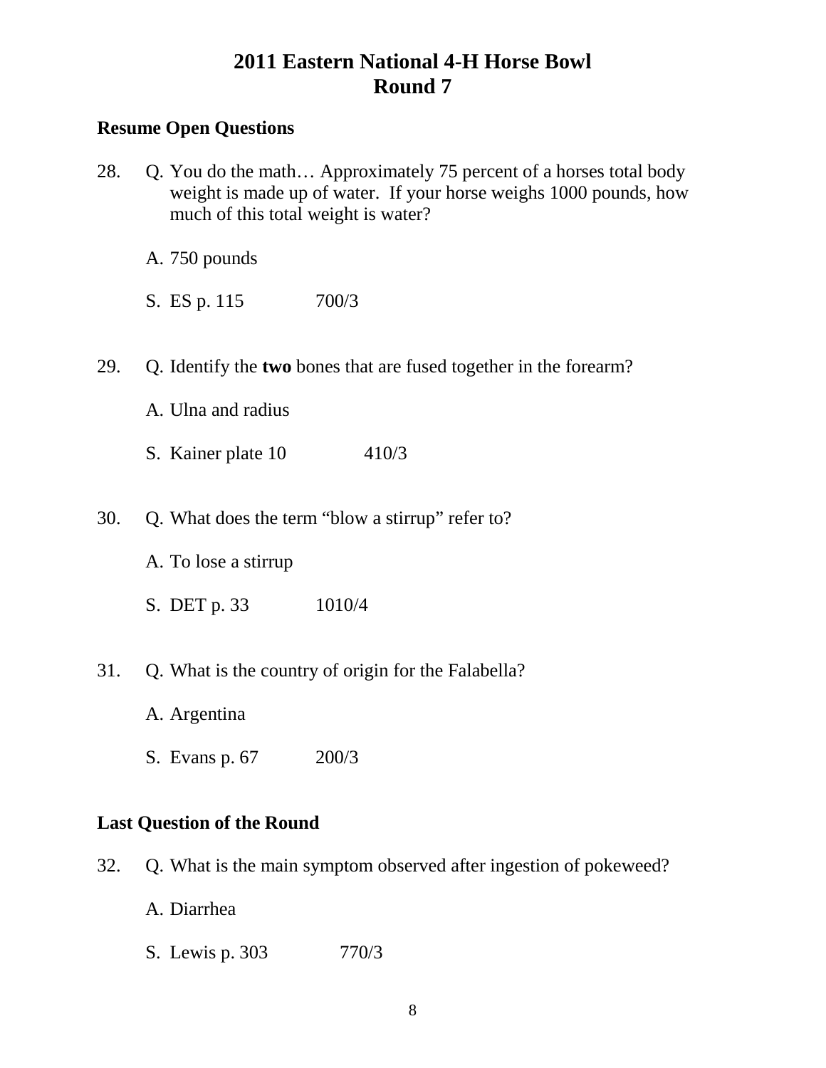# 2011 Eastern National 4-H Horse Bowl
# Round 7

**Resume Open Questions**

28. Q. You do the math… Approximately 75 percent of a horses total body weight is made up of water. If your horse weighs 1000 pounds, how much of this total weight is water?

    A. 750 pounds

    S. ES p. 115 700/3

29. Q. Identify the **two** bones that are fused together in the forearm?

    A. Ulna and radius

    S. Kainer plate 10 410/3

30. Q. What does the term "blow a stirrup" refer to?

    A. To lose a stirrup

    S. DET p. 33 1010/4

31. Q. What is the country of origin for the Falabella?

    A. Argentina

    S. Evans p. 67 200/3

**Last Question of the Round**

32. Q. What is the main symptom observed after ingestion of pokeweed?

    A. Diarrhea

    S. Lewis p. 303 770/3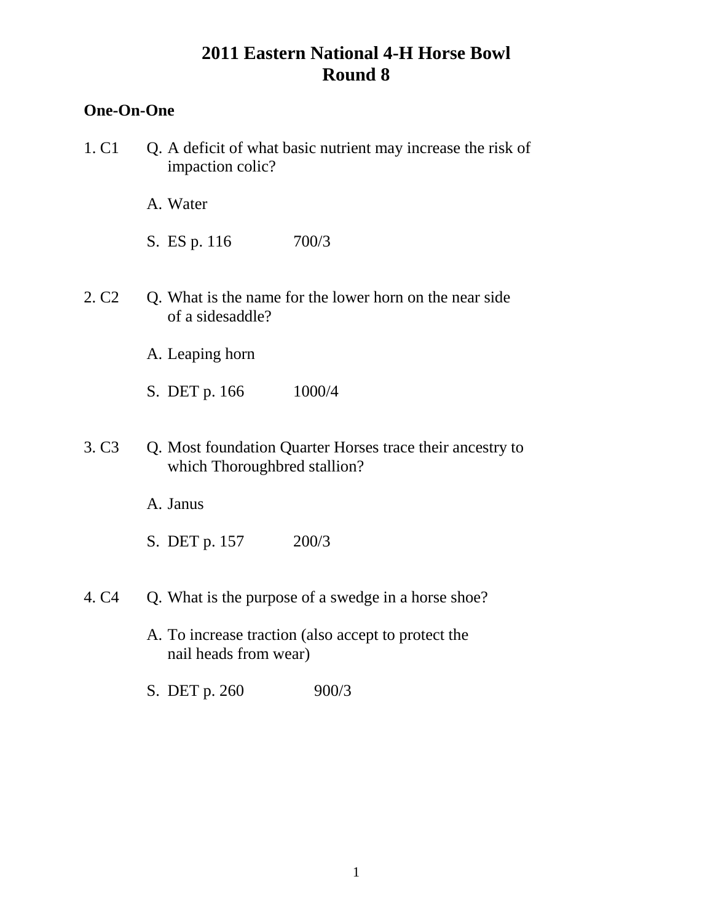# 2011 Eastern National 4-H Horse Bowl
# Round 8

**One-On-One**

1. C1 Q. A deficit of what basic nutrient may increase the risk of impaction colic?

   A. Water

   S. ES p. 116 700/3

2. C2 Q. What is the name for the lower horn on the near side of a sidesaddle?

   A. Leaping horn

   S. DET p. 166 1000/4

3. C3 Q. Most foundation Quarter Horses trace their ancestry to which Thoroughbred stallion?

   A. Janus

   S. DET p. 157 200/3

4. C4 Q. What is the purpose of a swedge in a horse shoe?

   A. To increase traction (also accept to protect the nail heads from wear)

   S. DET p. 260 900/3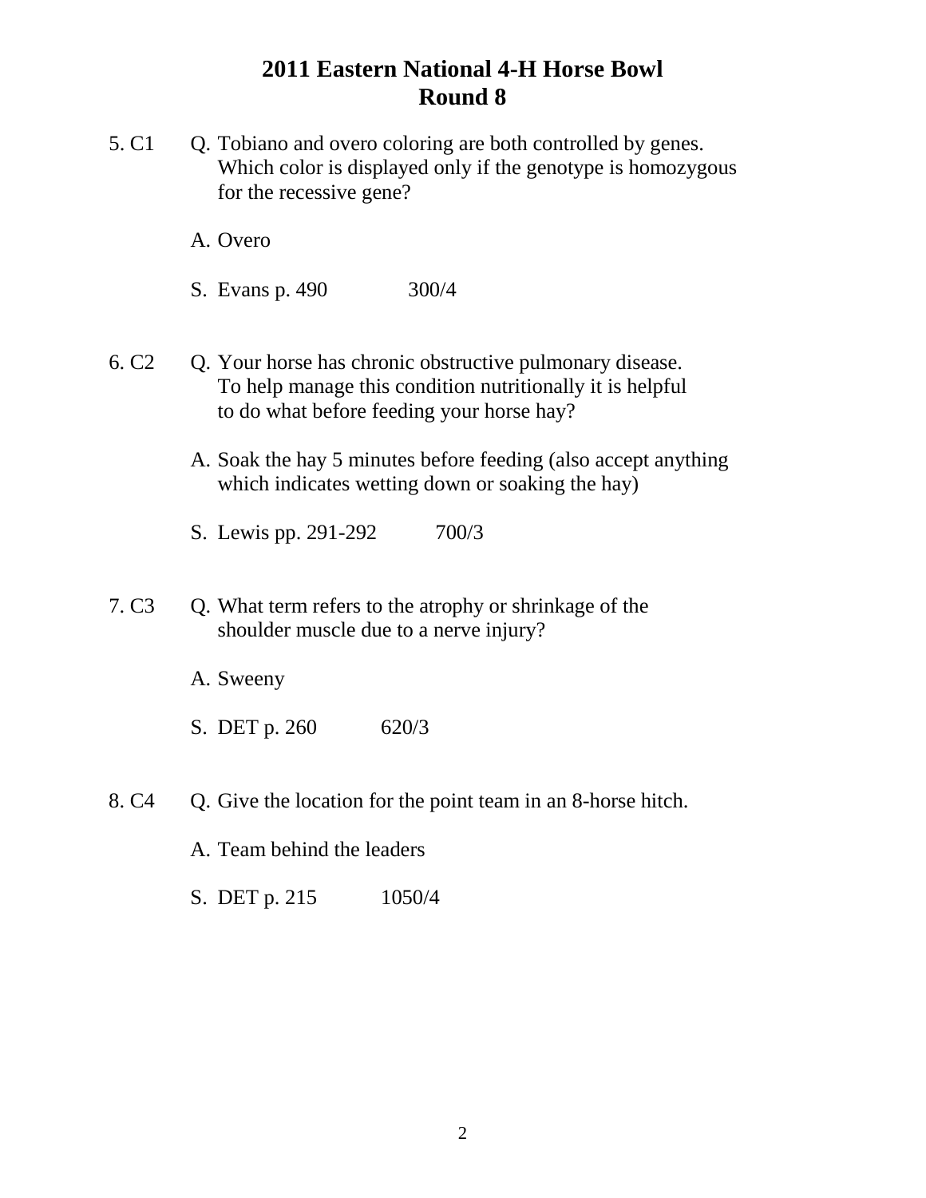# 2011 Eastern National 4-H Horse Bowl
# Round 8

5. C1 Q. Tobiano and overo coloring are both controlled by genes. Which color is displayed only if the genotype is homozygous for the recessive gene?

   A. Overo

   S. Evans p. 490 300/4

6. C2 Q. Your horse has chronic obstructive pulmonary disease. To help manage this condition nutritionally it is helpful to do what before feeding your horse hay?

   A. Soak the hay 5 minutes before feeding (also accept anything which indicates wetting down or soaking the hay)

   S. Lewis pp. 291-292 700/3

7. C3 Q. What term refers to the atrophy or shrinkage of the shoulder muscle due to a nerve injury?

   A. Sweeny

   S. DET p. 260 620/3

8. C4 Q. Give the location for the point team in an 8-horse hitch.

   A. Team behind the leaders

   S. DET p. 215 1050/4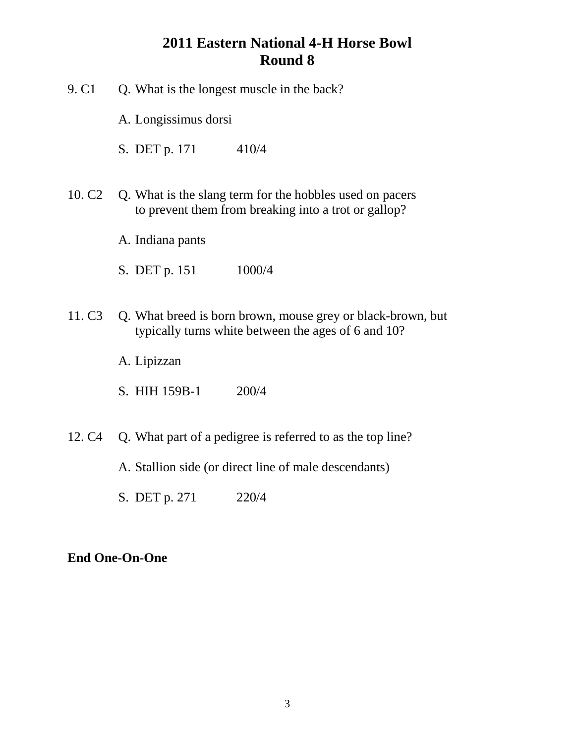# 2011 Eastern National 4-H Horse Bowl
## Round 8

9. C1 Q. What is the longest muscle in the back?

   A. Longissimus dorsi

   S. DET p. 171 410/4

10. C2 Q. What is the slang term for the hobbles used on pacers to prevent them from breaking into a trot or gallop?

   A. Indiana pants

   S. DET p. 151 1000/4

11. C3 Q. What breed is born brown, mouse grey or black-brown, but typically turns white between the ages of 6 and 10?

   A. Lipizzan

   S. HIH 159B-1 200/4

12. C4 Q. What part of a pedigree is referred to as the top line?

   A. Stallion side (or direct line of male descendants)

   S. DET p. 271 220/4

**End One-On-One**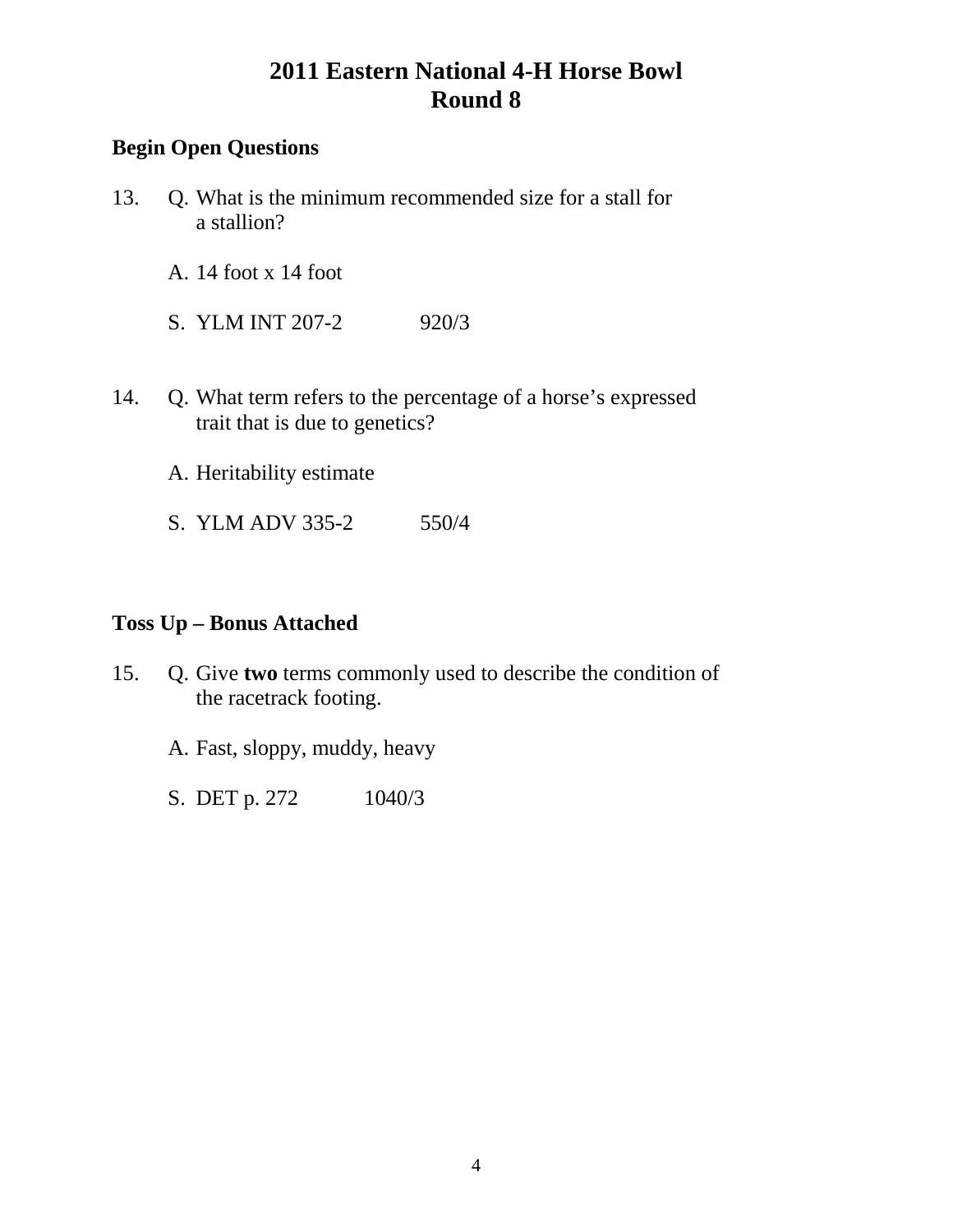# 2011 Eastern National 4-H Horse Bowl
# Round 8

**Begin Open Questions**

13. Q. What is the minimum recommended size for a stall for a stallion?

    A. 14 foot x 14 foot

    S. YLM INT 207-2 920/3

14. Q. What term refers to the percentage of a horse's expressed trait that is due to genetics?

    A. Heritability estimate

    S. YLM ADV 335-2 550/4

**Toss Up – Bonus Attached**

15. Q. Give **two** terms commonly used to describe the condition of the racetrack footing.

    A. Fast, sloppy, muddy, heavy

    S. DET p. 272 1040/3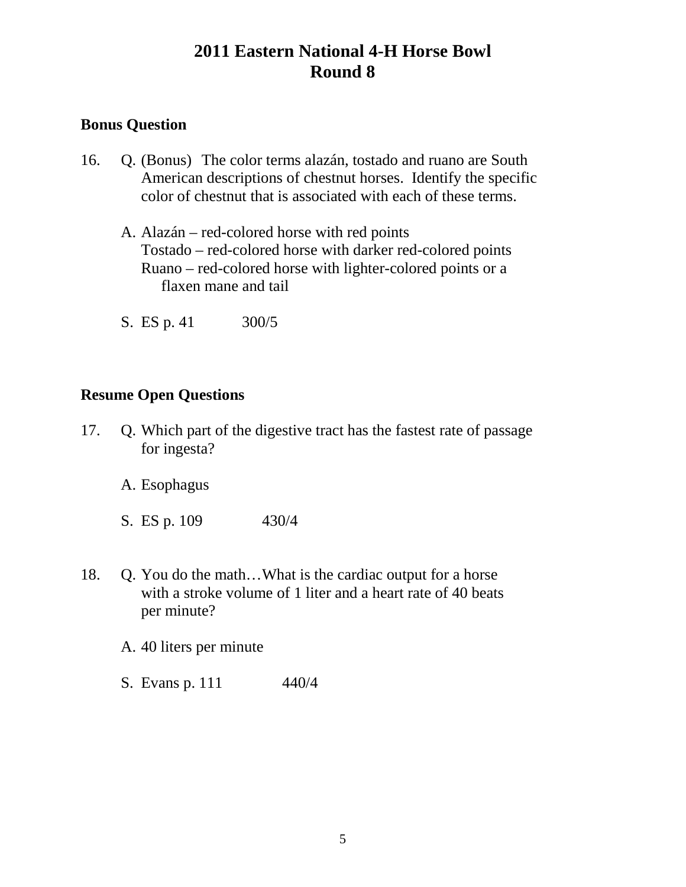# 2011 Eastern National 4-H Horse Bowl
# Round 8

**Bonus Question**

16. Q. (Bonus) The color terms alazán, tostado and ruano are South American descriptions of chestnut horses. Identify the specific color of chestnut that is associated with each of these terms.

    A. Alazán – red-colored horse with red points
    Tostado – red-colored horse with darker red-colored points
    Ruano – red-colored horse with lighter-colored points or a flaxen mane and tail

    S. ES p. 41 300/5

**Resume Open Questions**

17. Q. Which part of the digestive tract has the fastest rate of passage for ingesta?

    A. Esophagus

    S. ES p. 109 430/4

18. Q. You do the math…What is the cardiac output for a horse with a stroke volume of 1 liter and a heart rate of 40 beats per minute?

    A. 40 liters per minute

    S. Evans p. 111 440/4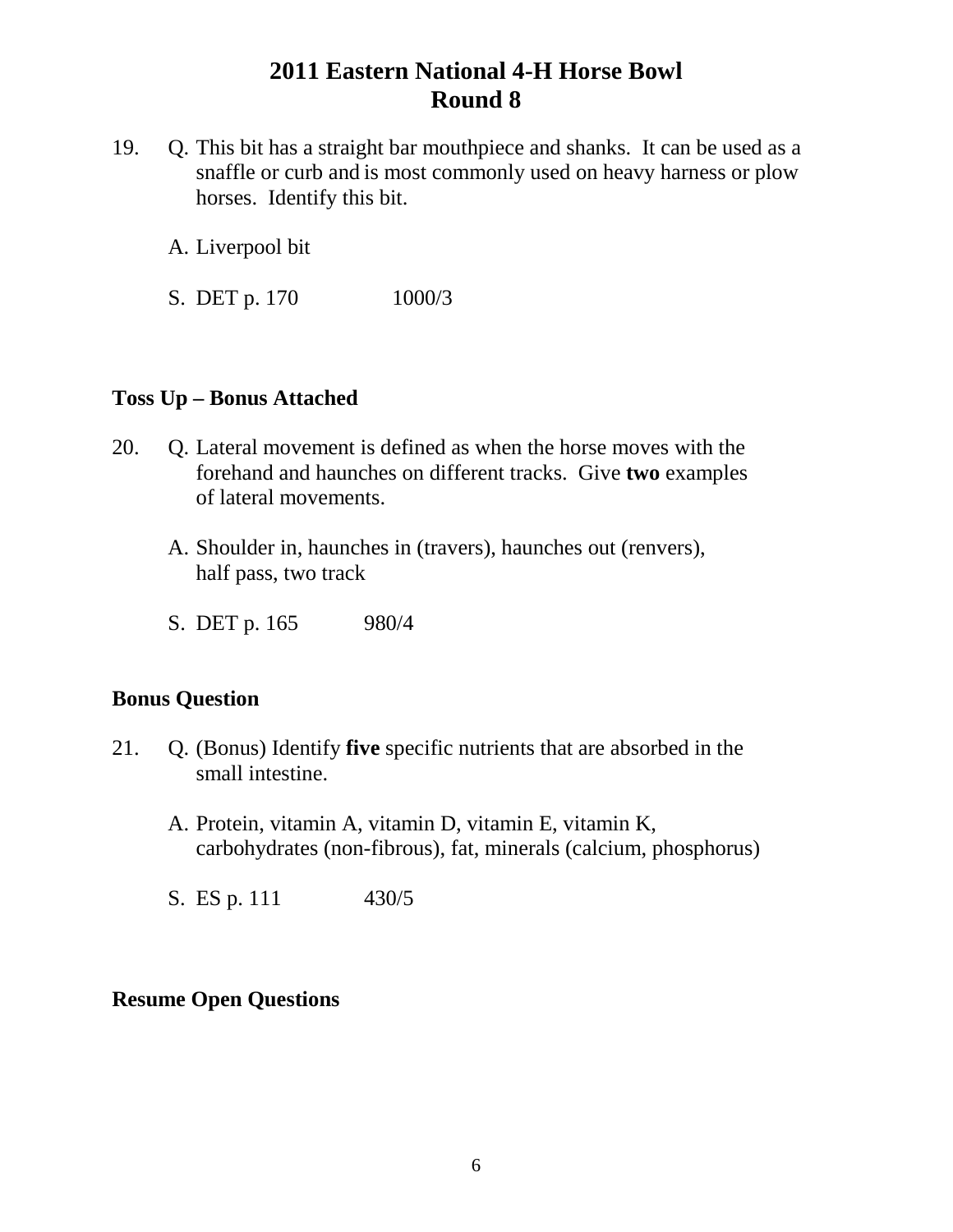# 2011 Eastern National 4-H Horse Bowl
# Round 8

19. Q. This bit has a straight bar mouthpiece and shanks. It can be used as a snaffle or curb and is most commonly used on heavy harness or plow horses. Identify this bit.

    A. Liverpool bit

    S. DET p. 170 1000/3

**Toss Up – Bonus Attached**

20. Q. Lateral movement is defined as when the horse moves with the forehand and haunches on different tracks. Give **two** examples of lateral movements.

    A. Shoulder in, haunches in (travers), haunches out (renvers), half pass, two track

    S. DET p. 165 980/4

**Bonus Question**

21. Q. (Bonus) Identify **five** specific nutrients that are absorbed in the small intestine.

    A. Protein, vitamin A, vitamin D, vitamin E, vitamin K, carbohydrates (non-fibrous), fat, minerals (calcium, phosphorus)

    S. ES p. 111 430/5

**Resume Open Questions**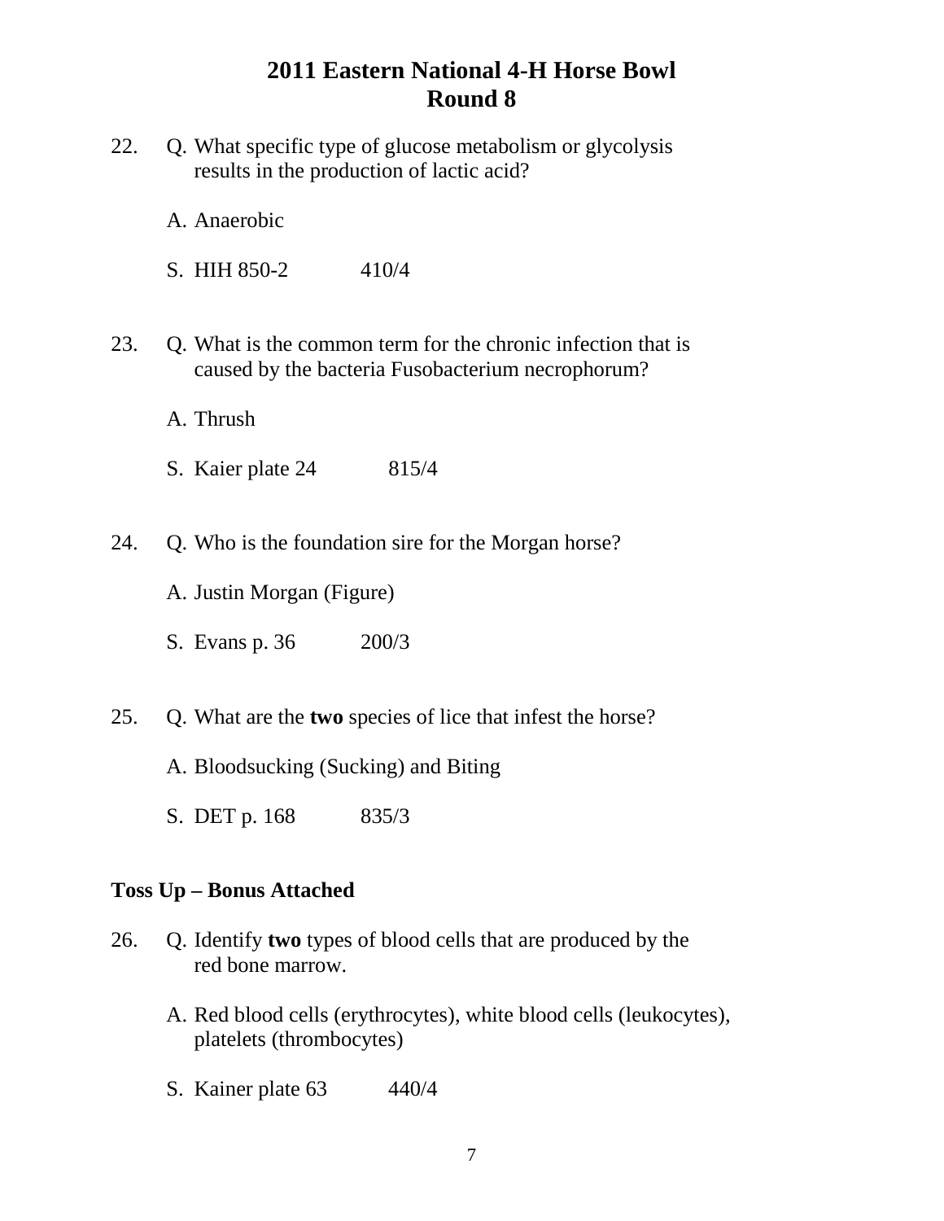# 2011 Eastern National 4-H Horse Bowl
## Round 8

22. Q. What specific type of glucose metabolism or glycolysis results in the production of lactic acid?

    A. Anaerobic

    S. HIH 850-2 410/4

23. Q. What is the common term for the chronic infection that is caused by the bacteria Fusobacterium necrophorum?

    A. Thrush

    S. Kaier plate 24 815/4

24. Q. Who is the foundation sire for the Morgan horse?

    A. Justin Morgan (Figure)

    S. Evans p. 36 200/3

25. Q. What are the **two** species of lice that infest the horse?

    A. Bloodsucking (Sucking) and Biting

    S. DET p. 168 835/3

**Toss Up – Bonus Attached**

26. Q. Identify **two** types of blood cells that are produced by the red bone marrow.

    A. Red blood cells (erythrocytes), white blood cells (leukocytes), platelets (thrombocytes)

    S. Kainer plate 63 440/4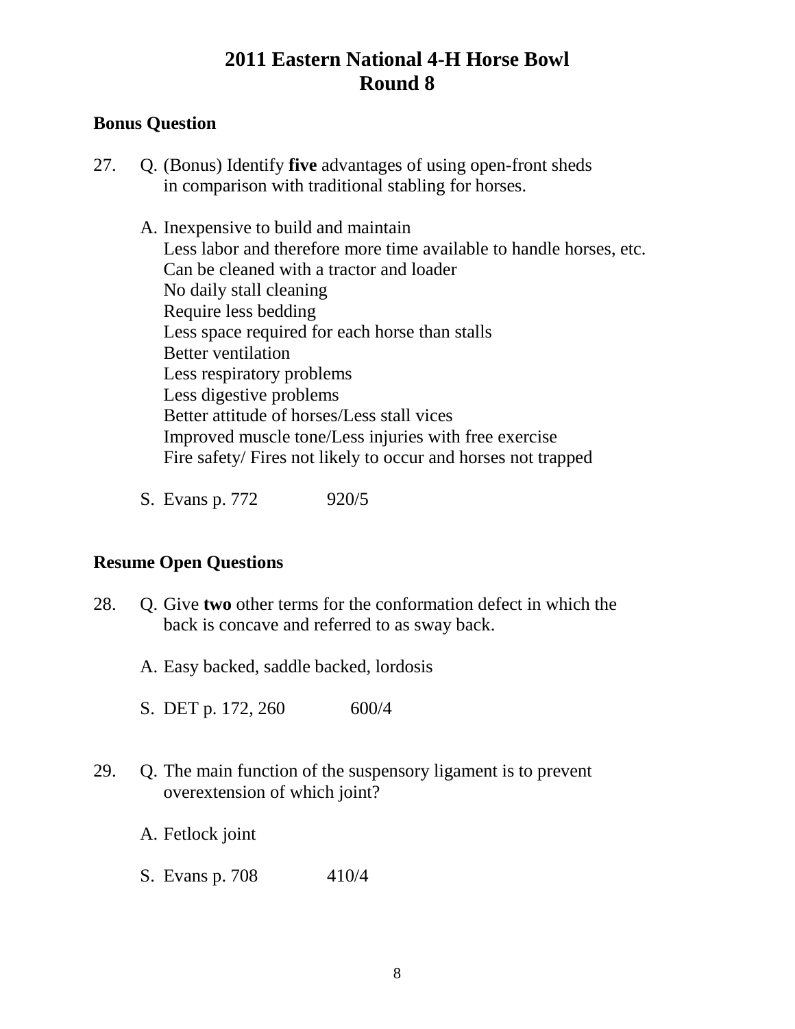# 2011 Eastern National 4-H Horse Bowl
# Round 8

**Bonus Question**

27. Q. (Bonus) Identify **five** advantages of using open-front sheds in comparison with traditional stabling for horses.

    A. Inexpensive to build and maintain
    Less labor and therefore more time available to handle horses, etc.
    Can be cleaned with a tractor and loader
    No daily stall cleaning
    Require less bedding
    Less space required for each horse than stalls
    Better ventilation
    Less respiratory problems
    Less digestive problems
    Better attitude of horses/Less stall vices
    Improved muscle tone/Less injuries with free exercise
    Fire safety/ Fires not likely to occur and horses not trapped

    S. Evans p. 772 920/5

**Resume Open Questions**

28. Q. Give **two** other terms for the conformation defect in which the back is concave and referred to as sway back.

    A. Easy backed, saddle backed, lordosis

    S. DET p. 172, 260 600/4

29. Q. The main function of the suspensory ligament is to prevent overextension of which joint?

    A. Fetlock joint

    S. Evans p. 708 410/4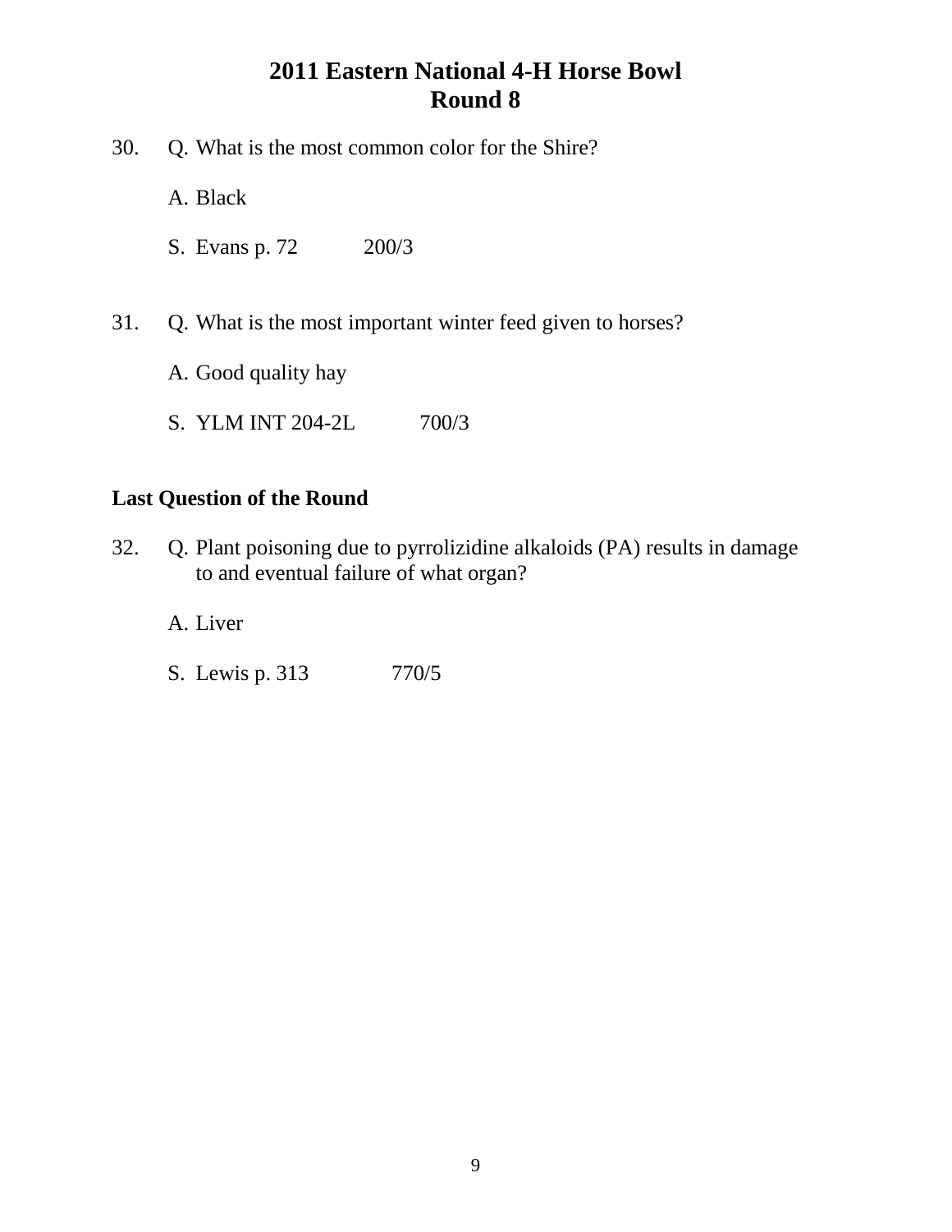# 2011 Eastern National 4-H Horse Bowl
## Round 8

30. Q. What is the most common color for the Shire?

    A. Black

    S. Evans p. 72 200/3

31. Q. What is the most important winter feed given to horses?

    A. Good quality hay

    S. YLM INT 204-2L 700/3

**Last Question of the Round**

32. Q. Plant poisoning due to pyrrolizidine alkaloids (PA) results in damage to and eventual failure of what organ?

    A. Liver

    S. Lewis p. 313 770/5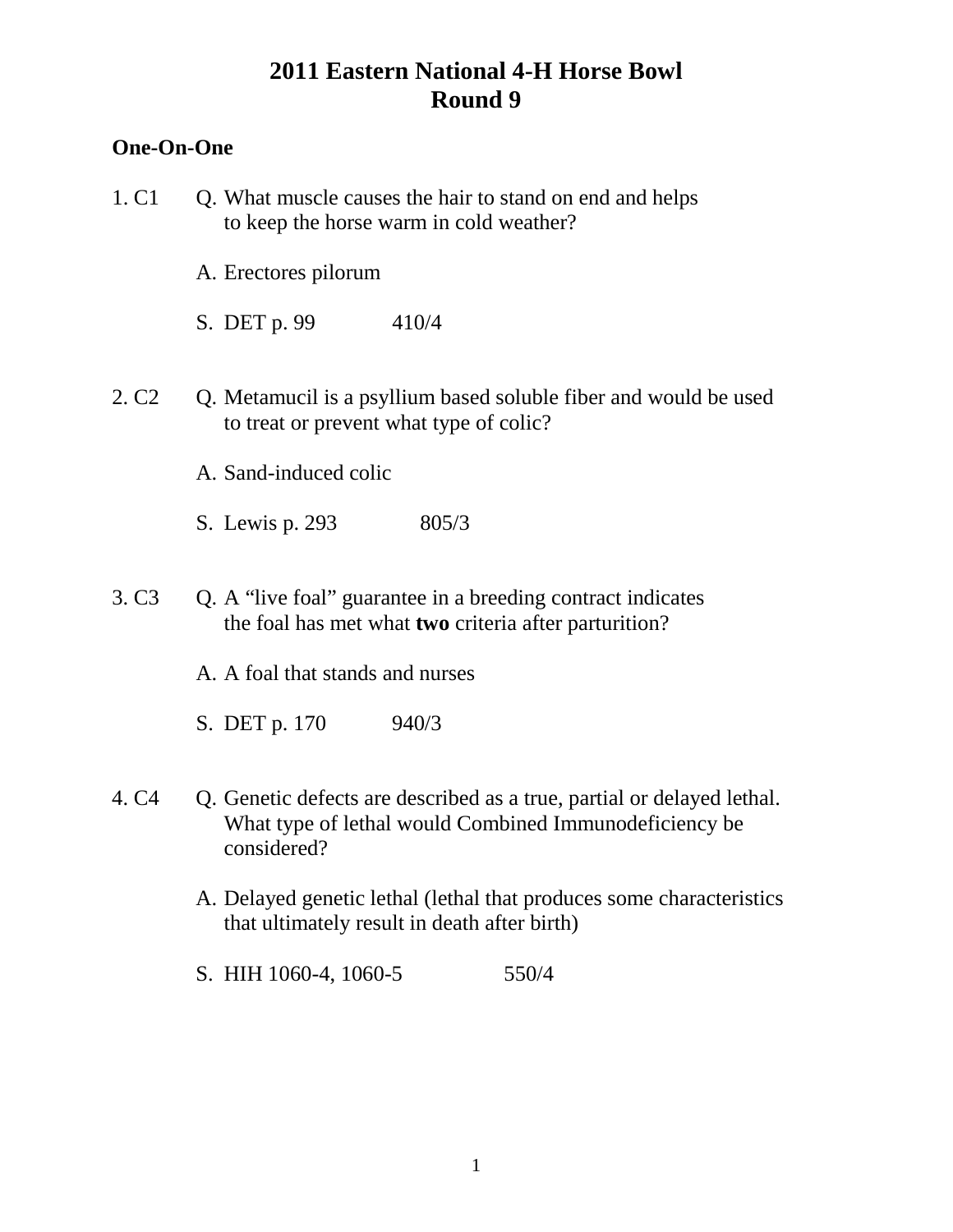# 2011 Eastern National 4-H Horse Bowl
# Round 9

**One-On-One**

1. C1 Q. What muscle causes the hair to stand on end and helps to keep the horse warm in cold weather?

   A. Erectores pilorum

   S. DET p. 99 410/4

2. C2 Q. Metamucil is a psyllium based soluble fiber and would be used to treat or prevent what type of colic?

   A. Sand-induced colic

   S. Lewis p. 293 805/3

3. C3 Q. A "live foal" guarantee in a breeding contract indicates the foal has met what **two** criteria after parturition?

   A. A foal that stands and nurses

   S. DET p. 170 940/3

4. C4 Q. Genetic defects are described as a true, partial or delayed lethal. What type of lethal would Combined Immunodeficiency be considered?

   A. Delayed genetic lethal (lethal that produces some characteristics that ultimately result in death after birth)

   S. HIH 1060-4, 1060-5 550/4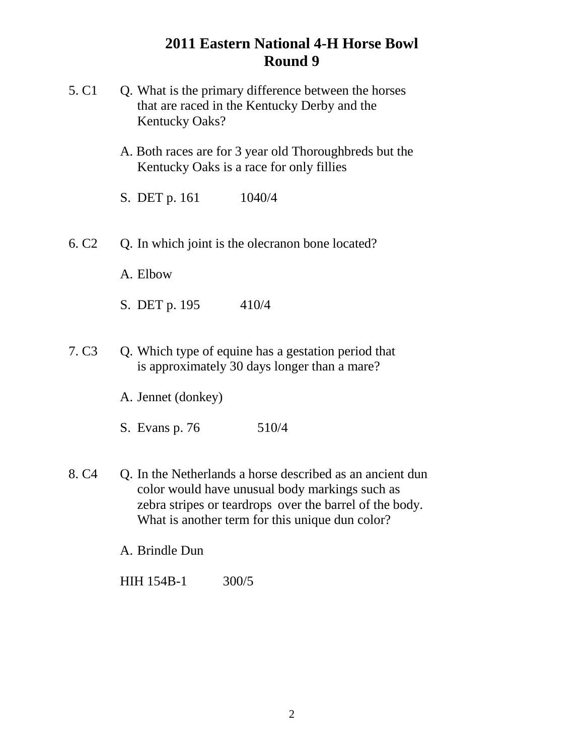# 2011 Eastern National 4-H Horse Bowl
## Round 9

5. C1 Q. What is the primary difference between the horses that are raced in the Kentucky Derby and the Kentucky Oaks?

   A. Both races are for 3 year old Thoroughbreds but the Kentucky Oaks is a race for only fillies

   S. DET p. 161 1040/4

6. C2 Q. In which joint is the olecranon bone located?

   A. Elbow

   S. DET p. 195 410/4

7. C3 Q. Which type of equine has a gestation period that is approximately 30 days longer than a mare?

   A. Jennet (donkey)

   S. Evans p. 76 510/4

8. C4 Q. In the Netherlands a horse described as an ancient dun color would have unusual body markings such as zebra stripes or teardrops over the barrel of the body. What is another term for this unique dun color?

   A. Brindle Dun

   HIH 154B-1 300/5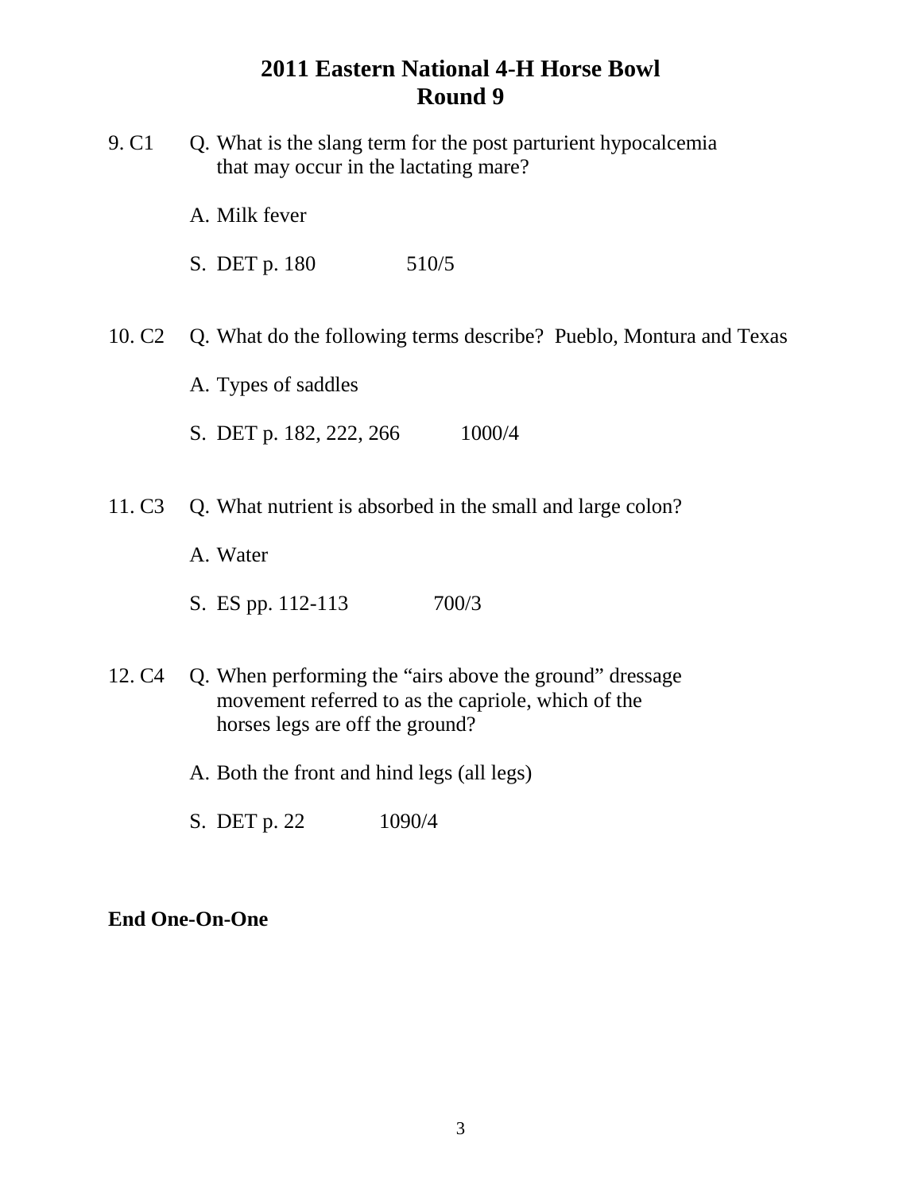# 2011 Eastern National 4-H Horse Bowl
# Round 9

9. C1 Q. What is the slang term for the post parturient hypocalcemia that may occur in the lactating mare?

   A. Milk fever

   S. DET p. 180 510/5

10. C2 Q. What do the following terms describe? Pueblo, Montura and Texas

   A. Types of saddles

   S. DET p. 182, 222, 266 1000/4

11. C3 Q. What nutrient is absorbed in the small and large colon?

   A. Water

   S. ES pp. 112-113 700/3

12. C4 Q. When performing the "airs above the ground" dressage movement referred to as the capriole, which of the horses legs are off the ground?

   A. Both the front and hind legs (all legs)

   S. DET p. 22 1090/4

**End One-On-One**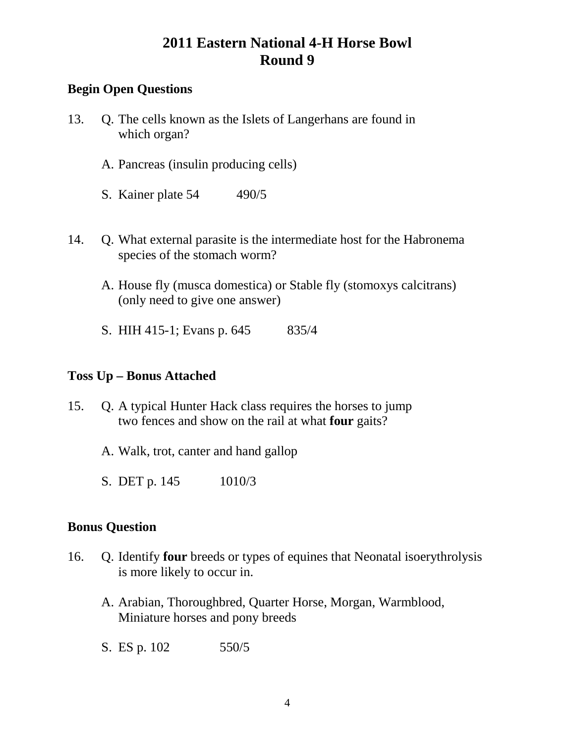# 2011 Eastern National 4-H Horse Bowl
# Round 9

**Begin Open Questions**

13. Q. The cells known as the Islets of Langerhans are found in which organ?

    A. Pancreas (insulin producing cells)

    S. Kainer plate 54 490/5

14. Q. What external parasite is the intermediate host for the Habronema species of the stomach worm?

    A. House fly (musca domestica) or Stable fly (stomoxys calcitrans) (only need to give one answer)

    S. HIH 415-1; Evans p. 645 835/4

**Toss Up – Bonus Attached**

15. Q. A typical Hunter Hack class requires the horses to jump two fences and show on the rail at what **four** gaits?

    A. Walk, trot, canter and hand gallop

    S. DET p. 145 1010/3

**Bonus Question**

16. Q. Identify **four** breeds or types of equines that Neonatal isoerythrolysis is more likely to occur in.

    A. Arabian, Thoroughbred, Quarter Horse, Morgan, Warmblood, Miniature horses and pony breeds

    S. ES p. 102 550/5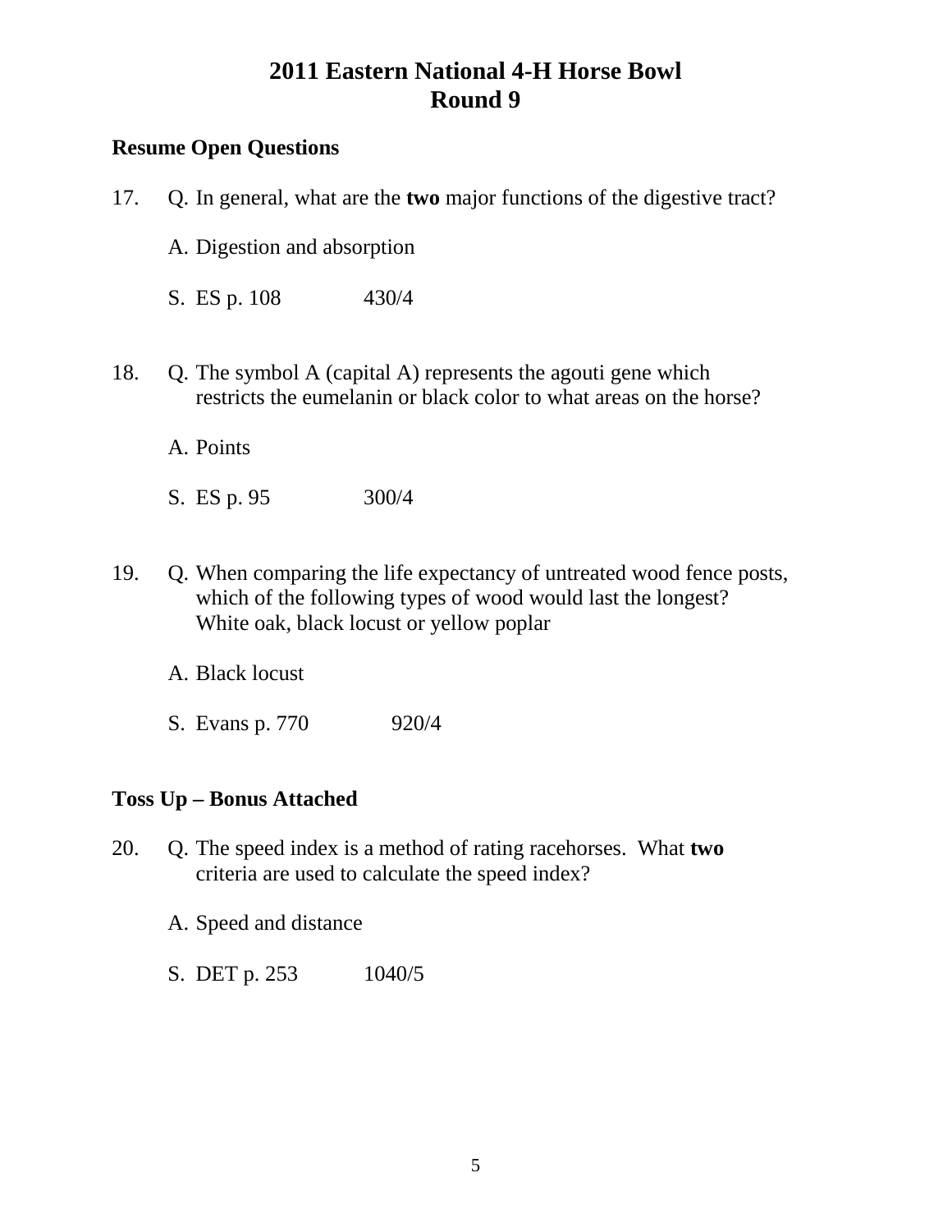# 2011 Eastern National 4-H Horse Bowl
# Round 9

**Resume Open Questions**

17. Q. In general, what are the **two** major functions of the digestive tract?

    A. Digestion and absorption

    S. ES p. 108    430/4

18. Q. The symbol A (capital A) represents the agouti gene which restricts the eumelanin or black color to what areas on the horse?

    A. Points

    S. ES p. 95    300/4

19. Q. When comparing the life expectancy of untreated wood fence posts, which of the following types of wood would last the longest? White oak, black locust or yellow poplar

    A. Black locust

    S. Evans p. 770    920/4

**Toss Up – Bonus Attached**

20. Q. The speed index is a method of rating racehorses. What **two** criteria are used to calculate the speed index?

    A. Speed and distance

    S. DET p. 253    1040/5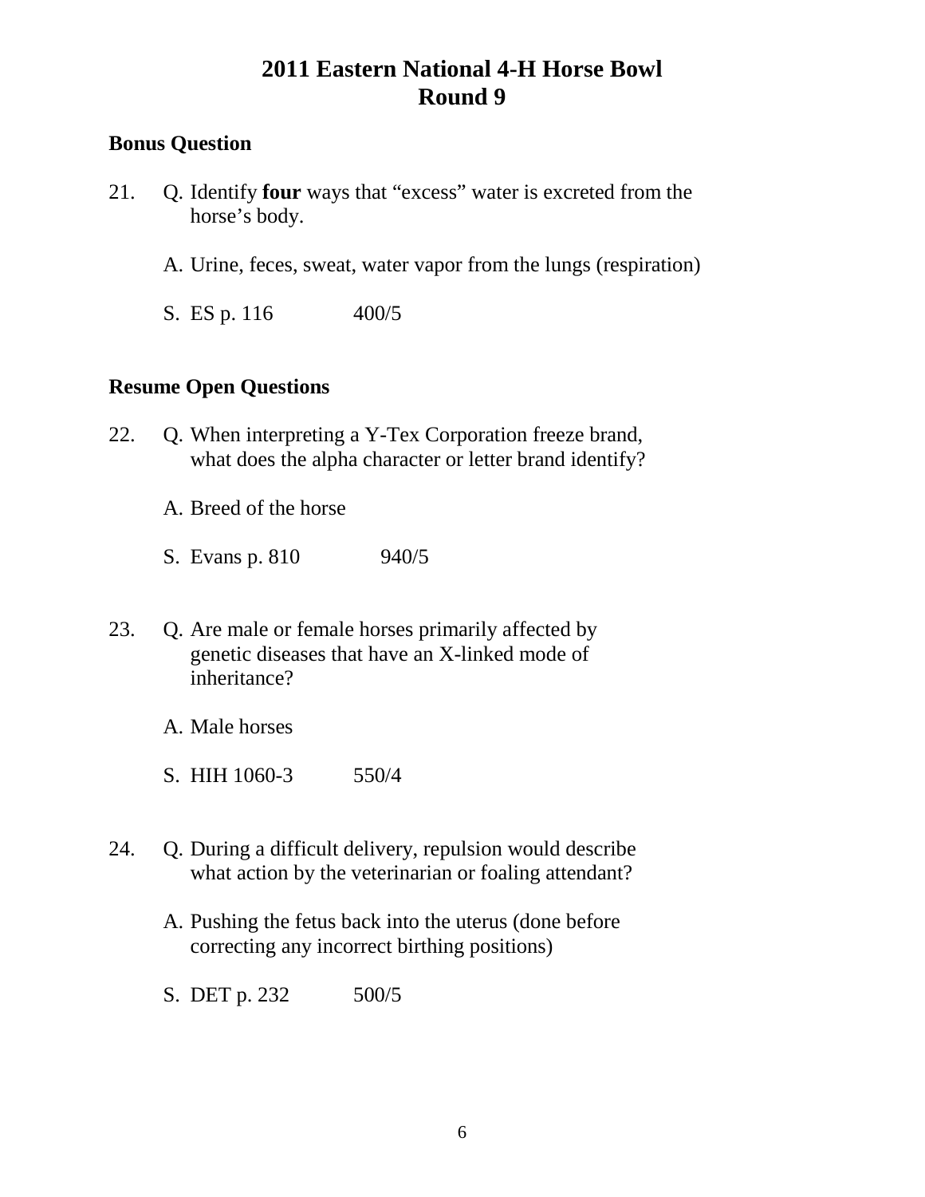# 2011 Eastern National 4-H Horse Bowl
# Round 9

**Bonus Question**

21. Q. Identify **four** ways that "excess" water is excreted from the horse's body.

    A. Urine, feces, sweat, water vapor from the lungs (respiration)

    S. ES p. 116 400/5

**Resume Open Questions**

22. Q. When interpreting a Y-Tex Corporation freeze brand, what does the alpha character or letter brand identify?

    A. Breed of the horse

    S. Evans p. 810 940/5

23. Q. Are male or female horses primarily affected by genetic diseases that have an X-linked mode of inheritance?

    A. Male horses

    S. HIH 1060-3 550/4

24. Q. During a difficult delivery, repulsion would describe what action by the veterinarian or foaling attendant?

    A. Pushing the fetus back into the uterus (done before correcting any incorrect birthing positions)

    S. DET p. 232 500/5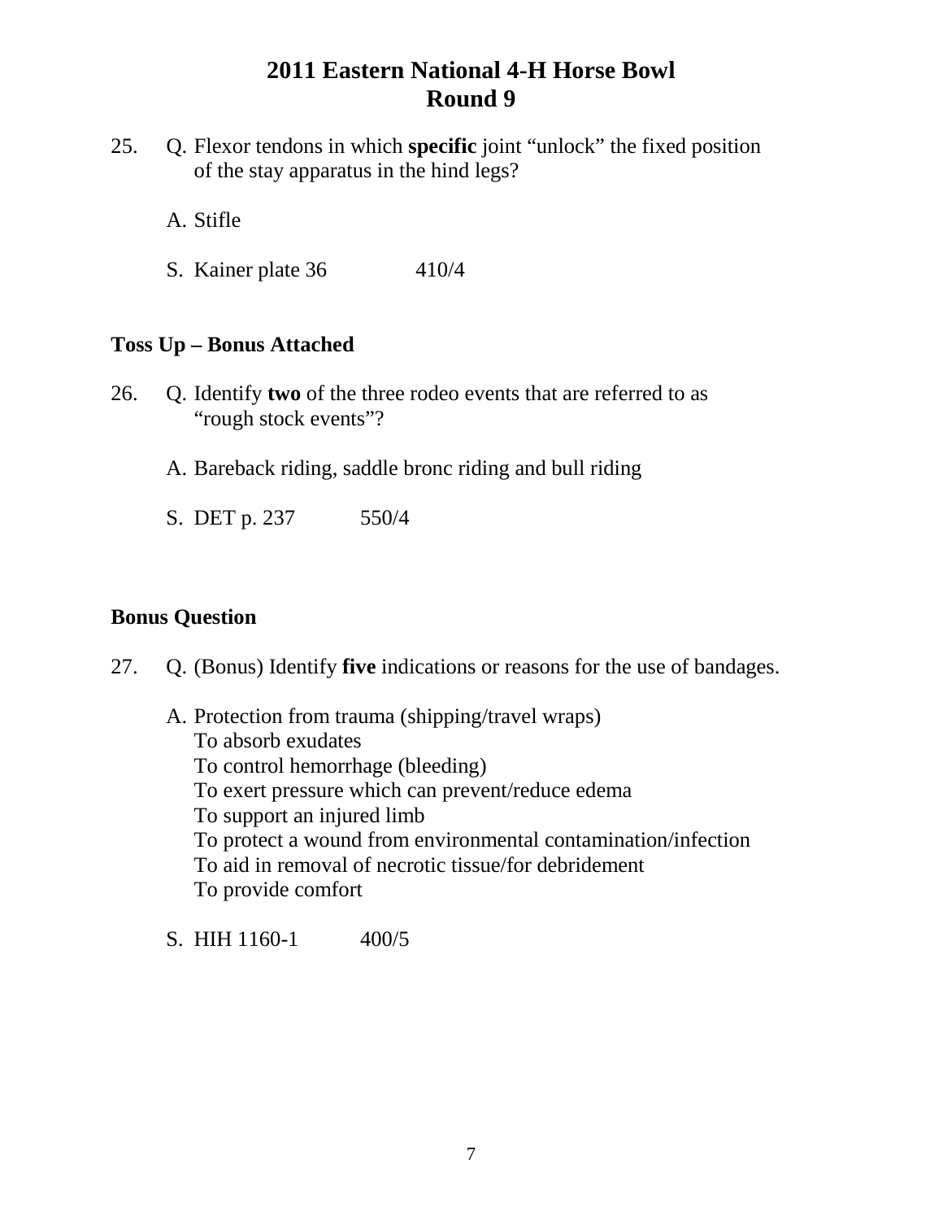# 2011 Eastern National 4-H Horse Bowl
## Round 9

25. Q. Flexor tendons in which **specific** joint "unlock" the fixed position of the stay apparatus in the hind legs?

    A. Stifle

    S. Kainer plate 36 410/4

**Toss Up – Bonus Attached**

26. Q. Identify **two** of the three rodeo events that are referred to as "rough stock events"?

    A. Bareback riding, saddle bronc riding and bull riding

    S. DET p. 237 550/4

**Bonus Question**

27. Q. (Bonus) Identify **five** indications or reasons for the use of bandages.

    A. Protection from trauma (shipping/travel wraps)
    To absorb exudates
    To control hemorrhage (bleeding)
    To exert pressure which can prevent/reduce edema
    To support an injured limb
    To protect a wound from environmental contamination/infection
    To aid in removal of necrotic tissue/for debridement
    To provide comfort

    S. HIH 1160-1 400/5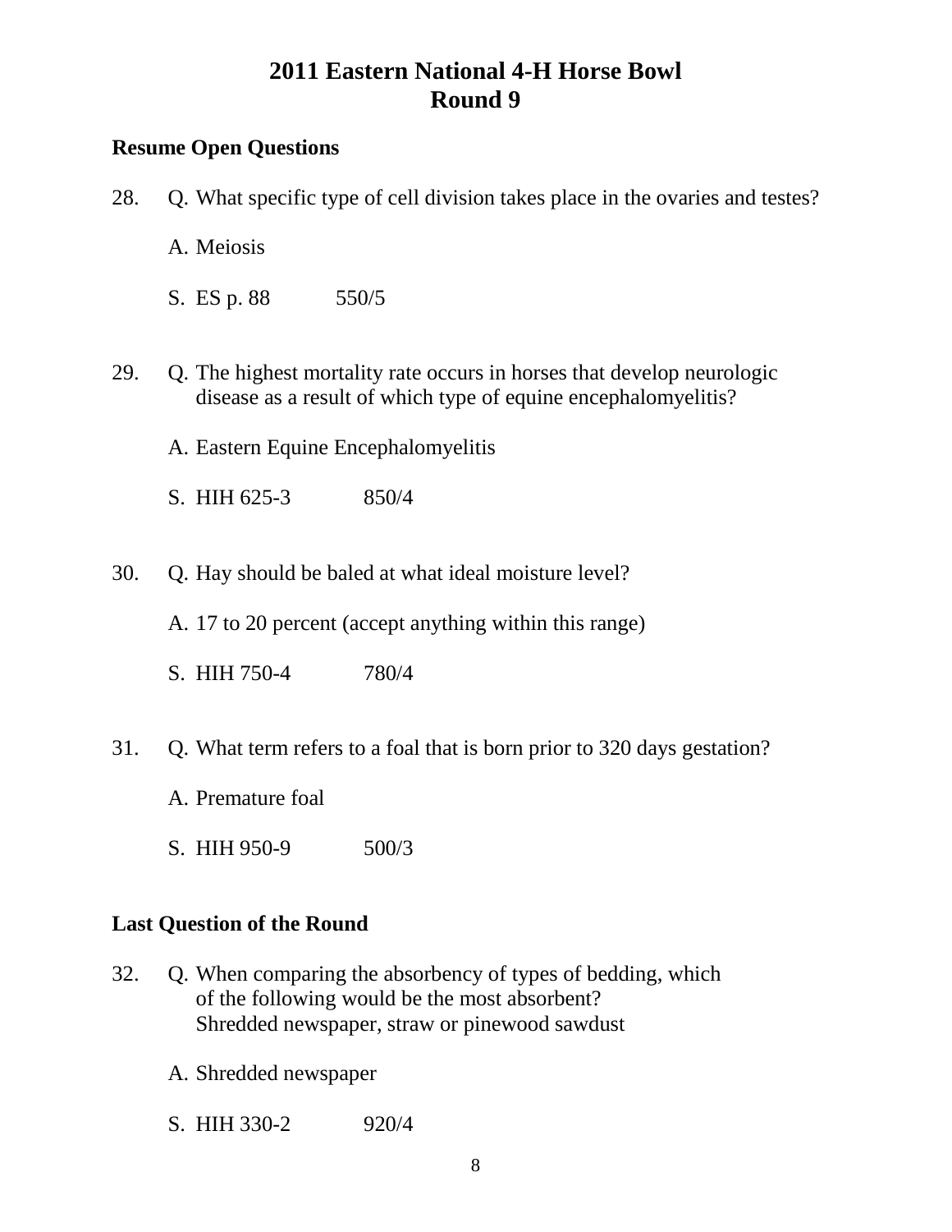# 2011 Eastern National 4-H Horse Bowl
# Round 9

**Resume Open Questions**

28. Q. What specific type of cell division takes place in the ovaries and testes?

    A. Meiosis

    S. ES p. 88 550/5

29. Q. The highest mortality rate occurs in horses that develop neurologic disease as a result of which type of equine encephalomyelitis?

    A. Eastern Equine Encephalomyelitis

    S. HIH 625-3 850/4

30. Q. Hay should be baled at what ideal moisture level?

    A. 17 to 20 percent (accept anything within this range)

    S. HIH 750-4 780/4

31. Q. What term refers to a foal that is born prior to 320 days gestation?

    A. Premature foal

    S. HIH 950-9 500/3

**Last Question of the Round**

32. Q. When comparing the absorbency of types of bedding, which of the following would be the most absorbent?
    Shredded newspaper, straw or pinewood sawdust

    A. Shredded newspaper

    S. HIH 330-2 920/4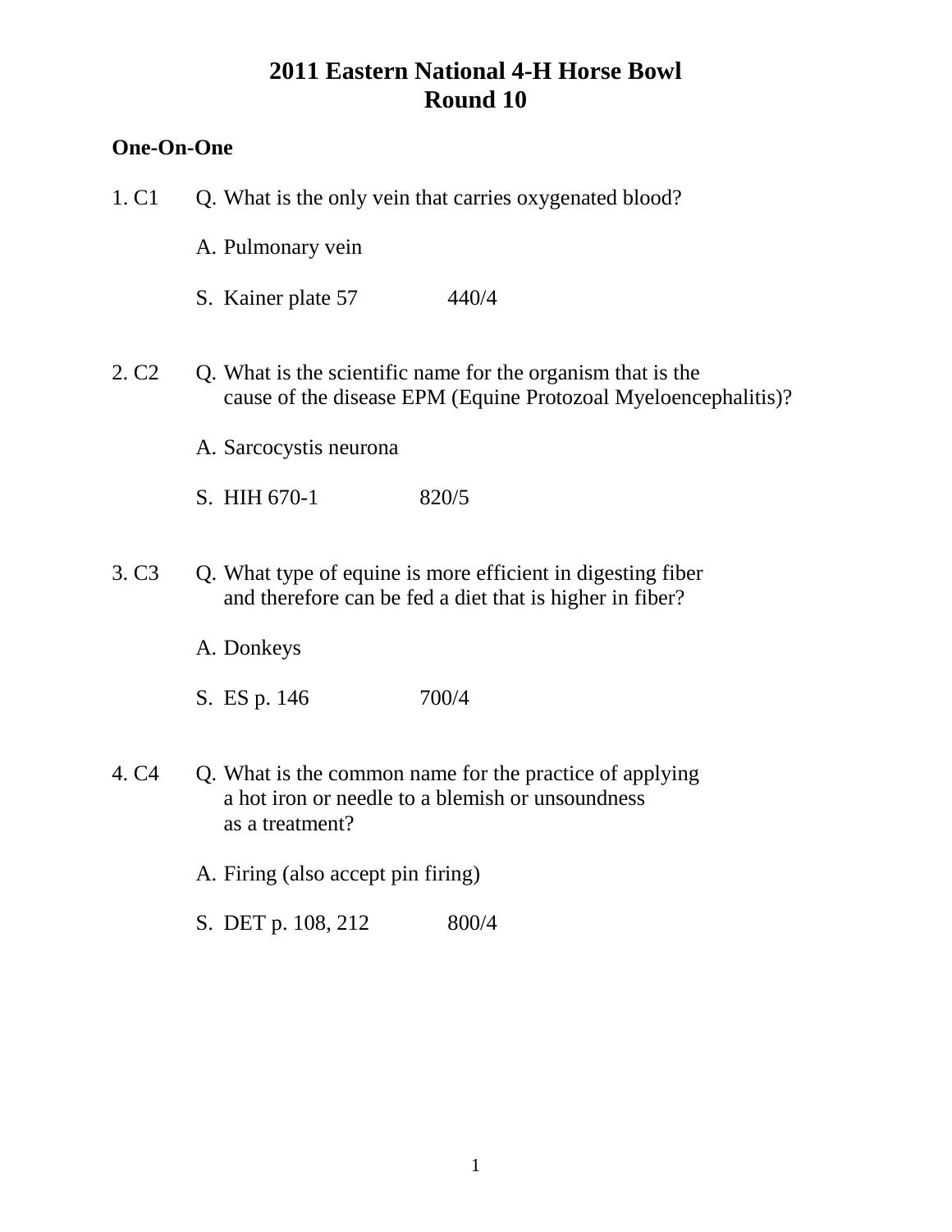# 2011 Eastern National 4-H Horse Bowl
# Round 10

**One-On-One**

1. C1 Q. What is the only vein that carries oxygenated blood?

   A. Pulmonary vein

   S. Kainer plate 57 440/4

2. C2 Q. What is the scientific name for the organism that is the cause of the disease EPM (Equine Protozoal Myeloencephalitis)?

   A. Sarcocystis neurona

   S. HIH 670-1 820/5

3. C3 Q. What type of equine is more efficient in digesting fiber and therefore can be fed a diet that is higher in fiber?

   A. Donkeys

   S. ES p. 146 700/4

4. C4 Q. What is the common name for the practice of applying a hot iron or needle to a blemish or unsoundness as a treatment?

   A. Firing (also accept pin firing)

   S. DET p. 108, 212 800/4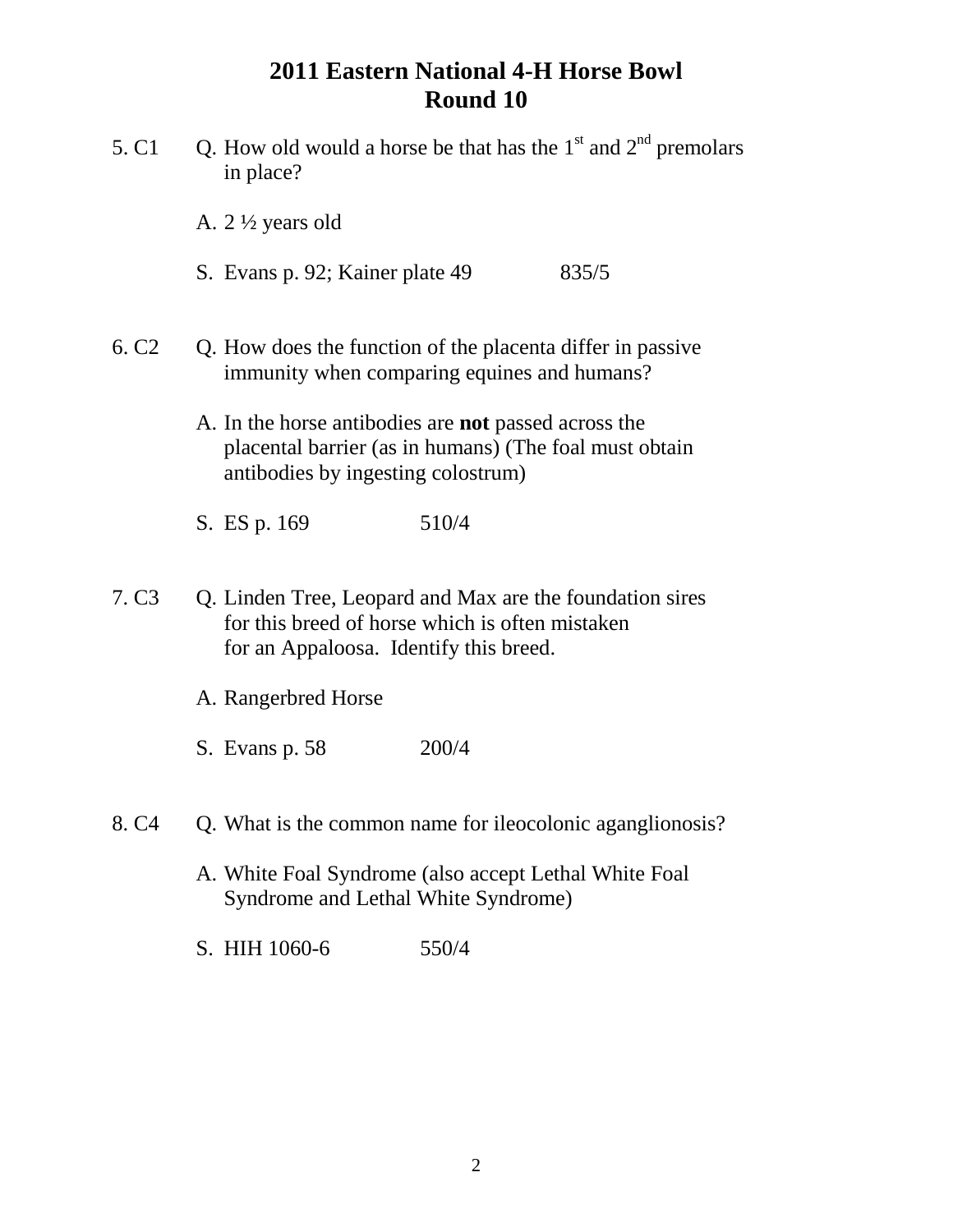# 2011 Eastern National 4-H Horse Bowl
# Round 10

5. C1 Q. How old would a horse be that has the 1st and 2nd premolars in place?

A. 2 ½ years old

S. Evans p. 92; Kainer plate 49 835/5

6. C2 Q. How does the function of the placenta differ in passive immunity when comparing equines and humans?

A. In the horse antibodies are **not** passed across the placental barrier (as in humans) (The foal must obtain antibodies by ingesting colostrum)

S. ES p. 169 510/4

7. C3 Q. Linden Tree, Leopard and Max are the foundation sires for this breed of horse which is often mistaken for an Appaloosa. Identify this breed.

A. Rangerbred Horse

S. Evans p. 58 200/4

8. C4 Q. What is the common name for ileocolonic aganglionosis?

A. White Foal Syndrome (also accept Lethal White Foal Syndrome and Lethal White Syndrome)

S. HIH 1060-6 550/4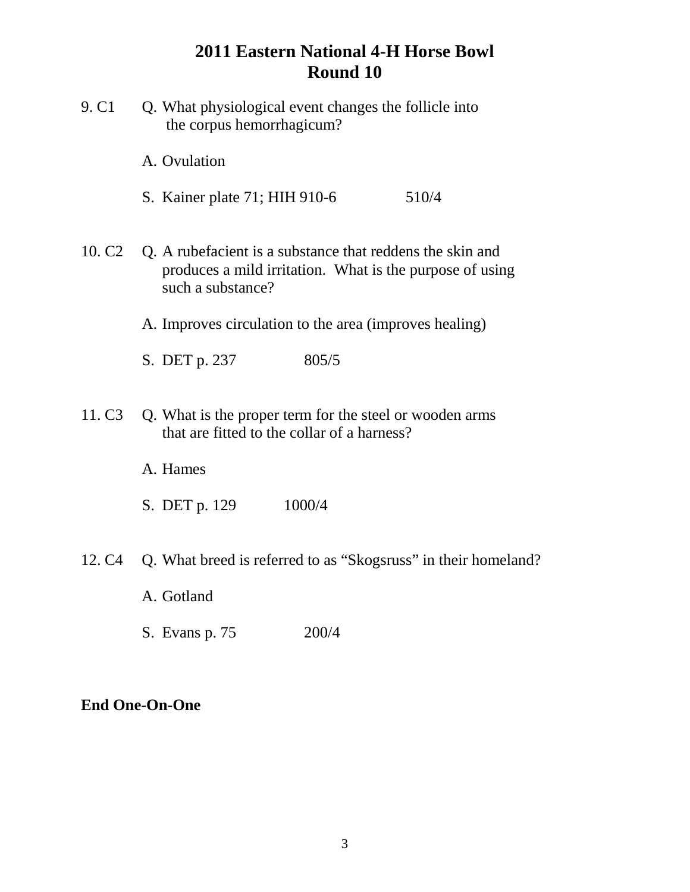# 2011 Eastern National 4-H Horse Bowl
## Round 10

9. C1 Q. What physiological event changes the follicle into the corpus hemorrhagicum?

   A. Ovulation

   S. Kainer plate 71; HIH 910-6 510/4

10. C2 Q. A rubefacient is a substance that reddens the skin and produces a mild irritation. What is the purpose of using such a substance?

   A. Improves circulation to the area (improves healing)

   S. DET p. 237 805/5

11. C3 Q. What is the proper term for the steel or wooden arms that are fitted to the collar of a harness?

   A. Hames

   S. DET p. 129 1000/4

12. C4 Q. What breed is referred to as "Skogsruss" in their homeland?

   A. Gotland

   S. Evans p. 75 200/4

**End One-On-One**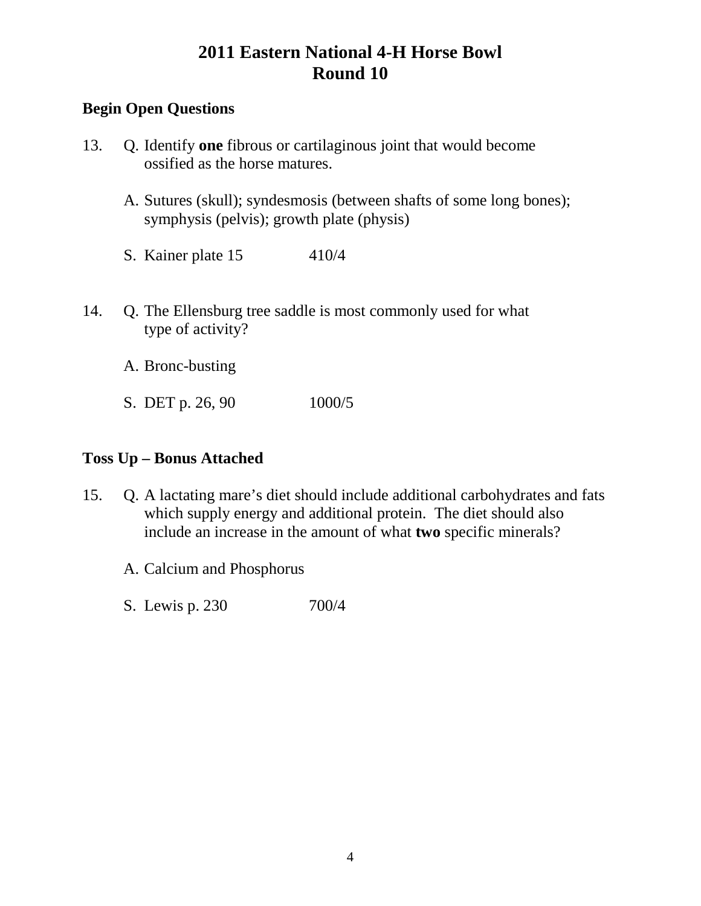# 2011 Eastern National 4-H Horse Bowl
# Round 10

**Begin Open Questions**

13. Q. Identify **one** fibrous or cartilaginous joint that would become ossified as the horse matures.

    A. Sutures (skull); syndesmosis (between shafts of some long bones); symphysis (pelvis); growth plate (physis)

    S. Kainer plate 15 410/4

14. Q. The Ellensburg tree saddle is most commonly used for what type of activity?

    A. Bronc-busting

    S. DET p. 26, 90 1000/5

**Toss Up – Bonus Attached**

15. Q. A lactating mare's diet should include additional carbohydrates and fats which supply energy and additional protein. The diet should also include an increase in the amount of what **two** specific minerals?

    A. Calcium and Phosphorus

    S. Lewis p. 230 700/4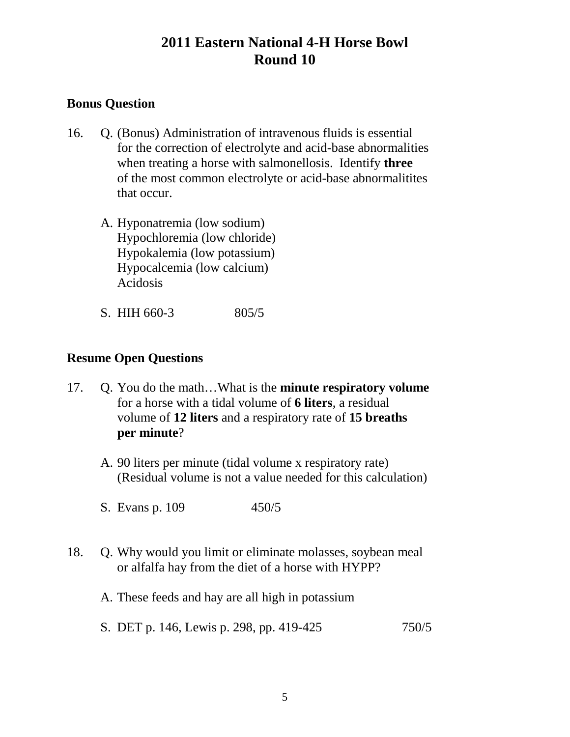# 2011 Eastern National 4-H Horse Bowl
# Round 10

## Bonus Question

16. Q. (Bonus) Administration of intravenous fluids is essential for the correction of electrolyte and acid-base abnormalities when treating a horse with salmonellosis. Identify **three** of the most common electrolyte or acid-base abnormalitites that occur.

    A. Hyponatremia (low sodium)
    Hypochloremia (low chloride)
    Hypokalemia (low potassium)
    Hypocalcemia (low calcium)
    Acidosis

    S. HIH 660-3 805/5

## Resume Open Questions

17. Q. You do the math…What is the **minute respiratory volume** for a horse with a tidal volume of **6 liters**, a residual volume of **12 liters** and a respiratory rate of **15 breaths per minute**?

    A. 90 liters per minute (tidal volume x respiratory rate)
    (Residual volume is not a value needed for this calculation)

    S. Evans p. 109 450/5

18. Q. Why would you limit or eliminate molasses, soybean meal or alfalfa hay from the diet of a horse with HYPP?

    A. These feeds and hay are all high in potassium

    S. DET p. 146, Lewis p. 298, pp. 419-425 750/5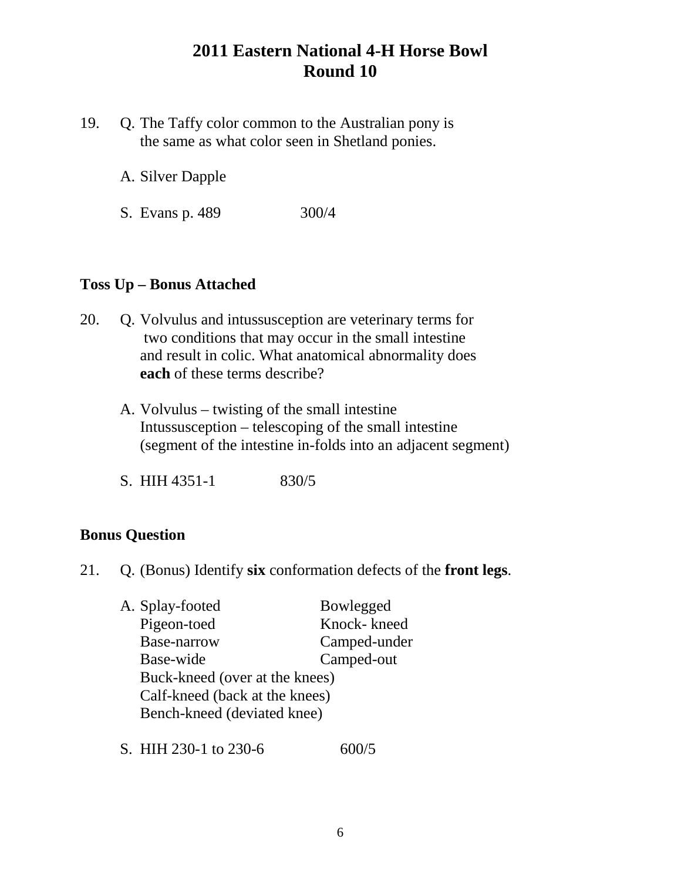# 2011 Eastern National 4-H Horse Bowl
# Round 10

19. Q. The Taffy color common to the Australian pony is the same as what color seen in Shetland ponies.

    A. Silver Dapple

    S. Evans p. 489 300/4

**Toss Up – Bonus Attached**

20. Q. Volvulus and intussusception are veterinary terms for two conditions that may occur in the small intestine and result in colic. What anatomical abnormality does **each** of these terms describe?

    A. Volvulus – twisting of the small intestine
    Intussusception – telescoping of the small intestine
    (segment of the intestine in-folds into an adjacent segment)

    S. HIH 4351-1 830/5

**Bonus Question**

21. Q. (Bonus) Identify **six** conformation defects of the **front legs**.

    A. Splay-footed Bowlegged
    Pigeon-toed Knock- kneed
    Base-narrow Camped-under
    Base-wide Camped-out
    Buck-kneed (over at the knees)
    Calf-kneed (back at the knees)
    Bench-kneed (deviated knee)

    S. HIH 230-1 to 230-6 600/5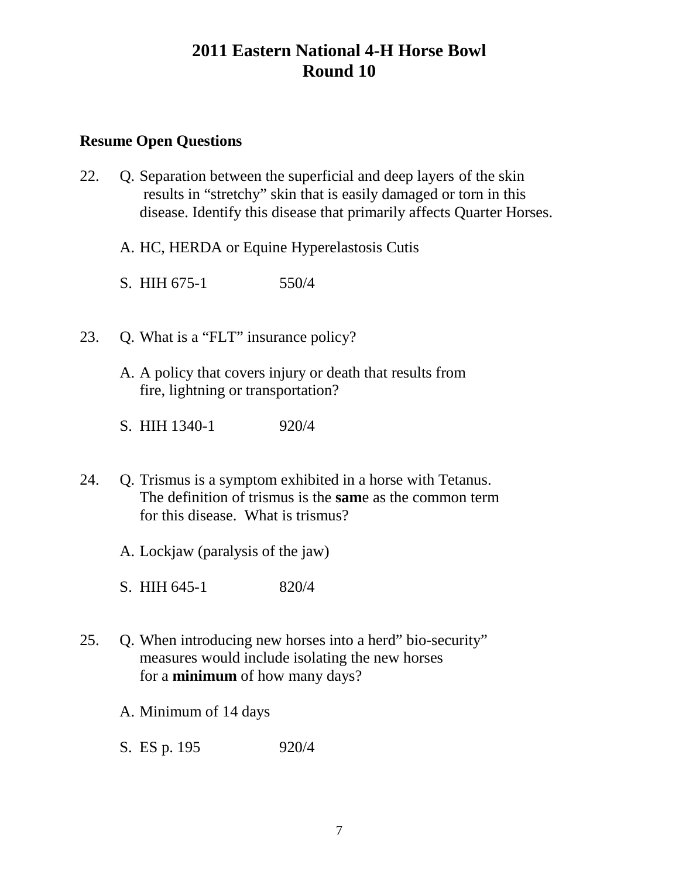# 2011 Eastern National 4-H Horse Bowl
# Round 10

**Resume Open Questions**

22. Q. Separation between the superficial and deep layers of the skin results in "stretchy" skin that is easily damaged or torn in this disease. Identify this disease that primarily affects Quarter Horses.

    A. HC, HERDA or Equine Hyperelastosis Cutis

    S. HIH 675-1 550/4

23. Q. What is a "FLT" insurance policy?

    A. A policy that covers injury or death that results from fire, lightning or transportation?

    S. HIH 1340-1 920/4

24. Q. Trismus is a symptom exhibited in a horse with Tetanus. The definition of trismus is the **sam**e as the common term for this disease. What is trismus?

    A. Lockjaw (paralysis of the jaw)

    S. HIH 645-1 820/4

25. Q. When introducing new horses into a herd" bio-security" measures would include isolating the new horses for a **minimum** of how many days?

    A. Minimum of 14 days

    S. ES p. 195 920/4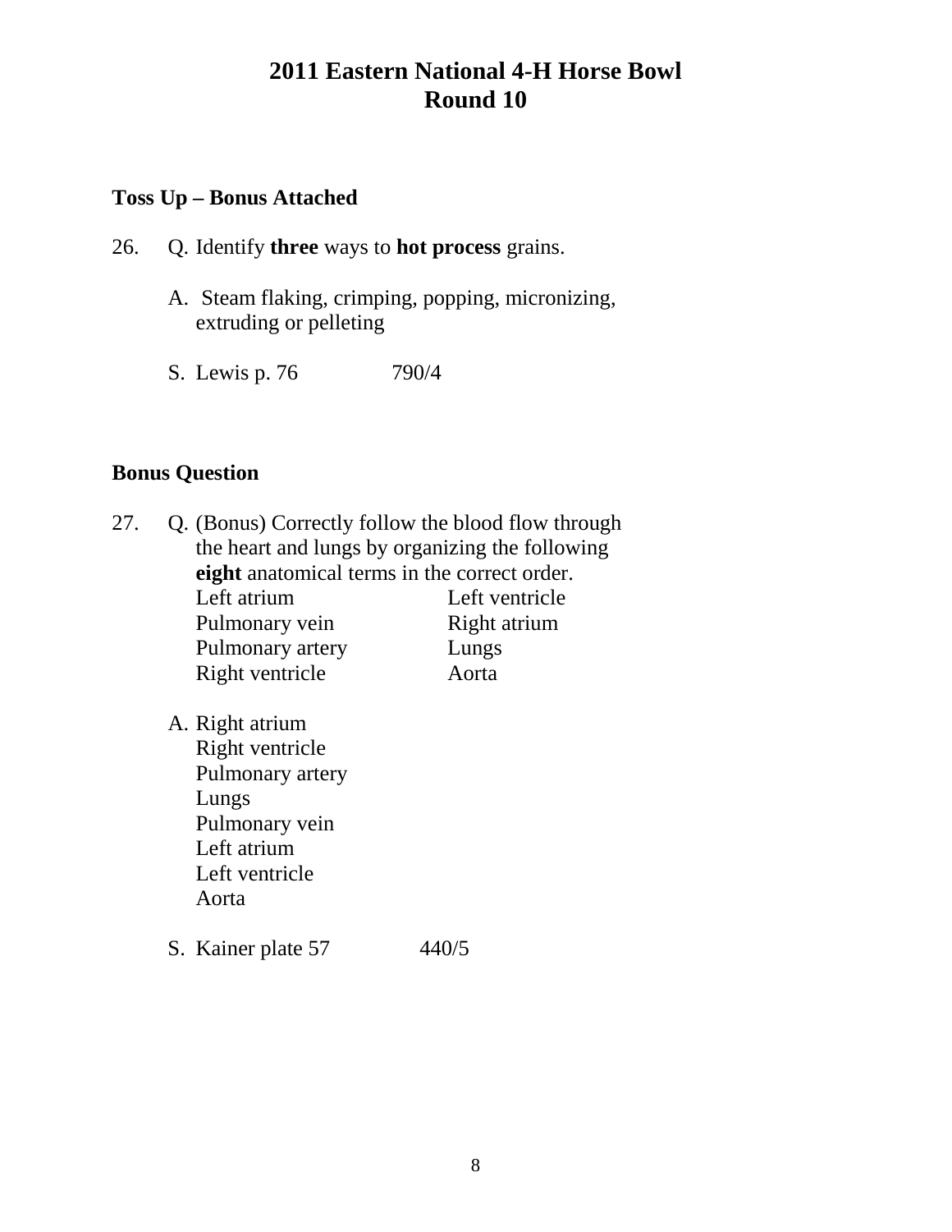# 2011 Eastern National 4-H Horse Bowl
# Round 10

**Toss Up – Bonus Attached**

26. Q. Identify **three** ways to **hot process** grains.

    A. Steam flaking, crimping, popping, micronizing, extruding or pelleting

    S. Lewis p. 76 790/4

**Bonus Question**

27. Q. (Bonus) Correctly follow the blood flow through the heart and lungs by organizing the following **eight** anatomical terms in the correct order.

    Left atrium — Left ventricle
    Pulmonary vein — Right atrium
    Pulmonary artery — Lungs
    Right ventricle — Aorta

    A. Right atrium
    Right ventricle
    Pulmonary artery
    Lungs
    Pulmonary vein
    Left atrium
    Left ventricle
    Aorta

    S. Kainer plate 57 440/5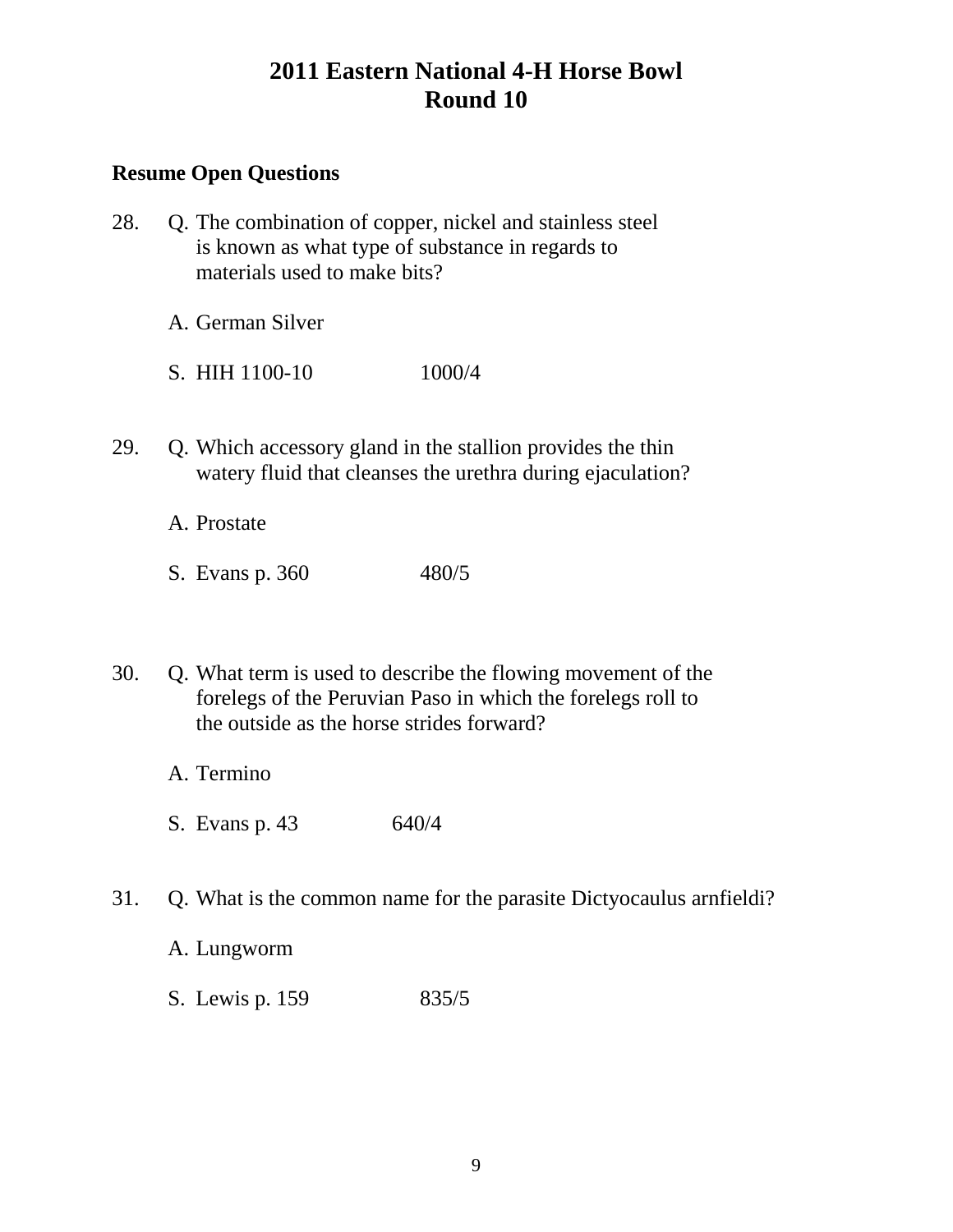# 2011 Eastern National 4-H Horse Bowl
# Round 10

**Resume Open Questions**

28. Q. The combination of copper, nickel and stainless steel is known as what type of substance in regards to materials used to make bits?

    A. German Silver

    S. HIH 1100-10 1000/4

29. Q. Which accessory gland in the stallion provides the thin watery fluid that cleanses the urethra during ejaculation?

    A. Prostate

    S. Evans p. 360 480/5

30. Q. What term is used to describe the flowing movement of the forelegs of the Peruvian Paso in which the forelegs roll to the outside as the horse strides forward?

    A. Termino

    S. Evans p. 43 640/4

31. Q. What is the common name for the parasite Dictyocaulus arnfieldi?

    A. Lungworm

    S. Lewis p. 159 835/5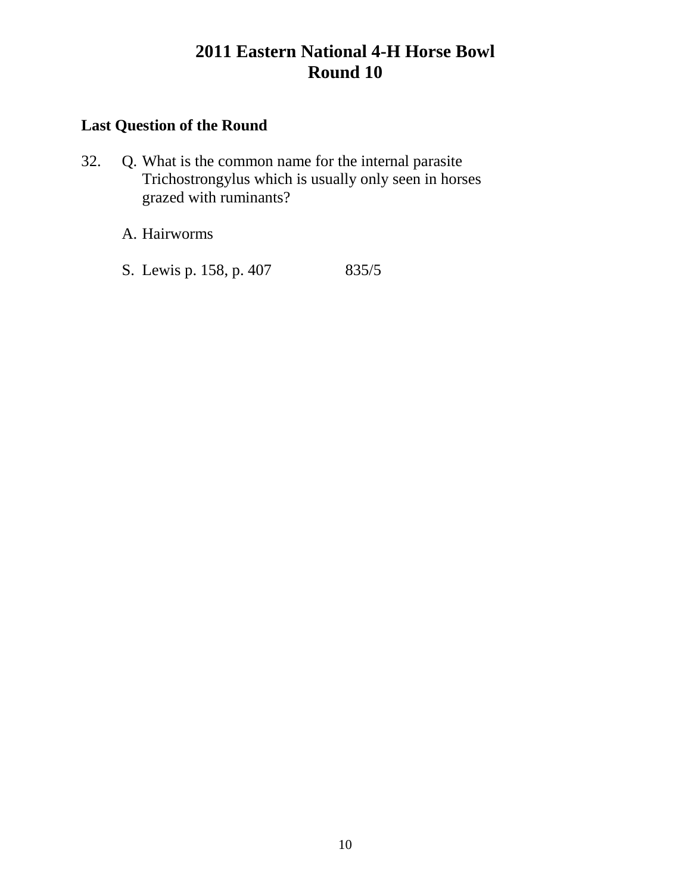# 2011 Eastern National 4-H Horse Bowl
# Round 10

**Last Question of the Round**

32. Q. What is the common name for the internal parasite Trichostrongylus which is usually only seen in horses grazed with ruminants?

    A. Hairworms

    S. Lewis p. 158, p. 407 835/5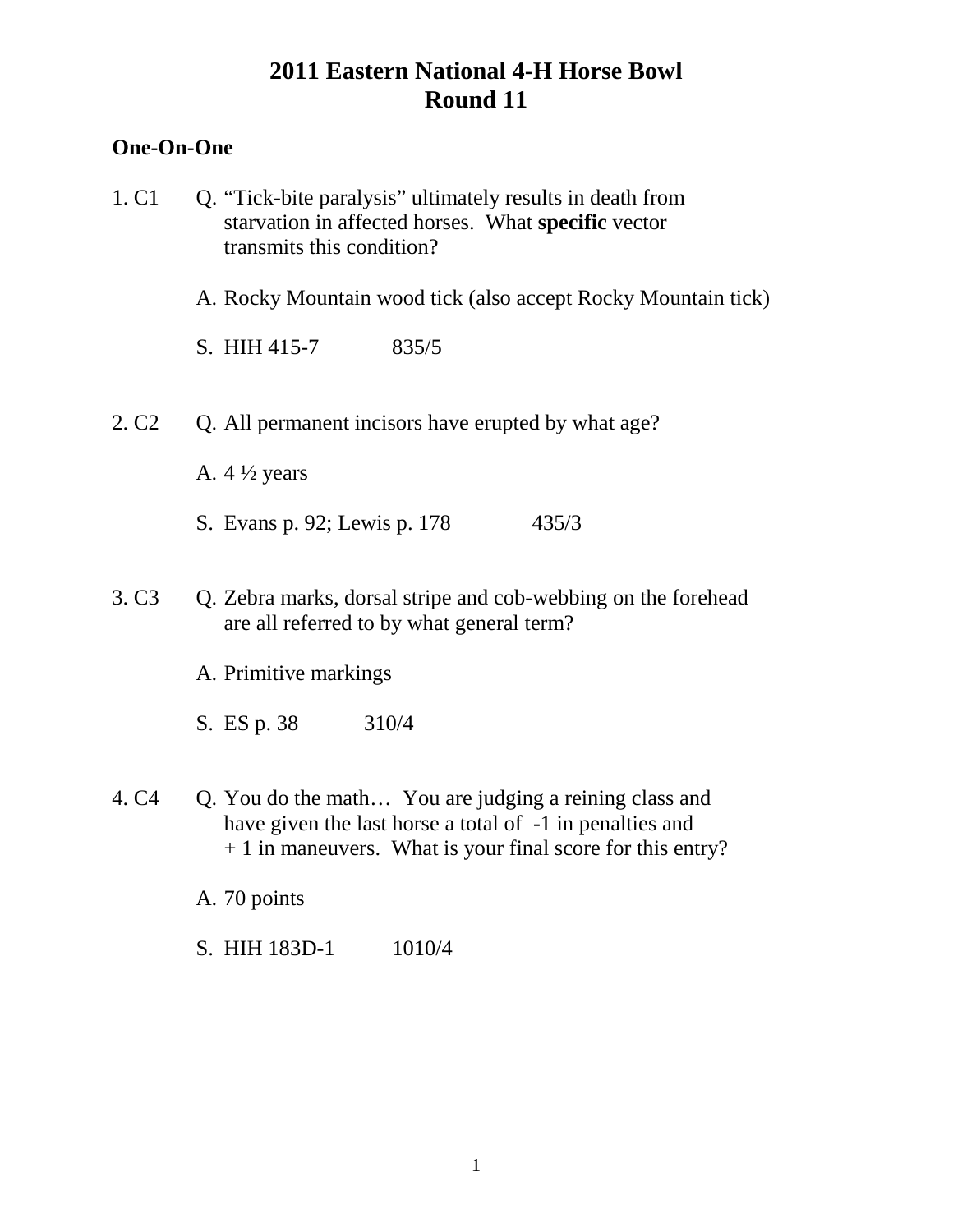# 2011 Eastern National 4-H Horse Bowl
# Round 11

## One-On-One

1. C1 Q. "Tick-bite paralysis" ultimately results in death from starvation in affected horses. What **specific** vector transmits this condition?

   A. Rocky Mountain wood tick (also accept Rocky Mountain tick)

   S. HIH 415-7 835/5

2. C2 Q. All permanent incisors have erupted by what age?

   A. 4 ½ years

   S. Evans p. 92; Lewis p. 178 435/3

3. C3 Q. Zebra marks, dorsal stripe and cob-webbing on the forehead are all referred to by what general term?

   A. Primitive markings

   S. ES p. 38 310/4

4. C4 Q. You do the math… You are judging a reining class and have given the last horse a total of -1 in penalties and + 1 in maneuvers. What is your final score for this entry?

   A. 70 points

   S. HIH 183D-1 1010/4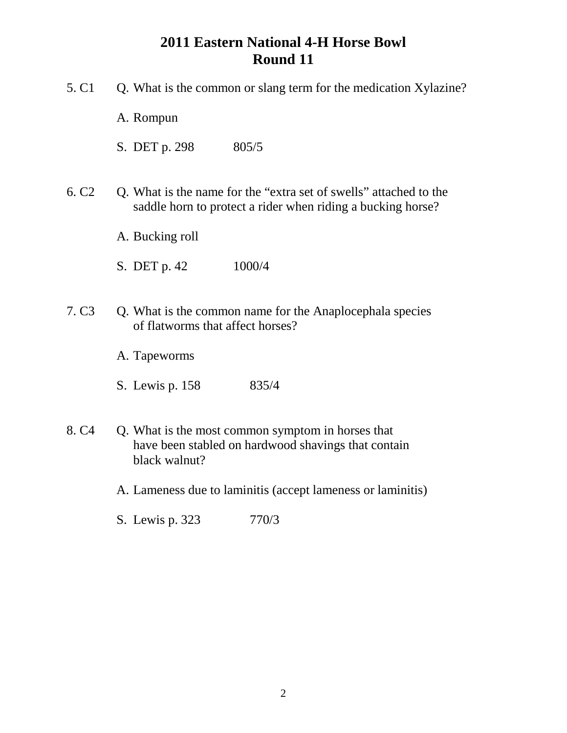# 2011 Eastern National 4-H Horse Bowl
## Round 11

5. C1 Q. What is the common or slang term for the medication Xylazine?

A. Rompun

S. DET p. 298 805/5

6. C2 Q. What is the name for the "extra set of swells" attached to the saddle horn to protect a rider when riding a bucking horse?

A. Bucking roll

S. DET p. 42 1000/4

7. C3 Q. What is the common name for the Anaplocephala species of flatworms that affect horses?

A. Tapeworms

S. Lewis p. 158 835/4

8. C4 Q. What is the most common symptom in horses that have been stabled on hardwood shavings that contain black walnut?

A. Lameness due to laminitis (accept lameness or laminitis)

S. Lewis p. 323 770/3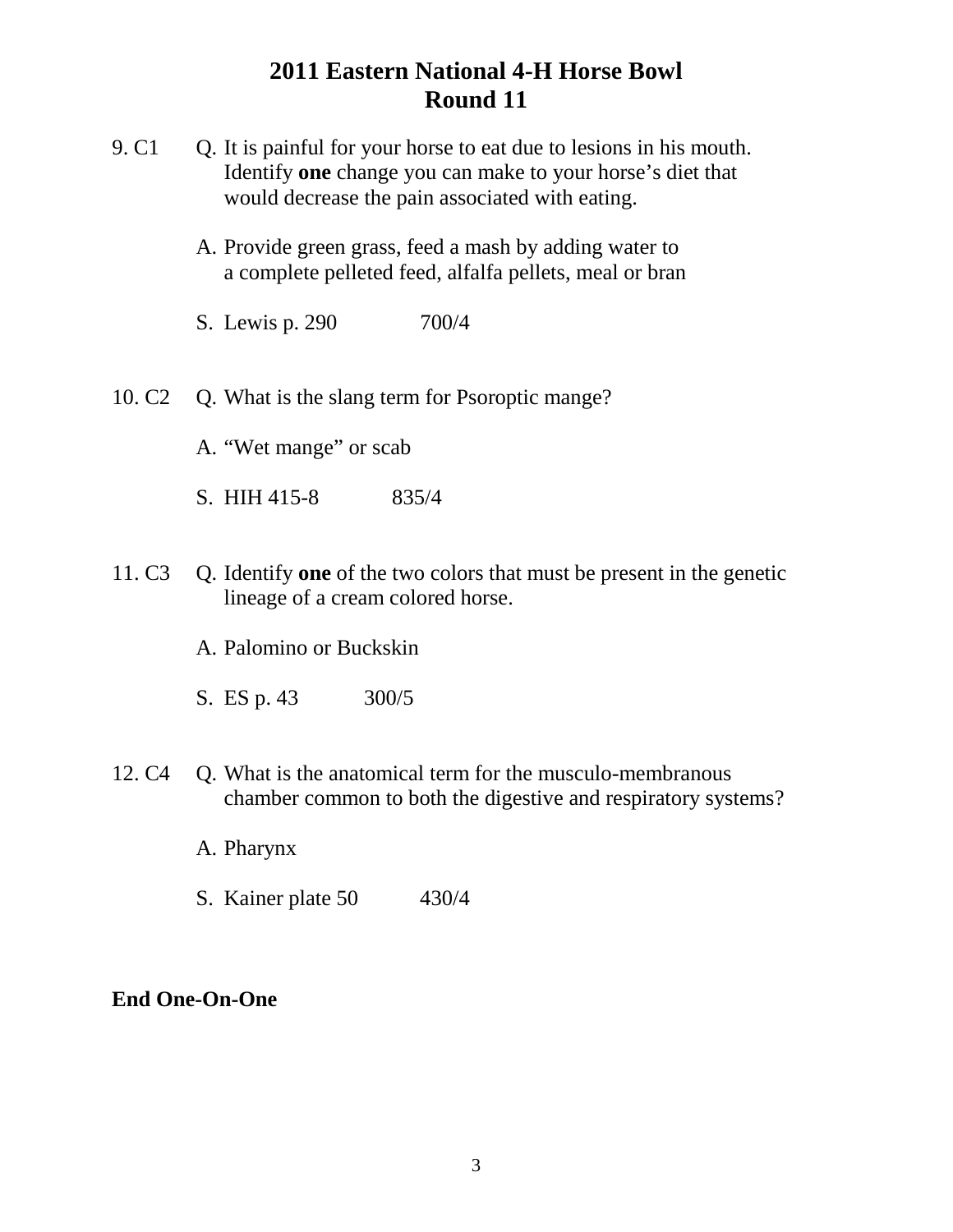# 2011 Eastern National 4-H Horse Bowl
## Round 11

9. C1 Q. It is painful for your horse to eat due to lesions in his mouth. Identify **one** change you can make to your horse's diet that would decrease the pain associated with eating.

   A. Provide green grass, feed a mash by adding water to a complete pelleted feed, alfalfa pellets, meal or bran

   S. Lewis p. 290 700/4

10. C2 Q. What is the slang term for Psoroptic mange?

   A. "Wet mange" or scab

   S. HIH 415-8 835/4

11. C3 Q. Identify **one** of the two colors that must be present in the genetic lineage of a cream colored horse.

   A. Palomino or Buckskin

   S. ES p. 43 300/5

12. C4 Q. What is the anatomical term for the musculo-membranous chamber common to both the digestive and respiratory systems?

   A. Pharynx

   S. Kainer plate 50 430/4

**End One-On-One**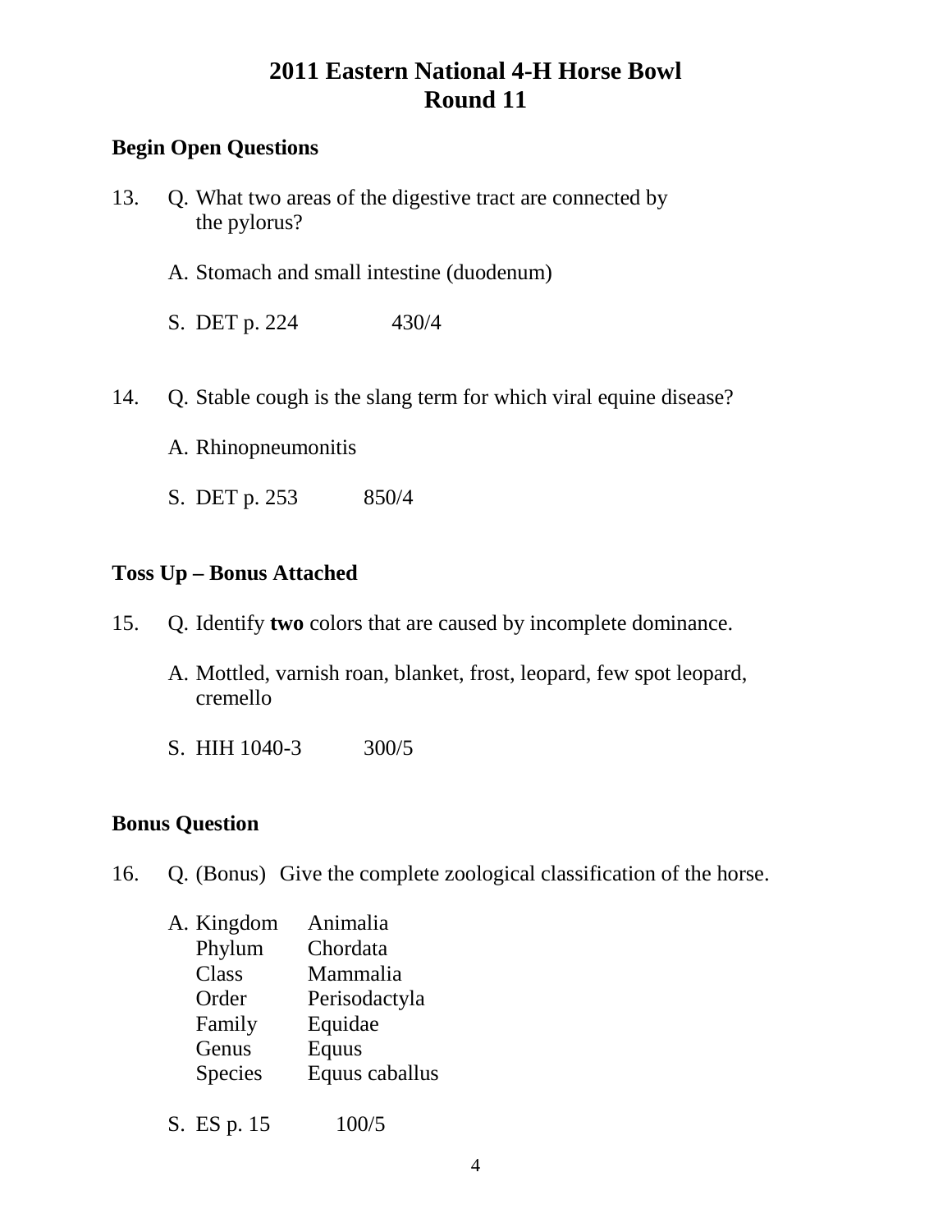# 2011 Eastern National 4-H Horse Bowl
# Round 11

**Begin Open Questions**

13. Q. What two areas of the digestive tract are connected by the pylorus?

    A. Stomach and small intestine (duodenum)

    S. DET p. 224 430/4

14. Q. Stable cough is the slang term for which viral equine disease?

    A. Rhinopneumonitis

    S. DET p. 253 850/4

**Toss Up – Bonus Attached**

15. Q. Identify **two** colors that are caused by incomplete dominance.

    A. Mottled, varnish roan, blanket, frost, leopard, few spot leopard, cremello

    S. HIH 1040-3 300/5

**Bonus Question**

16. Q. (Bonus) Give the complete zoological classification of the horse.

    A. Kingdom Animalia
    Phylum Chordata
    Class Mammalia
    Order Perisodactyla
    Family Equidae
    Genus Equus
    Species Equus caballus

    S. ES p. 15 100/5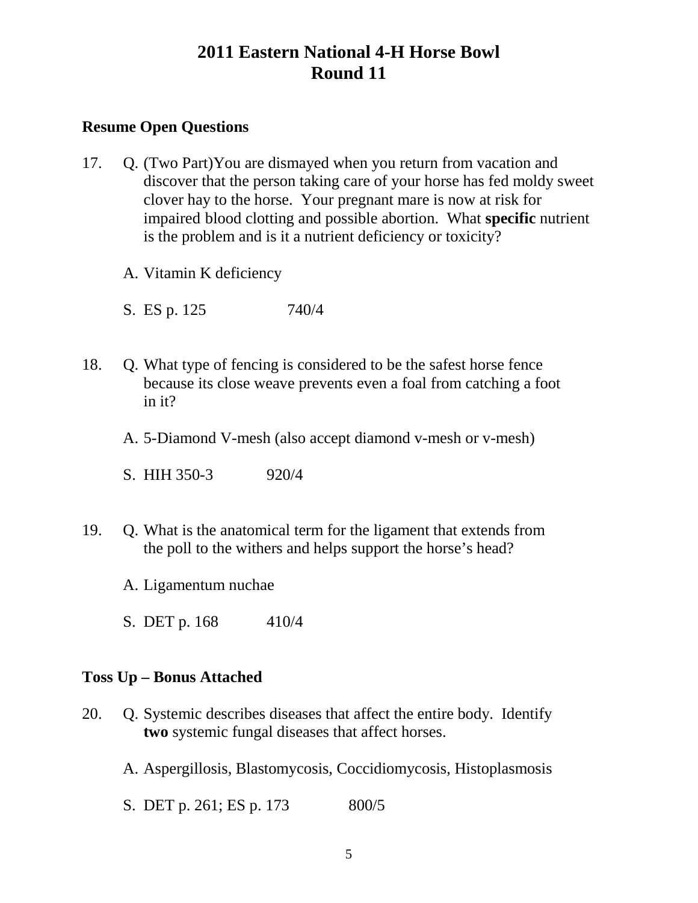# 2011 Eastern National 4-H Horse Bowl
# Round 11

**Resume Open Questions**

17. Q. (Two Part)You are dismayed when you return from vacation and discover that the person taking care of your horse has fed moldy sweet clover hay to the horse. Your pregnant mare is now at risk for impaired blood clotting and possible abortion. What **specific** nutrient is the problem and is it a nutrient deficiency or toxicity?

    A. Vitamin K deficiency

    S. ES p. 125 740/4

18. Q. What type of fencing is considered to be the safest horse fence because its close weave prevents even a foal from catching a foot in it?

    A. 5-Diamond V-mesh (also accept diamond v-mesh or v-mesh)

    S. HIH 350-3 920/4

19. Q. What is the anatomical term for the ligament that extends from the poll to the withers and helps support the horse's head?

    A. Ligamentum nuchae

    S. DET p. 168 410/4

**Toss Up – Bonus Attached**

20. Q. Systemic describes diseases that affect the entire body. Identify **two** systemic fungal diseases that affect horses.

    A. Aspergillosis, Blastomycosis, Coccidiomycosis, Histoplasmosis

    S. DET p. 261; ES p. 173 800/5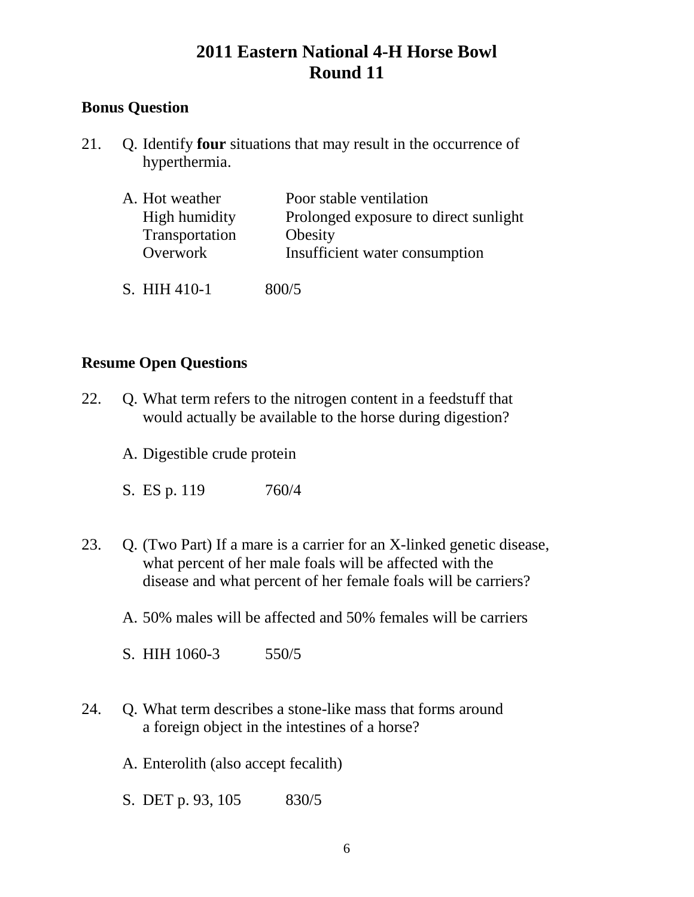# 2011 Eastern National 4-H Horse Bowl
# Round 11

**Bonus Question**

21. Q. Identify **four** situations that may result in the occurrence of hyperthermia.

    A. Hot weather — Poor stable ventilation
    High humidity — Prolonged exposure to direct sunlight
    Transportation — Obesity
    Overwork — Insufficient water consumption

    S. HIH 410-1 800/5

**Resume Open Questions**

22. Q. What term refers to the nitrogen content in a feedstuff that would actually be available to the horse during digestion?

    A. Digestible crude protein

    S. ES p. 119 760/4

23. Q. (Two Part) If a mare is a carrier for an X-linked genetic disease, what percent of her male foals will be affected with the disease and what percent of her female foals will be carriers?

    A. 50% males will be affected and 50% females will be carriers

    S. HIH 1060-3 550/5

24. Q. What term describes a stone-like mass that forms around a foreign object in the intestines of a horse?

    A. Enterolith (also accept fecalith)

    S. DET p. 93, 105 830/5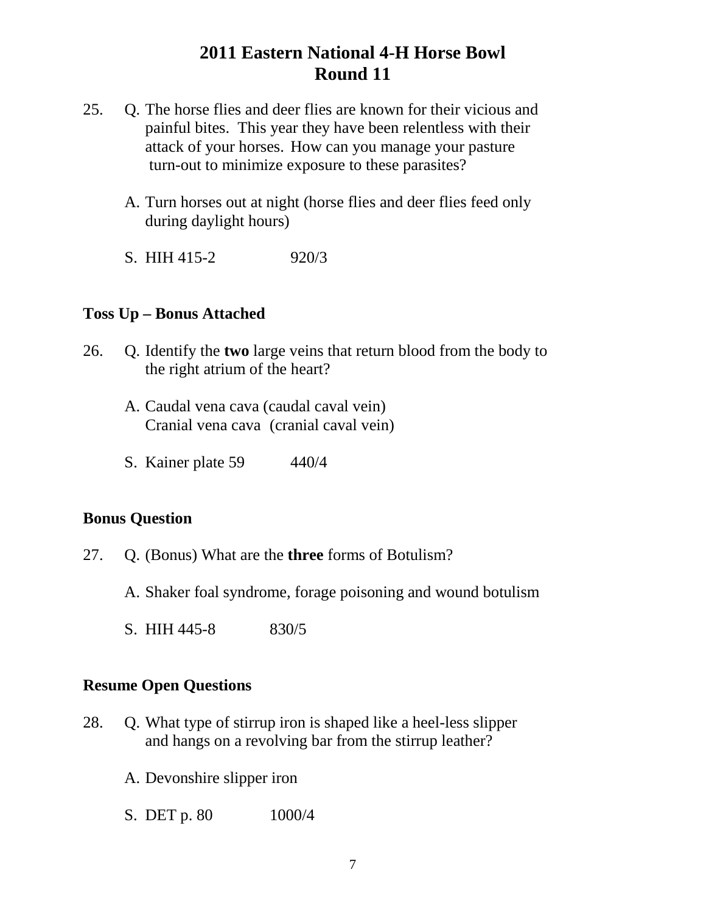# 2011 Eastern National 4-H Horse Bowl
## Round 11

25. Q. The horse flies and deer flies are known for their vicious and painful bites. This year they have been relentless with their attack of your horses. How can you manage your pasture turn-out to minimize exposure to these parasites?

    A. Turn horses out at night (horse flies and deer flies feed only during daylight hours)

    S. HIH 415-2 920/3

**Toss Up – Bonus Attached**

26. Q. Identify the **two** large veins that return blood from the body to the right atrium of the heart?

    A. Caudal vena cava (caudal caval vein)
    Cranial vena cava (cranial caval vein)

    S. Kainer plate 59 440/4

**Bonus Question**

27. Q. (Bonus) What are the **three** forms of Botulism?

    A. Shaker foal syndrome, forage poisoning and wound botulism

    S. HIH 445-8 830/5

**Resume Open Questions**

28. Q. What type of stirrup iron is shaped like a heel-less slipper and hangs on a revolving bar from the stirrup leather?

    A. Devonshire slipper iron

    S. DET p. 80 1000/4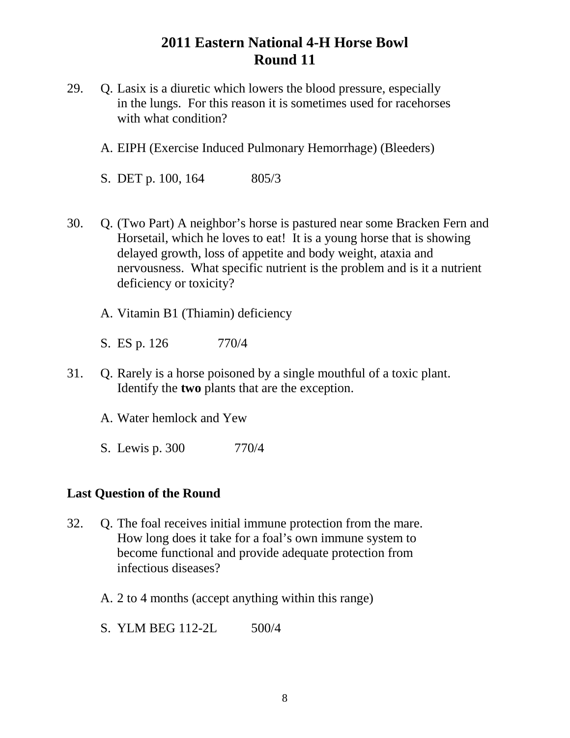# 2011 Eastern National 4-H Horse Bowl
## Round 11

29. Q. Lasix is a diuretic which lowers the blood pressure, especially in the lungs. For this reason it is sometimes used for racehorses with what condition?

    A. EIPH (Exercise Induced Pulmonary Hemorrhage) (Bleeders)

    S. DET p. 100, 164 805/3

30. Q. (Two Part) A neighbor's horse is pastured near some Bracken Fern and Horsetail, which he loves to eat! It is a young horse that is showing delayed growth, loss of appetite and body weight, ataxia and nervousness. What specific nutrient is the problem and is it a nutrient deficiency or toxicity?

    A. Vitamin B1 (Thiamin) deficiency

    S. ES p. 126 770/4

31. Q. Rarely is a horse poisoned by a single mouthful of a toxic plant. Identify the **two** plants that are the exception.

    A. Water hemlock and Yew

    S. Lewis p. 300 770/4

**Last Question of the Round**

32. Q. The foal receives initial immune protection from the mare. How long does it take for a foal's own immune system to become functional and provide adequate protection from infectious diseases?

    A. 2 to 4 months (accept anything within this range)

    S. YLM BEG 112-2L 500/4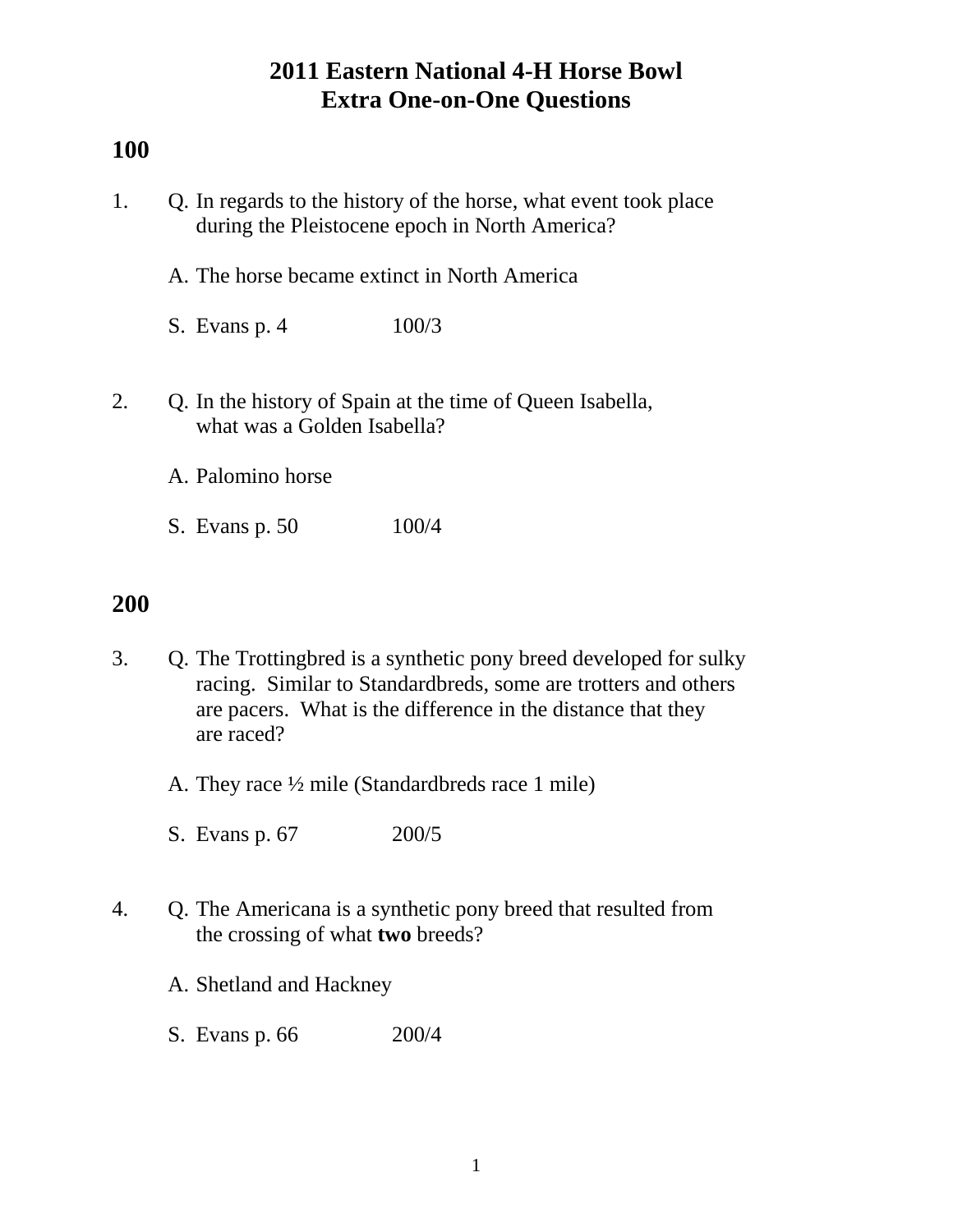# 2011 Eastern National 4-H Horse Bowl
# Extra One-on-One Questions

## 100

1. Q. In regards to the history of the horse, what event took place during the Pleistocene epoch in North America?

   A. The horse became extinct in North America

   S. Evans p. 4 100/3

2. Q. In the history of Spain at the time of Queen Isabella, what was a Golden Isabella?

   A. Palomino horse

   S. Evans p. 50 100/4

## 200

3. Q. The Trottingbred is a synthetic pony breed developed for sulky racing. Similar to Standardbreds, some are trotters and others are pacers. What is the difference in the distance that they are raced?

   A. They race ½ mile (Standardbreds race 1 mile)

   S. Evans p. 67 200/5

4. Q. The Americana is a synthetic pony breed that resulted from the crossing of what **two** breeds?

   A. Shetland and Hackney

   S. Evans p. 66 200/4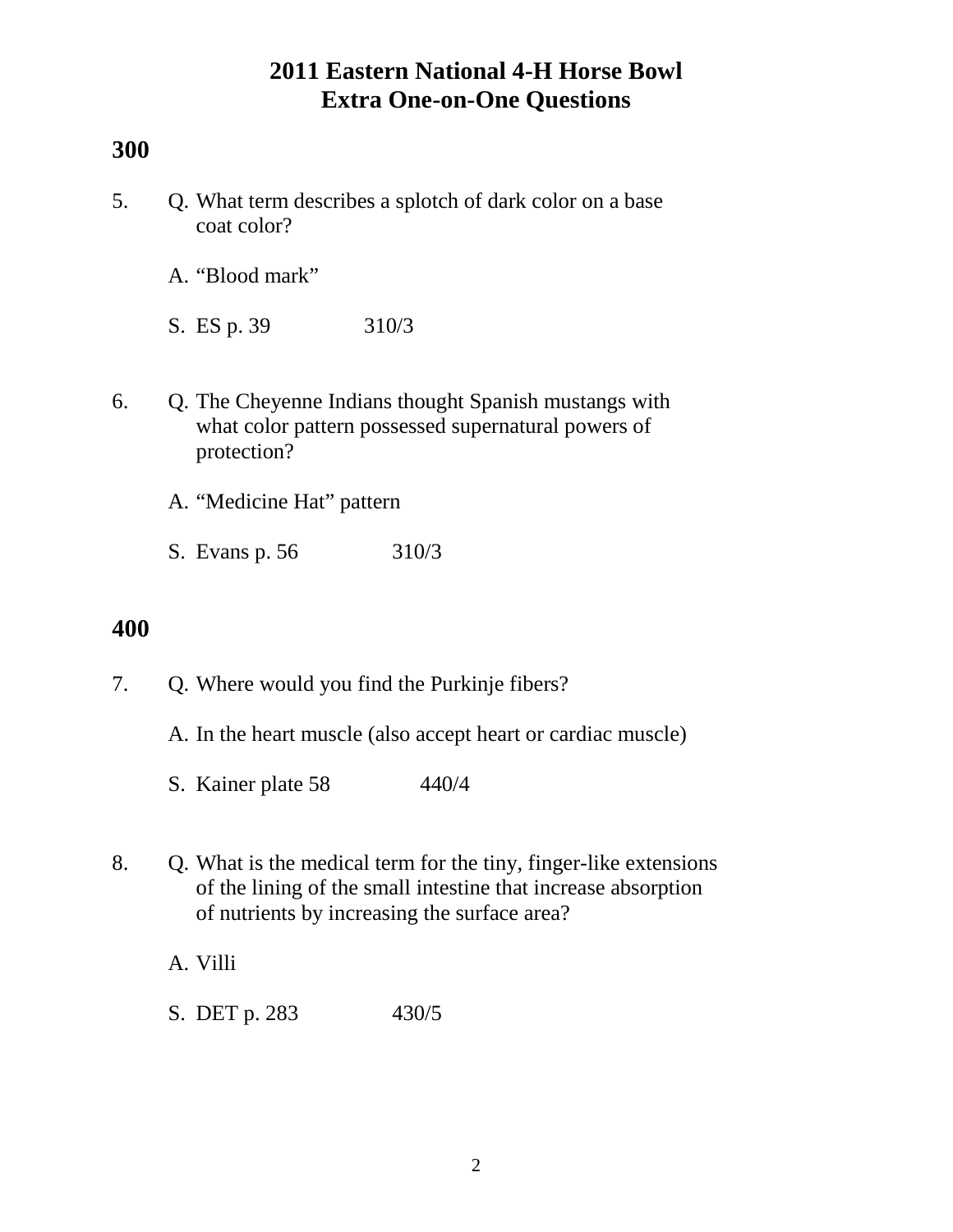# 2011 Eastern National 4-H Horse Bowl
# Extra One-on-One Questions

## 300

5. Q. What term describes a splotch of dark color on a base coat color?

   A. “Blood mark”

   S. ES p. 39 310/3

6. Q. The Cheyenne Indians thought Spanish mustangs with what color pattern possessed supernatural powers of protection?

   A. “Medicine Hat” pattern

   S. Evans p. 56 310/3

## 400

7. Q. Where would you find the Purkinje fibers?

   A. In the heart muscle (also accept heart or cardiac muscle)

   S. Kainer plate 58 440/4

8. Q. What is the medical term for the tiny, finger-like extensions of the lining of the small intestine that increase absorption of nutrients by increasing the surface area?

   A. Villi

   S. DET p. 283 430/5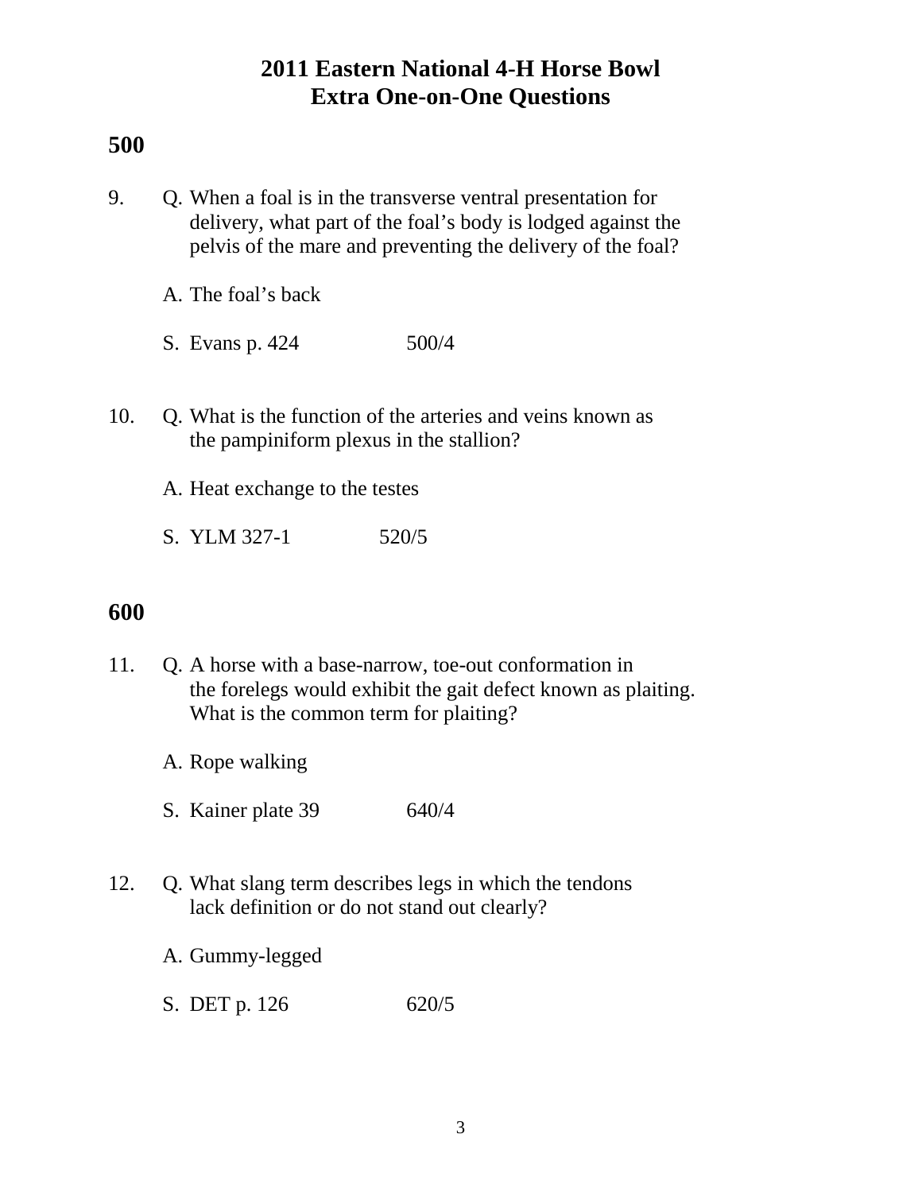# 2011 Eastern National 4-H Horse Bowl
# Extra One-on-One Questions

## 500

9. Q. When a foal is in the transverse ventral presentation for delivery, what part of the foal's body is lodged against the pelvis of the mare and preventing the delivery of the foal?

   A. The foal's back

   S. Evans p. 424 500/4

10. Q. What is the function of the arteries and veins known as the pampiniform plexus in the stallion?

    A. Heat exchange to the testes

    S. YLM 327-1 520/5

## 600

11. Q. A horse with a base-narrow, toe-out conformation in the forelegs would exhibit the gait defect known as plaiting. What is the common term for plaiting?

    A. Rope walking

    S. Kainer plate 39 640/4

12. Q. What slang term describes legs in which the tendons lack definition or do not stand out clearly?

    A. Gummy-legged

    S. DET p. 126 620/5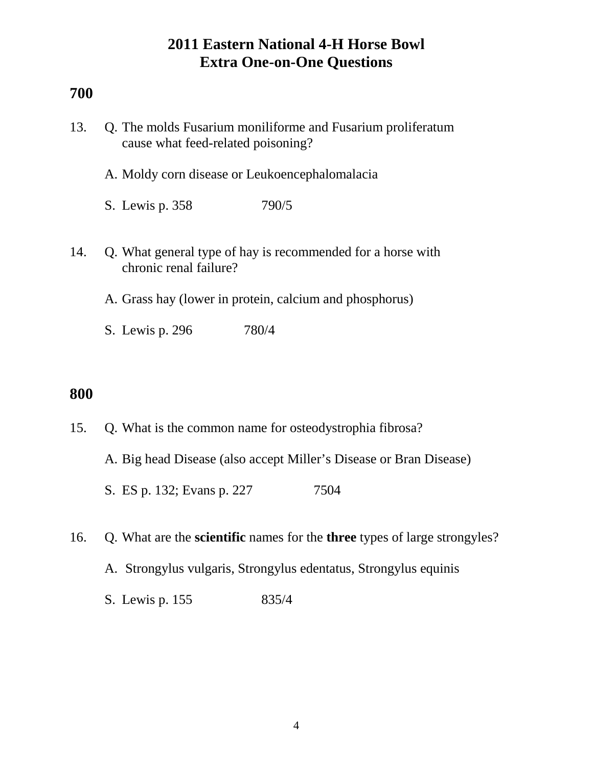# 2011 Eastern National 4-H Horse Bowl
# Extra One-on-One Questions

## 700

13. Q. The molds Fusarium moniliforme and Fusarium proliferatum cause what feed-related poisoning?

    A. Moldy corn disease or Leukoencephalomalacia

    S. Lewis p. 358 790/5

14. Q. What general type of hay is recommended for a horse with chronic renal failure?

    A. Grass hay (lower in protein, calcium and phosphorus)

    S. Lewis p. 296 780/4

## 800

15. Q. What is the common name for osteodystrophia fibrosa?

    A. Big head Disease (also accept Miller's Disease or Bran Disease)

    S. ES p. 132; Evans p. 227 7504

16. Q. What are the **scientific** names for the **three** types of large strongyles?

    A. Strongylus vulgaris, Strongylus edentatus, Strongylus equinis

    S. Lewis p. 155 835/4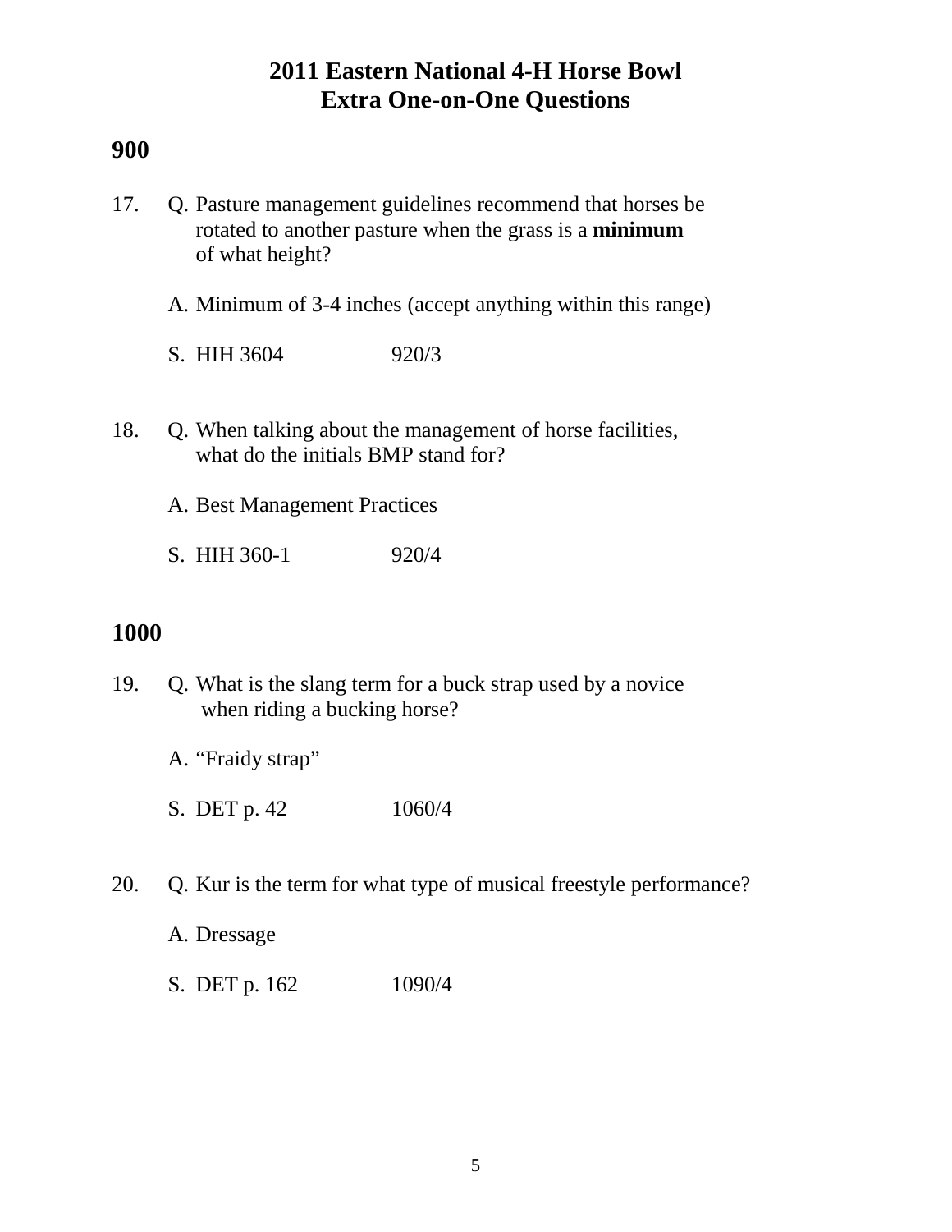# 2011 Eastern National 4-H Horse Bowl
# Extra One-on-One Questions

## 900

17. Q. Pasture management guidelines recommend that horses be rotated to another pasture when the grass is a **minimum** of what height?

    A. Minimum of 3-4 inches (accept anything within this range)

    S. HIH 3604 920/3

18. Q. When talking about the management of horse facilities, what do the initials BMP stand for?

    A. Best Management Practices

    S. HIH 360-1 920/4

## 1000

19. Q. What is the slang term for a buck strap used by a novice when riding a bucking horse?

    A. "Fraidy strap"

    S. DET p. 42 1060/4

20. Q. Kur is the term for what type of musical freestyle performance?

    A. Dressage

    S. DET p. 162 1090/4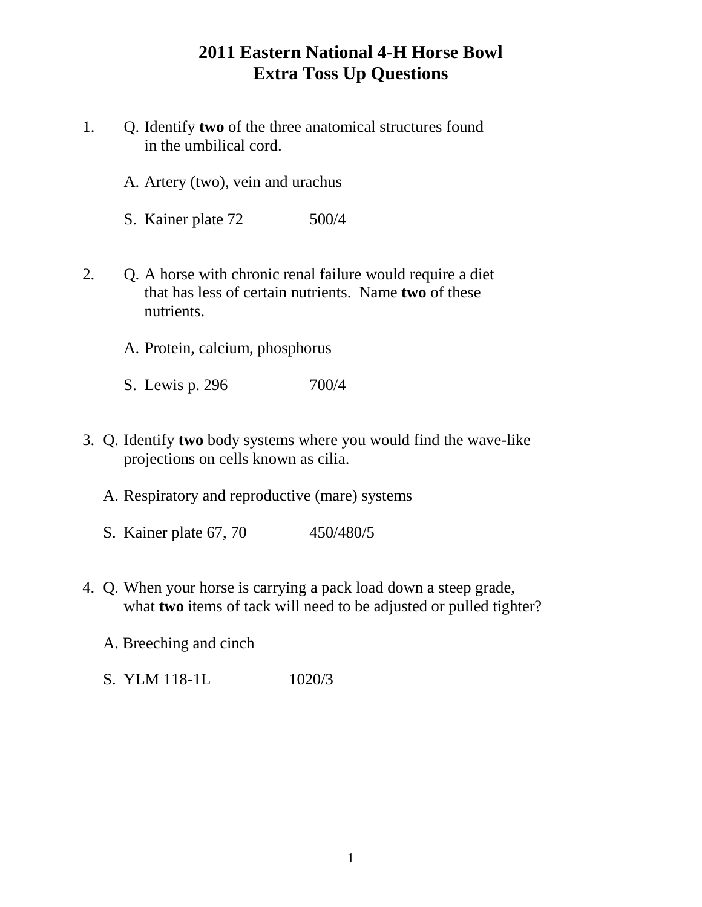# 2011 Eastern National 4-H Horse Bowl
## Extra Toss Up Questions

1. Q. Identify **two** of the three anatomical structures found in the umbilical cord.

   A. Artery (two), vein and urachus

   S. Kainer plate 72 500/4

2. Q. A horse with chronic renal failure would require a diet that has less of certain nutrients. Name **two** of these nutrients.

   A. Protein, calcium, phosphorus

   S. Lewis p. 296 700/4

3. Q. Identify **two** body systems where you would find the wave-like projections on cells known as cilia.

   A. Respiratory and reproductive (mare) systems

   S. Kainer plate 67, 70 450/480/5

4. Q. When your horse is carrying a pack load down a steep grade, what **two** items of tack will need to be adjusted or pulled tighter?

   A. Breeching and cinch

   S. YLM 118-1L 1020/3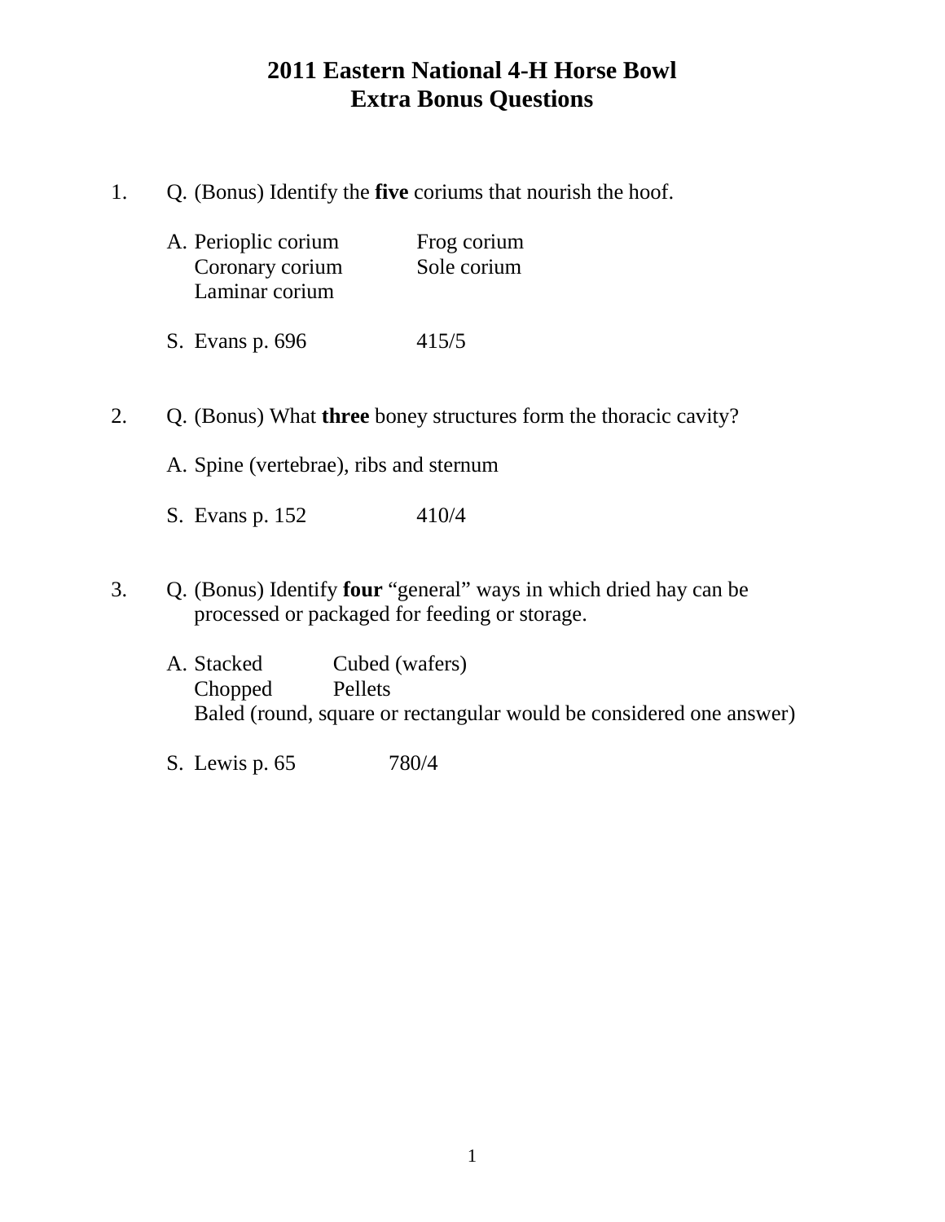# 2011 Eastern National 4-H Horse Bowl
# Extra Bonus Questions

1. Q. (Bonus) Identify the **five** coriums that nourish the hoof.

   A. Perioplic corium
   Coronary corium
   Laminar corium
   Frog corium
   Sole corium

   S. Evans p. 696 415/5

2. Q. (Bonus) What **three** boney structures form the thoracic cavity?

   A. Spine (vertebrae), ribs and sternum

   S. Evans p. 152 410/4

3. Q. (Bonus) Identify **four** "general" ways in which dried hay can be processed or packaged for feeding or storage.

   A. Stacked
   Chopped
   Cubed (wafers)
   Pellets
   Baled (round, square or rectangular would be considered one answer)

   S. Lewis p. 65 780/4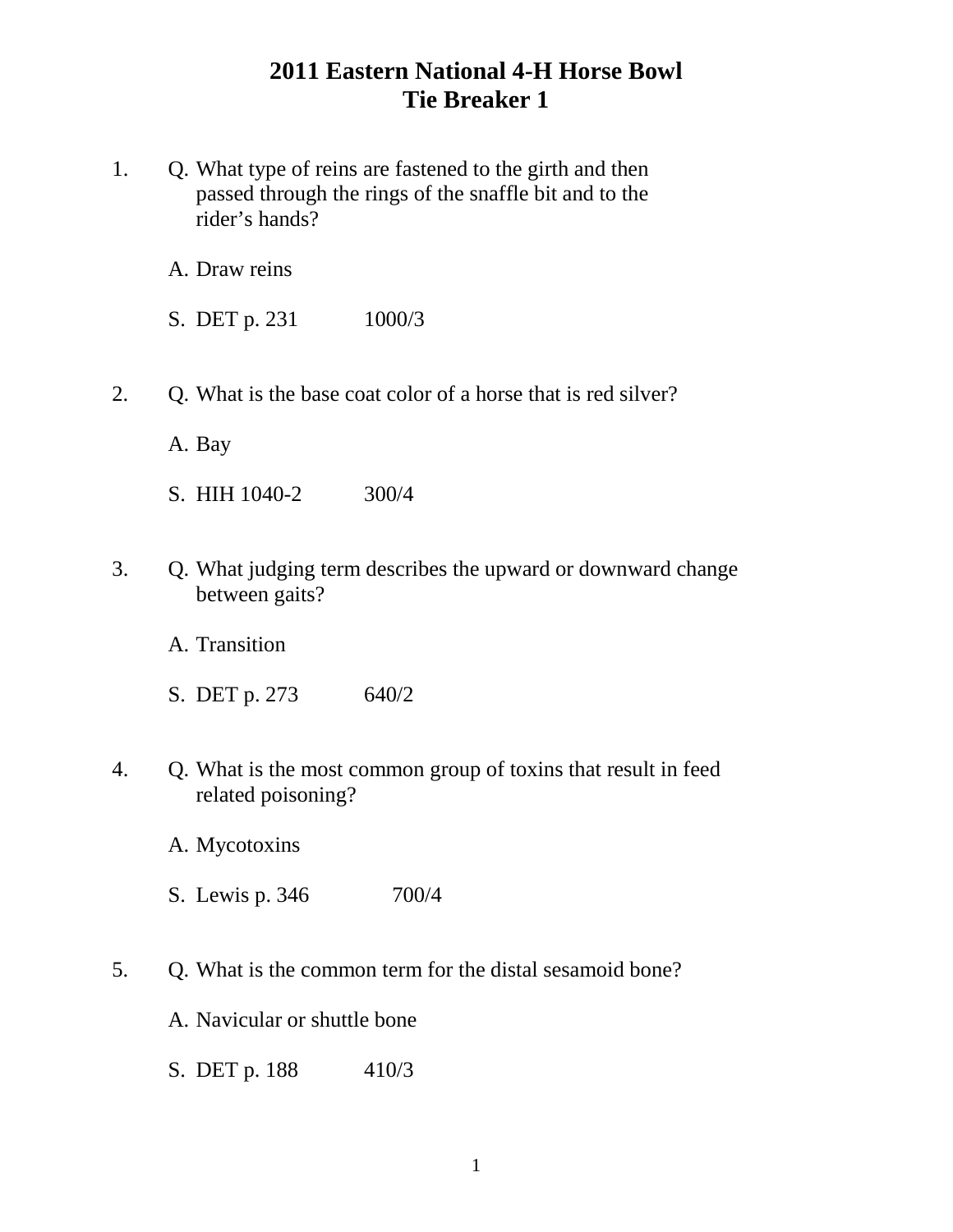# 2011 Eastern National 4-H Horse Bowl
## Tie Breaker 1

1. Q. What type of reins are fastened to the girth and then passed through the rings of the snaffle bit and to the rider's hands?

   A. Draw reins

   S. DET p. 231 1000/3

2. Q. What is the base coat color of a horse that is red silver?

   A. Bay

   S. HIH 1040-2 300/4

3. Q. What judging term describes the upward or downward change between gaits?

   A. Transition

   S. DET p. 273 640/2

4. Q. What is the most common group of toxins that result in feed related poisoning?

   A. Mycotoxins

   S. Lewis p. 346 700/4

5. Q. What is the common term for the distal sesamoid bone?

   A. Navicular or shuttle bone

   S. DET p. 188 410/3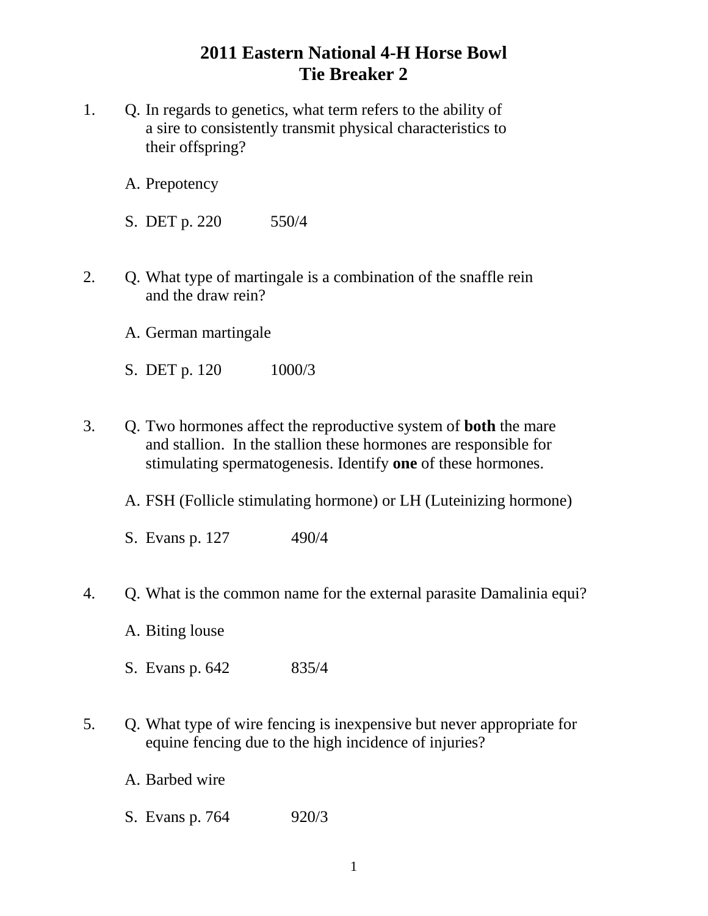# 2011 Eastern National 4-H Horse Bowl
## Tie Breaker 2

1. Q. In regards to genetics, what term refers to the ability of a sire to consistently transmit physical characteristics to their offspring?

   A. Prepotency

   S. DET p. 220 550/4

2. Q. What type of martingale is a combination of the snaffle rein and the draw rein?

   A. German martingale

   S. DET p. 120 1000/3

3. Q. Two hormones affect the reproductive system of **both** the mare and stallion. In the stallion these hormones are responsible for stimulating spermatogenesis. Identify **one** of these hormones.

   A. FSH (Follicle stimulating hormone) or LH (Luteinizing hormone)

   S. Evans p. 127 490/4

4. Q. What is the common name for the external parasite Damalinia equi?

   A. Biting louse

   S. Evans p. 642 835/4

5. Q. What type of wire fencing is inexpensive but never appropriate for equine fencing due to the high incidence of injuries?

   A. Barbed wire

   S. Evans p. 764 920/3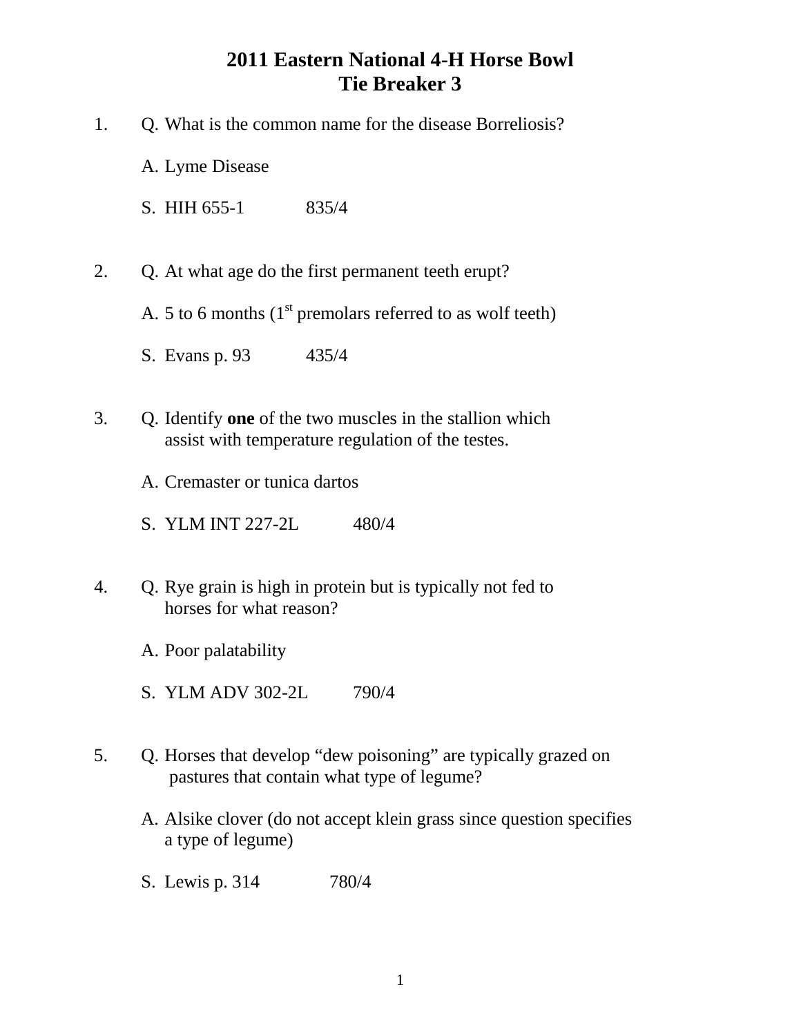# 2011 Eastern National 4-H Horse Bowl
# Tie Breaker 3

1. Q. What is the common name for the disease Borreliosis?

   A. Lyme Disease

   S. HIH 655-1 835/4

2. Q. At what age do the first permanent teeth erupt?

   A. 5 to 6 months (1st premolars referred to as wolf teeth)

   S. Evans p. 93 435/4

3. Q. Identify **one** of the two muscles in the stallion which assist with temperature regulation of the testes.

   A. Cremaster or tunica dartos

   S. YLM INT 227-2L 480/4

4. Q. Rye grain is high in protein but is typically not fed to horses for what reason?

   A. Poor palatability

   S. YLM ADV 302-2L 790/4

5. Q. Horses that develop "dew poisoning" are typically grazed on pastures that contain what type of legume?

   A. Alsike clover (do not accept klein grass since question specifies a type of legume)

   S. Lewis p. 314 780/4